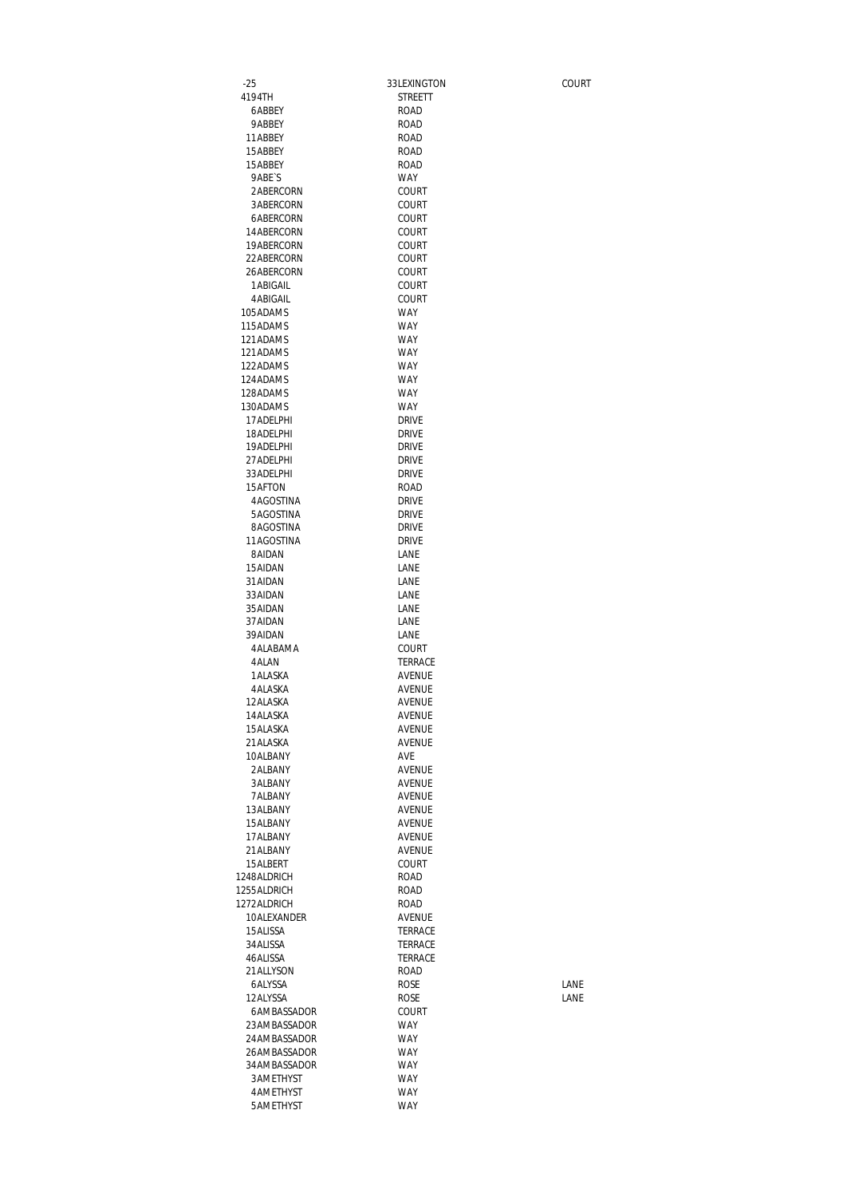| | | |
|---|---|---|
| -25 | 33LEXINGTON | COURT |
| 4194TH | STREETT | |
| 6ABBEY | ROAD | |
| 9ABBEY | ROAD | |
| 11ABBEY | ROAD | |
| 15ABBEY | ROAD | |
| 15ABBEY | ROAD | |
| 9ABE`S | WAY | |
| 2ABERCORN | COURT | |
| 3ABERCORN | COURT | |
| 6ABERCORN | COURT | |
| 14ABERCORN | COURT | |
| 19ABERCORN | COURT | |
| 22ABERCORN | COURT | |
| 26ABERCORN | COURT | |
| 1ABIGAIL | COURT | |
| 4ABIGAIL | COURT | |
| 105ADAMS | WAY | |
| 115ADAMS | WAY | |
| 121ADAMS | WAY | |
| 121ADAMS | WAY | |
| 122ADAMS | WAY | |
| 124ADAMS | WAY | |
| 128ADAMS | WAY | |
| 130ADAMS | WAY | |
| 17ADELPHI | DRIVE | |
| 18ADELPHI | DRIVE | |
| 19ADELPHI | DRIVE | |
| 27ADELPHI | DRIVE | |
| 33ADELPHI | DRIVE | |
| 15AFTON | ROAD | |
| 4AGOSTINA | DRIVE | |
| 5AGOSTINA | DRIVE | |
| 8AGOSTINA | DRIVE | |
| 11AGOSTINA | DRIVE | |
| 8AIDAN | LANE | |
| 15AIDAN | LANE | |
| 31AIDAN | LANE | |
| 33AIDAN | LANE | |
| 35AIDAN | LANE | |
| 37AIDAN | LANE | |
| 39AIDAN | LANE | |
| 4ALABAMA | COURT | |
| 4ALAN | TERRACE | |
| 1ALASKA | AVENUE | |
| 4ALASKA | AVENUE | |
| 12ALASKA | AVENUE | |
| 14ALASKA | AVENUE | |
| 15ALASKA | AVENUE | |
| 21ALASKA | AVENUE | |
| 10ALBANY | AVE | |
| 2ALBANY | AVENUE | |
| 3ALBANY | AVENUE | |
| 7ALBANY | AVENUE | |
| 13ALBANY | AVENUE | |
| 15ALBANY | AVENUE | |
| 17ALBANY | AVENUE | |
| 21ALBANY | AVENUE | |
| 15ALBERT | COURT | |
| 1248ALDRICH | ROAD | |
| 1255ALDRICH | ROAD | |
| 1272ALDRICH | ROAD | |
| 10ALEXANDER | AVENUE | |
| 15ALISSA | TERRACE | |
| 34ALISSA | TERRACE | |
| 46ALISSA | TERRACE | |
| 21ALLYSON | ROAD | |
| 6ALYSSA | ROSE | LANE |
| 12ALYSSA | ROSE | LANE |
| 6AMBASSADOR | COURT | |
| 23AMBASSADOR | WAY | |
| 24AMBASSADOR | WAY | |
| 26AMBASSADOR | WAY | |
| 34AMBASSADOR | WAY | |
| 3AMETHYST | WAY | |
| 4AMETHYST | WAY | |
| 5AMETHYST | WAY | |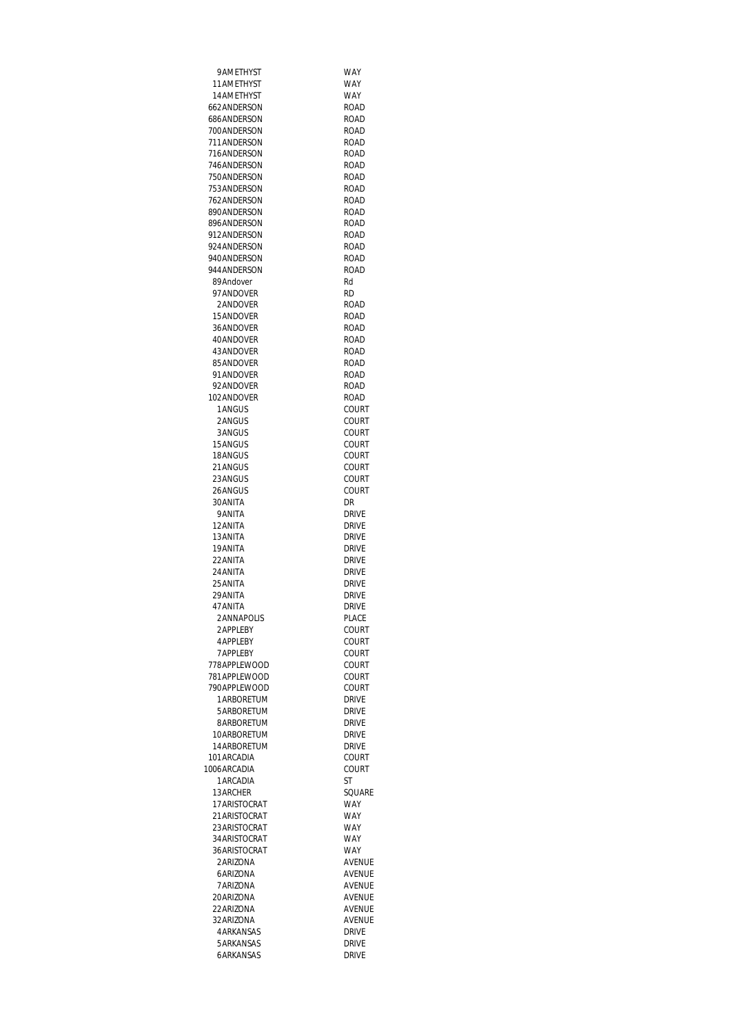| | | |
|---|---|---|
| 9 | AMETHYST | WAY |
| 11 | AMETHYST | WAY |
| 14 | AMETHYST | WAY |
| 662 | ANDERSON | ROAD |
| 686 | ANDERSON | ROAD |
| 700 | ANDERSON | ROAD |
| 711 | ANDERSON | ROAD |
| 716 | ANDERSON | ROAD |
| 746 | ANDERSON | ROAD |
| 750 | ANDERSON | ROAD |
| 753 | ANDERSON | ROAD |
| 762 | ANDERSON | ROAD |
| 890 | ANDERSON | ROAD |
| 896 | ANDERSON | ROAD |
| 912 | ANDERSON | ROAD |
| 924 | ANDERSON | ROAD |
| 940 | ANDERSON | ROAD |
| 944 | ANDERSON | ROAD |
| 89 | Andover | Rd |
| 97 | ANDOVER | RD |
| 2 | ANDOVER | ROAD |
| 15 | ANDOVER | ROAD |
| 36 | ANDOVER | ROAD |
| 40 | ANDOVER | ROAD |
| 43 | ANDOVER | ROAD |
| 85 | ANDOVER | ROAD |
| 91 | ANDOVER | ROAD |
| 92 | ANDOVER | ROAD |
| 102 | ANDOVER | ROAD |
| 1 | ANGUS | COURT |
| 2 | ANGUS | COURT |
| 3 | ANGUS | COURT |
| 15 | ANGUS | COURT |
| 18 | ANGUS | COURT |
| 21 | ANGUS | COURT |
| 23 | ANGUS | COURT |
| 26 | ANGUS | COURT |
| 30 | ANITA | DR |
| 9 | ANITA | DRIVE |
| 12 | ANITA | DRIVE |
| 13 | ANITA | DRIVE |
| 19 | ANITA | DRIVE |
| 22 | ANITA | DRIVE |
| 24 | ANITA | DRIVE |
| 25 | ANITA | DRIVE |
| 29 | ANITA | DRIVE |
| 47 | ANITA | DRIVE |
| 2 | ANNAPOLIS | PLACE |
| 2 | APPLEBY | COURT |
| 4 | APPLEBY | COURT |
| 7 | APPLEBY | COURT |
| 778 | APPLEWOOD | COURT |
| 781 | APPLEWOOD | COURT |
| 790 | APPLEWOOD | COURT |
| 1 | ARBORETUM | DRIVE |
| 5 | ARBORETUM | DRIVE |
| 8 | ARBORETUM | DRIVE |
| 10 | ARBORETUM | DRIVE |
| 14 | ARBORETUM | DRIVE |
| 101 | ARCADIA | COURT |
| 1006 | ARCADIA | COURT |
| 1 | ARCADIA | ST |
| 13 | ARCHER | SQUARE |
| 17 | ARISTOCRAT | WAY |
| 21 | ARISTOCRAT | WAY |
| 23 | ARISTOCRAT | WAY |
| 34 | ARISTOCRAT | WAY |
| 36 | ARISTOCRAT | WAY |
| 2 | ARIZONA | AVENUE |
| 6 | ARIZONA | AVENUE |
| 7 | ARIZONA | AVENUE |
| 20 | ARIZONA | AVENUE |
| 22 | ARIZONA | AVENUE |
| 32 | ARIZONA | AVENUE |
| 4 | ARKANSAS | DRIVE |
| 5 | ARKANSAS | DRIVE |
| 6 | ARKANSAS | DRIVE |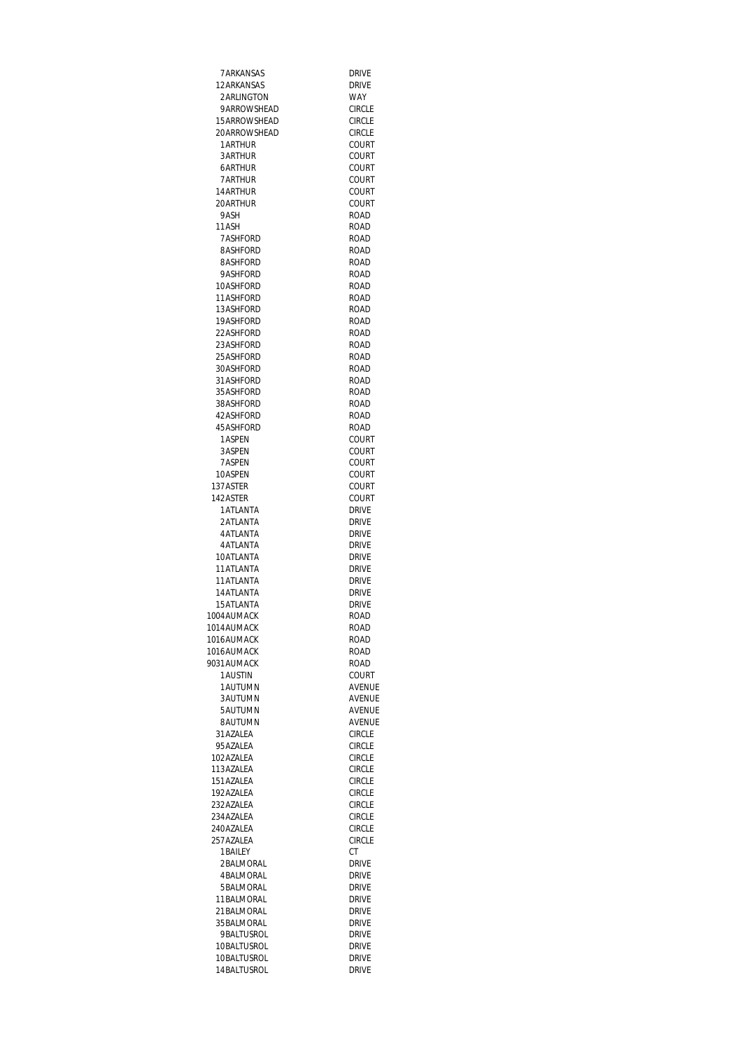| | | |
|---|---|---|
| 7 | ARKANSAS | DRIVE |
| 12 | ARKANSAS | DRIVE |
| 2 | ARLINGTON | WAY |
| 9 | ARROWSHEAD | CIRCLE |
| 15 | ARROWSHEAD | CIRCLE |
| 20 | ARROWSHEAD | CIRCLE |
| 1 | ARTHUR | COURT |
| 3 | ARTHUR | COURT |
| 6 | ARTHUR | COURT |
| 7 | ARTHUR | COURT |
| 14 | ARTHUR | COURT |
| 20 | ARTHUR | COURT |
| 9 | ASH | ROAD |
| 11 | ASH | ROAD |
| 7 | ASHFORD | ROAD |
| 8 | ASHFORD | ROAD |
| 8 | ASHFORD | ROAD |
| 9 | ASHFORD | ROAD |
| 10 | ASHFORD | ROAD |
| 11 | ASHFORD | ROAD |
| 13 | ASHFORD | ROAD |
| 19 | ASHFORD | ROAD |
| 22 | ASHFORD | ROAD |
| 23 | ASHFORD | ROAD |
| 25 | ASHFORD | ROAD |
| 30 | ASHFORD | ROAD |
| 31 | ASHFORD | ROAD |
| 35 | ASHFORD | ROAD |
| 38 | ASHFORD | ROAD |
| 42 | ASHFORD | ROAD |
| 45 | ASHFORD | ROAD |
| 1 | ASPEN | COURT |
| 3 | ASPEN | COURT |
| 7 | ASPEN | COURT |
| 10 | ASPEN | COURT |
| 137 | ASTER | COURT |
| 142 | ASTER | COURT |
| 1 | ATLANTA | DRIVE |
| 2 | ATLANTA | DRIVE |
| 4 | ATLANTA | DRIVE |
| 4 | ATLANTA | DRIVE |
| 10 | ATLANTA | DRIVE |
| 11 | ATLANTA | DRIVE |
| 11 | ATLANTA | DRIVE |
| 14 | ATLANTA | DRIVE |
| 15 | ATLANTA | DRIVE |
| 1004 | AUMACK | ROAD |
| 1014 | AUMACK | ROAD |
| 1016 | AUMACK | ROAD |
| 1016 | AUMACK | ROAD |
| 9031 | AUMACK | ROAD |
| 1 | AUSTIN | COURT |
| 1 | AUTUMN | AVENUE |
| 3 | AUTUMN | AVENUE |
| 5 | AUTUMN | AVENUE |
| 8 | AUTUMN | AVENUE |
| 31 | AZALEA | CIRCLE |
| 95 | AZALEA | CIRCLE |
| 102 | AZALEA | CIRCLE |
| 113 | AZALEA | CIRCLE |
| 151 | AZALEA | CIRCLE |
| 192 | AZALEA | CIRCLE |
| 232 | AZALEA | CIRCLE |
| 234 | AZALEA | CIRCLE |
| 240 | AZALEA | CIRCLE |
| 257 | AZALEA | CIRCLE |
| 1 | BAILEY | CT |
| 2 | BALMORAL | DRIVE |
| 4 | BALMORAL | DRIVE |
| 5 | BALMORAL | DRIVE |
| 11 | BALMORAL | DRIVE |
| 21 | BALMORAL | DRIVE |
| 35 | BALMORAL | DRIVE |
| 9 | BALTUSROL | DRIVE |
| 10 | BALTUSROL | DRIVE |
| 10 | BALTUSROL | DRIVE |
| 14 | BALTUSROL | DRIVE |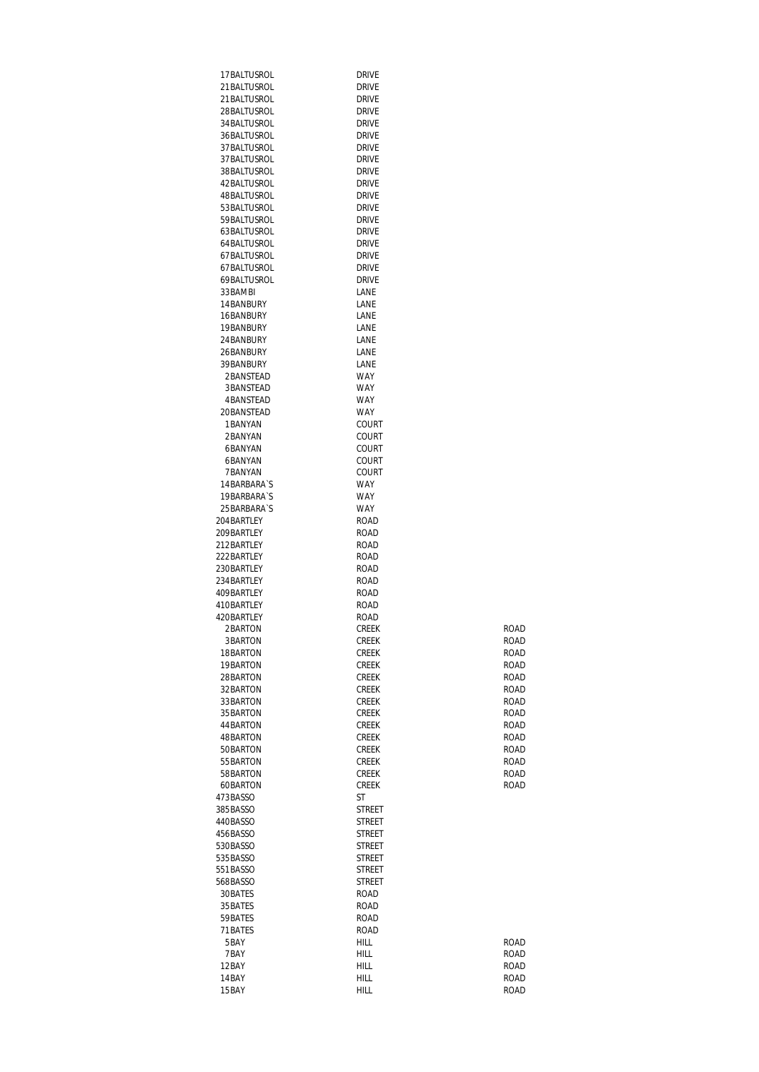| | | | |
|---|---|---|---|
| 17 | BALTUSROL | DRIVE | |
| 21 | BALTUSROL | DRIVE | |
| 21 | BALTUSROL | DRIVE | |
| 28 | BALTUSROL | DRIVE | |
| 34 | BALTUSROL | DRIVE | |
| 36 | BALTUSROL | DRIVE | |
| 37 | BALTUSROL | DRIVE | |
| 37 | BALTUSROL | DRIVE | |
| 38 | BALTUSROL | DRIVE | |
| 42 | BALTUSROL | DRIVE | |
| 48 | BALTUSROL | DRIVE | |
| 53 | BALTUSROL | DRIVE | |
| 59 | BALTUSROL | DRIVE | |
| 63 | BALTUSROL | DRIVE | |
| 64 | BALTUSROL | DRIVE | |
| 67 | BALTUSROL | DRIVE | |
| 67 | BALTUSROL | DRIVE | |
| 69 | BALTUSROL | DRIVE | |
| 33 | BAMBI | LANE | |
| 14 | BANBURY | LANE | |
| 16 | BANBURY | LANE | |
| 19 | BANBURY | LANE | |
| 24 | BANBURY | LANE | |
| 26 | BANBURY | LANE | |
| 39 | BANBURY | LANE | |
| 2 | BANSTEAD | WAY | |
| 3 | BANSTEAD | WAY | |
| 4 | BANSTEAD | WAY | |
| 20 | BANSTEAD | WAY | |
| 1 | BANYAN | COURT | |
| 2 | BANYAN | COURT | |
| 6 | BANYAN | COURT | |
| 6 | BANYAN | COURT | |
| 7 | BANYAN | COURT | |
| 14 | BARBARA`S | WAY | |
| 19 | BARBARA`S | WAY | |
| 25 | BARBARA`S | WAY | |
| 204 | BARTLEY | ROAD | |
| 209 | BARTLEY | ROAD | |
| 212 | BARTLEY | ROAD | |
| 222 | BARTLEY | ROAD | |
| 230 | BARTLEY | ROAD | |
| 234 | BARTLEY | ROAD | |
| 409 | BARTLEY | ROAD | |
| 410 | BARTLEY | ROAD | |
| 420 | BARTLEY | ROAD | |
| 2 | BARTON | CREEK | ROAD |
| 3 | BARTON | CREEK | ROAD |
| 18 | BARTON | CREEK | ROAD |
| 19 | BARTON | CREEK | ROAD |
| 28 | BARTON | CREEK | ROAD |
| 32 | BARTON | CREEK | ROAD |
| 33 | BARTON | CREEK | ROAD |
| 35 | BARTON | CREEK | ROAD |
| 44 | BARTON | CREEK | ROAD |
| 48 | BARTON | CREEK | ROAD |
| 50 | BARTON | CREEK | ROAD |
| 55 | BARTON | CREEK | ROAD |
| 58 | BARTON | CREEK | ROAD |
| 60 | BARTON | CREEK | ROAD |
| 473 | BASSO | ST | |
| 385 | BASSO | STREET | |
| 440 | BASSO | STREET | |
| 456 | BASSO | STREET | |
| 530 | BASSO | STREET | |
| 535 | BASSO | STREET | |
| 551 | BASSO | STREET | |
| 568 | BASSO | STREET | |
| 30 | BATES | ROAD | |
| 35 | BATES | ROAD | |
| 59 | BATES | ROAD | |
| 71 | BATES | ROAD | |
| 5 | BAY | HILL | ROAD |
| 7 | BAY | HILL | ROAD |
| 12 | BAY | HILL | ROAD |
| 14 | BAY | HILL | ROAD |
| 15 | BAY | HILL | ROAD |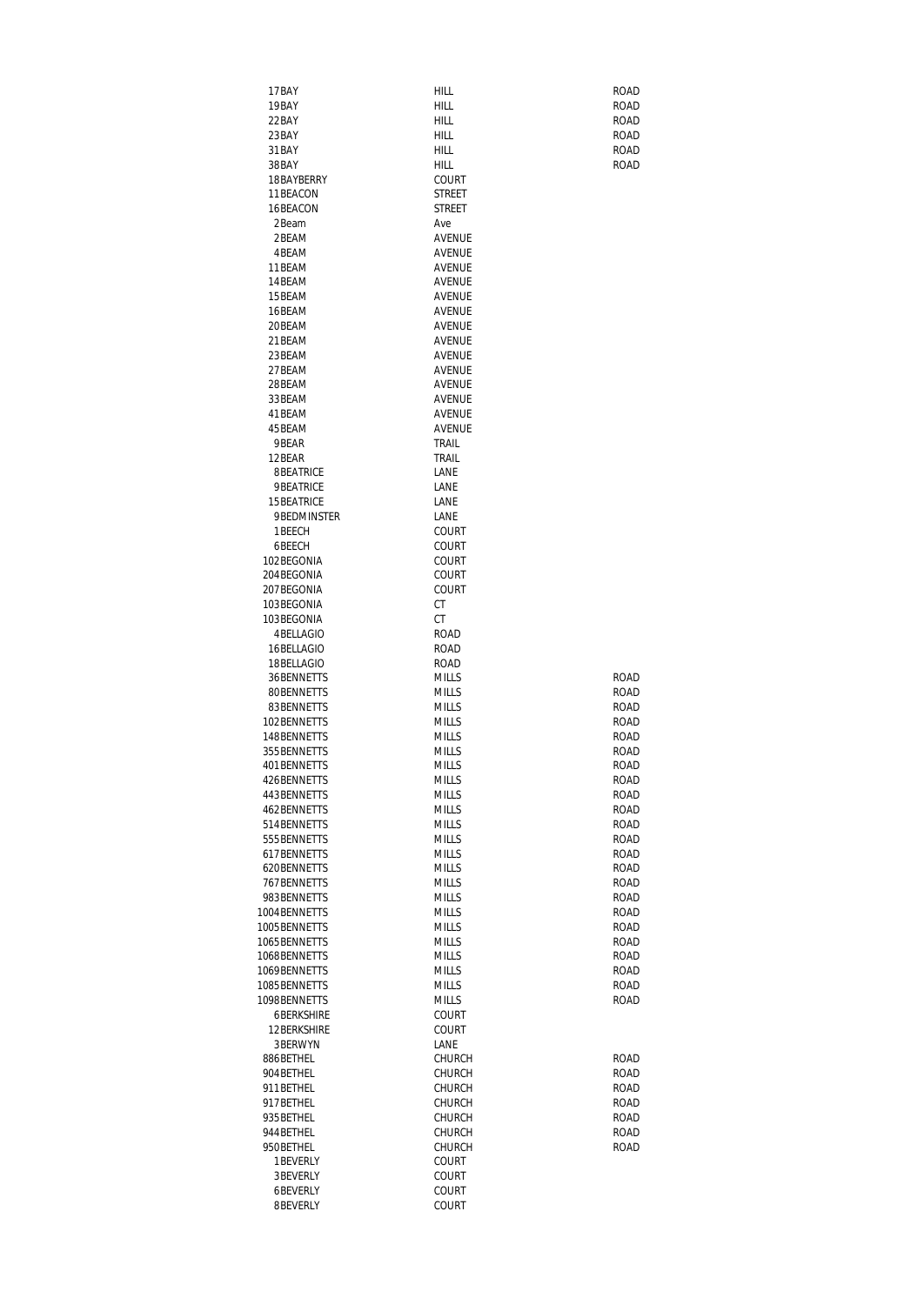| | | | |
|---|---|---|---|
| 17 | BAY | HILL | ROAD |
| 19 | BAY | HILL | ROAD |
| 22 | BAY | HILL | ROAD |
| 23 | BAY | HILL | ROAD |
| 31 | BAY | HILL | ROAD |
| 38 | BAY | HILL | ROAD |
| 18 | BAYBERRY | COURT | |
| 11 | BEACON | STREET | |
| 16 | BEACON | STREET | |
| 2 | Beam | Ave | |
| 2 | BEAM | AVENUE | |
| 4 | BEAM | AVENUE | |
| 11 | BEAM | AVENUE | |
| 14 | BEAM | AVENUE | |
| 15 | BEAM | AVENUE | |
| 16 | BEAM | AVENUE | |
| 20 | BEAM | AVENUE | |
| 21 | BEAM | AVENUE | |
| 23 | BEAM | AVENUE | |
| 27 | BEAM | AVENUE | |
| 28 | BEAM | AVENUE | |
| 33 | BEAM | AVENUE | |
| 41 | BEAM | AVENUE | |
| 45 | BEAM | AVENUE | |
| 9 | BEAR | TRAIL | |
| 12 | BEAR | TRAIL | |
| 8 | BEATRICE | LANE | |
| 9 | BEATRICE | LANE | |
| 15 | BEATRICE | LANE | |
| 9 | BEDMINSTER | LANE | |
| 1 | BEECH | COURT | |
| 6 | BEECH | COURT | |
| 102 | BEGONIA | COURT | |
| 204 | BEGONIA | COURT | |
| 207 | BEGONIA | COURT | |
| 103 | BEGONIA | CT | |
| 103 | BEGONIA | CT | |
| 4 | BELLAGIO | ROAD | |
| 16 | BELLAGIO | ROAD | |
| 18 | BELLAGIO | ROAD | |
| 36 | BENNETTS | MILLS | ROAD |
| 80 | BENNETTS | MILLS | ROAD |
| 83 | BENNETTS | MILLS | ROAD |
| 102 | BENNETTS | MILLS | ROAD |
| 148 | BENNETTS | MILLS | ROAD |
| 355 | BENNETTS | MILLS | ROAD |
| 401 | BENNETTS | MILLS | ROAD |
| 426 | BENNETTS | MILLS | ROAD |
| 443 | BENNETTS | MILLS | ROAD |
| 462 | BENNETTS | MILLS | ROAD |
| 514 | BENNETTS | MILLS | ROAD |
| 555 | BENNETTS | MILLS | ROAD |
| 617 | BENNETTS | MILLS | ROAD |
| 620 | BENNETTS | MILLS | ROAD |
| 767 | BENNETTS | MILLS | ROAD |
| 983 | BENNETTS | MILLS | ROAD |
| 1004 | BENNETTS | MILLS | ROAD |
| 1005 | BENNETTS | MILLS | ROAD |
| 1065 | BENNETTS | MILLS | ROAD |
| 1068 | BENNETTS | MILLS | ROAD |
| 1069 | BENNETTS | MILLS | ROAD |
| 1085 | BENNETTS | MILLS | ROAD |
| 1098 | BENNETTS | MILLS | ROAD |
| 6 | BERKSHIRE | COURT | |
| 12 | BERKSHIRE | COURT | |
| 3 | BERWYN | LANE | |
| 886 | BETHEL | CHURCH | ROAD |
| 904 | BETHEL | CHURCH | ROAD |
| 911 | BETHEL | CHURCH | ROAD |
| 917 | BETHEL | CHURCH | ROAD |
| 935 | BETHEL | CHURCH | ROAD |
| 944 | BETHEL | CHURCH | ROAD |
| 950 | BETHEL | CHURCH | ROAD |
| 1 | BEVERLY | COURT | |
| 3 | BEVERLY | COURT | |
| 6 | BEVERLY | COURT | |
| 8 | BEVERLY | COURT | |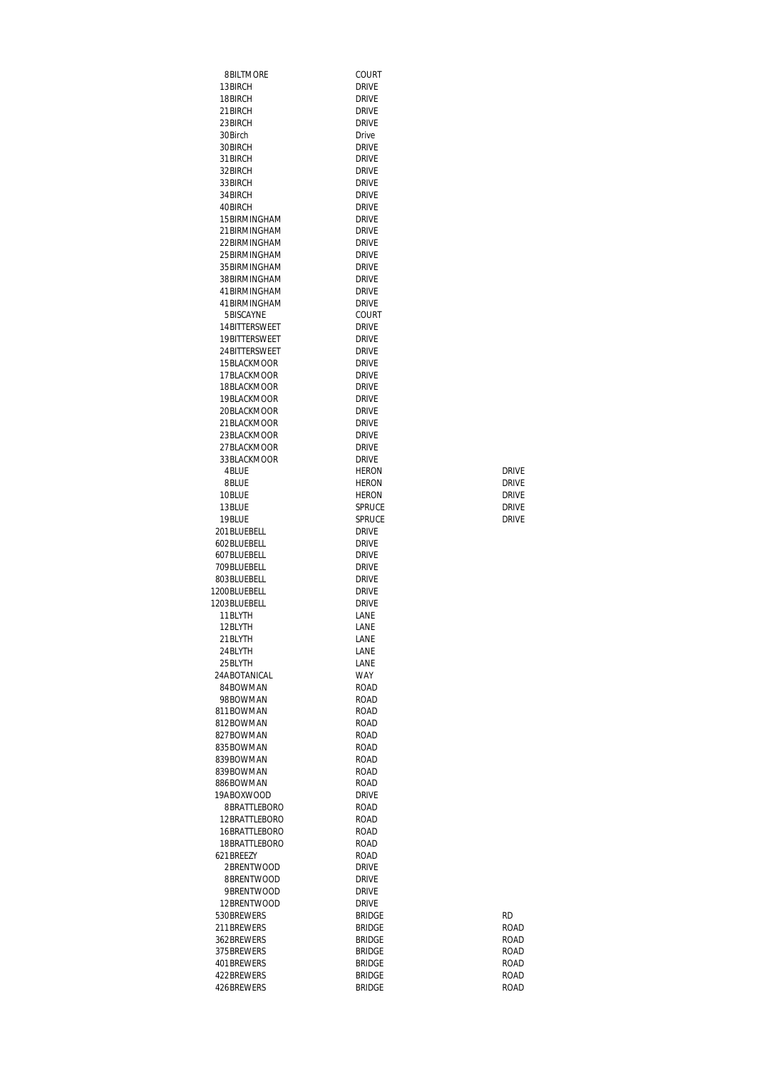| | | | |
|---|---|---|---|
| 8 | BILTMORE | COURT | |
| 13 | BIRCH | DRIVE | |
| 18 | BIRCH | DRIVE | |
| 21 | BIRCH | DRIVE | |
| 23 | BIRCH | DRIVE | |
| 30 | Birch | Drive | |
| 30 | BIRCH | DRIVE | |
| 31 | BIRCH | DRIVE | |
| 32 | BIRCH | DRIVE | |
| 33 | BIRCH | DRIVE | |
| 34 | BIRCH | DRIVE | |
| 40 | BIRCH | DRIVE | |
| 15 | BIRMINGHAM | DRIVE | |
| 21 | BIRMINGHAM | DRIVE | |
| 22 | BIRMINGHAM | DRIVE | |
| 25 | BIRMINGHAM | DRIVE | |
| 35 | BIRMINGHAM | DRIVE | |
| 38 | BIRMINGHAM | DRIVE | |
| 41 | BIRMINGHAM | DRIVE | |
| 41 | BIRMINGHAM | DRIVE | |
| 5 | BISCAYNE | COURT | |
| 14 | BITTERSWEET | DRIVE | |
| 19 | BITTERSWEET | DRIVE | |
| 24 | BITTERSWEET | DRIVE | |
| 15 | BLACKMOOR | DRIVE | |
| 17 | BLACKMOOR | DRIVE | |
| 18 | BLACKMOOR | DRIVE | |
| 19 | BLACKMOOR | DRIVE | |
| 20 | BLACKMOOR | DRIVE | |
| 21 | BLACKMOOR | DRIVE | |
| 23 | BLACKMOOR | DRIVE | |
| 27 | BLACKMOOR | DRIVE | |
| 33 | BLACKMOOR | DRIVE | |
| 4 | BLUE | HERON | DRIVE |
| 8 | BLUE | HERON | DRIVE |
| 10 | BLUE | HERON | DRIVE |
| 13 | BLUE | SPRUCE | DRIVE |
| 19 | BLUE | SPRUCE | DRIVE |
| 201 | BLUEBELL | DRIVE | |
| 602 | BLUEBELL | DRIVE | |
| 607 | BLUEBELL | DRIVE | |
| 709 | BLUEBELL | DRIVE | |
| 803 | BLUEBELL | DRIVE | |
| 1200 | BLUEBELL | DRIVE | |
| 1203 | BLUEBELL | DRIVE | |
| 11 | BLYTH | LANE | |
| 12 | BLYTH | LANE | |
| 21 | BLYTH | LANE | |
| 24 | BLYTH | LANE | |
| 25 | BLYTH | LANE | |
| 24A | BOTANICAL | WAY | |
| 84 | BOWMAN | ROAD | |
| 98 | BOWMAN | ROAD | |
| 811 | BOWMAN | ROAD | |
| 812 | BOWMAN | ROAD | |
| 827 | BOWMAN | ROAD | |
| 835 | BOWMAN | ROAD | |
| 839 | BOWMAN | ROAD | |
| 839 | BOWMAN | ROAD | |
| 886 | BOWMAN | ROAD | |
| 19A | BOXWOOD | DRIVE | |
| 8 | BRATTLEBORO | ROAD | |
| 12 | BRATTLEBORO | ROAD | |
| 16 | BRATTLEBORO | ROAD | |
| 18 | BRATTLEBORO | ROAD | |
| 621 | BREEZY | ROAD | |
| 2 | BRENTWOOD | DRIVE | |
| 8 | BRENTWOOD | DRIVE | |
| 9 | BRENTWOOD | DRIVE | |
| 12 | BRENTWOOD | DRIVE | |
| 530 | BREWERS | BRIDGE | RD |
| 211 | BREWERS | BRIDGE | ROAD |
| 362 | BREWERS | BRIDGE | ROAD |
| 375 | BREWERS | BRIDGE | ROAD |
| 401 | BREWERS | BRIDGE | ROAD |
| 422 | BREWERS | BRIDGE | ROAD |
| 426 | BREWERS | BRIDGE | ROAD |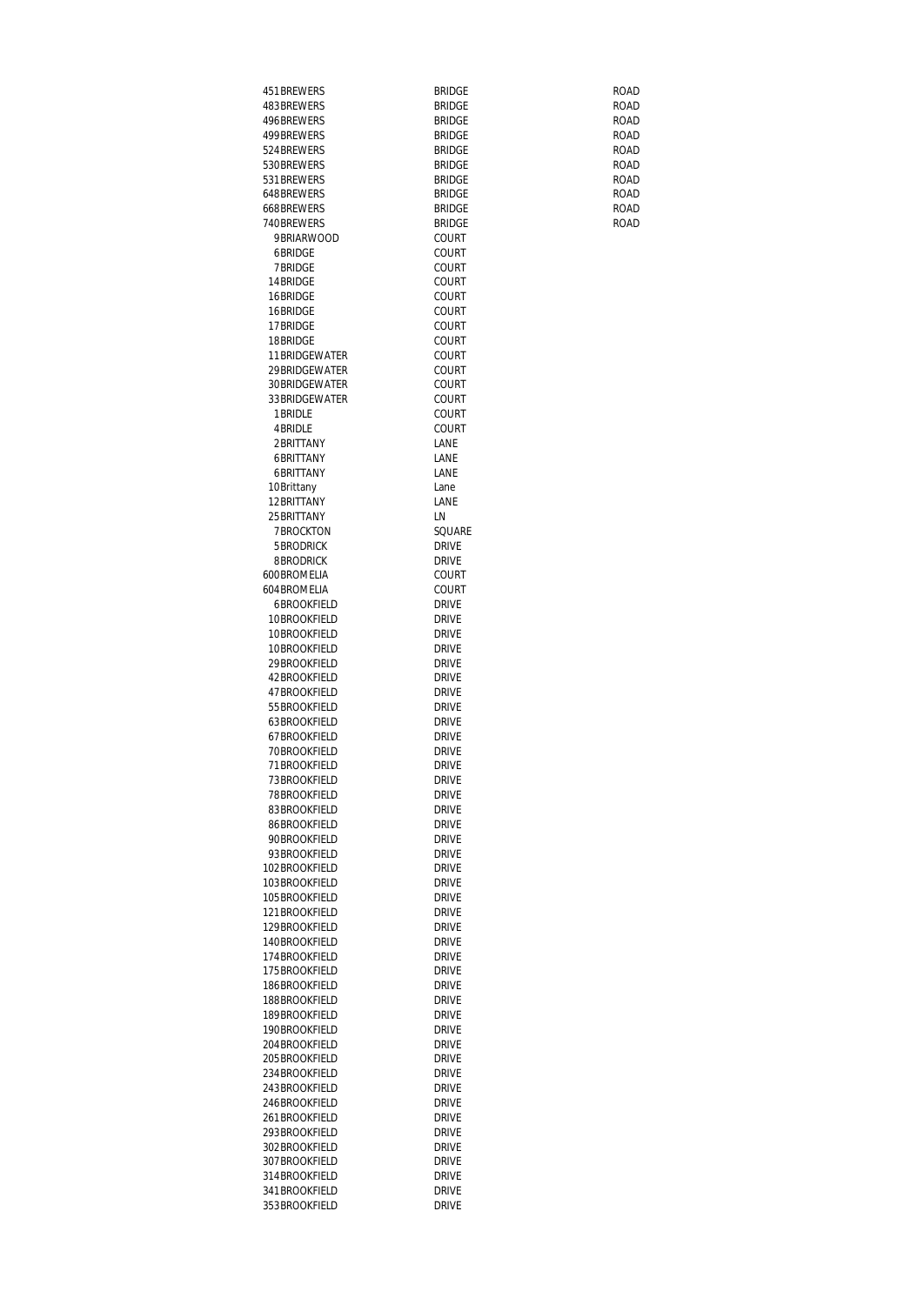| | | |
|---|---|---|
| 451 BREWERS | BRIDGE | ROAD |
| 483 BREWERS | BRIDGE | ROAD |
| 496 BREWERS | BRIDGE | ROAD |
| 499 BREWERS | BRIDGE | ROAD |
| 524 BREWERS | BRIDGE | ROAD |
| 530 BREWERS | BRIDGE | ROAD |
| 531 BREWERS | BRIDGE | ROAD |
| 648 BREWERS | BRIDGE | ROAD |
| 668 BREWERS | BRIDGE | ROAD |
| 740 BREWERS | BRIDGE | ROAD |
| 9 BRIARWOOD | COURT | |
| 6 BRIDGE | COURT | |
| 7 BRIDGE | COURT | |
| 14 BRIDGE | COURT | |
| 16 BRIDGE | COURT | |
| 16 BRIDGE | COURT | |
| 17 BRIDGE | COURT | |
| 18 BRIDGE | COURT | |
| 11 BRIDGEWATER | COURT | |
| 29 BRIDGEWATER | COURT | |
| 30 BRIDGEWATER | COURT | |
| 33 BRIDGEWATER | COURT | |
| 1 BRIDLE | COURT | |
| 4 BRIDLE | COURT | |
| 2 BRITTANY | LANE | |
| 6 BRITTANY | LANE | |
| 6 BRITTANY | LANE | |
| 10 Brittany | Lane | |
| 12 BRITTANY | LANE | |
| 25 BRITTANY | LN | |
| 7 BROCKTON | SQUARE | |
| 5 BRODRICK | DRIVE | |
| 8 BRODRICK | DRIVE | |
| 600 BROMELIA | COURT | |
| 604 BROMELIA | COURT | |
| 6 BROOKFIELD | DRIVE | |
| 10 BROOKFIELD | DRIVE | |
| 10 BROOKFIELD | DRIVE | |
| 10 BROOKFIELD | DRIVE | |
| 29 BROOKFIELD | DRIVE | |
| 42 BROOKFIELD | DRIVE | |
| 47 BROOKFIELD | DRIVE | |
| 55 BROOKFIELD | DRIVE | |
| 63 BROOKFIELD | DRIVE | |
| 67 BROOKFIELD | DRIVE | |
| 70 BROOKFIELD | DRIVE | |
| 71 BROOKFIELD | DRIVE | |
| 73 BROOKFIELD | DRIVE | |
| 78 BROOKFIELD | DRIVE | |
| 83 BROOKFIELD | DRIVE | |
| 86 BROOKFIELD | DRIVE | |
| 90 BROOKFIELD | DRIVE | |
| 93 BROOKFIELD | DRIVE | |
| 102 BROOKFIELD | DRIVE | |
| 103 BROOKFIELD | DRIVE | |
| 105 BROOKFIELD | DRIVE | |
| 121 BROOKFIELD | DRIVE | |
| 129 BROOKFIELD | DRIVE | |
| 140 BROOKFIELD | DRIVE | |
| 174 BROOKFIELD | DRIVE | |
| 175 BROOKFIELD | DRIVE | |
| 186 BROOKFIELD | DRIVE | |
| 188 BROOKFIELD | DRIVE | |
| 189 BROOKFIELD | DRIVE | |
| 190 BROOKFIELD | DRIVE | |
| 204 BROOKFIELD | DRIVE | |
| 205 BROOKFIELD | DRIVE | |
| 234 BROOKFIELD | DRIVE | |
| 243 BROOKFIELD | DRIVE | |
| 246 BROOKFIELD | DRIVE | |
| 261 BROOKFIELD | DRIVE | |
| 293 BROOKFIELD | DRIVE | |
| 302 BROOKFIELD | DRIVE | |
| 307 BROOKFIELD | DRIVE | |
| 314 BROOKFIELD | DRIVE | |
| 341 BROOKFIELD | DRIVE | |
| 353 BROOKFIELD | DRIVE | |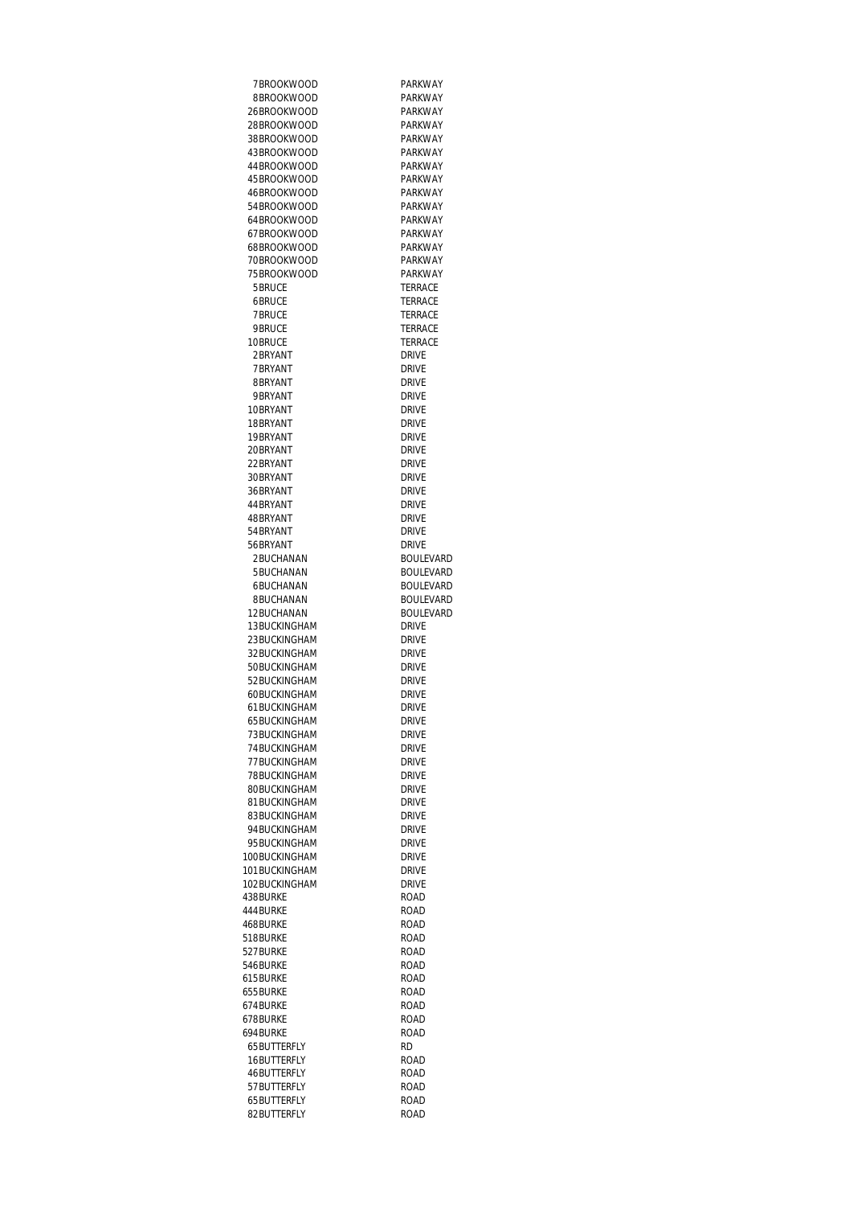| | | |
|---|---|---|
| 7 | BROOKWOOD | PARKWAY |
| 8 | BROOKWOOD | PARKWAY |
| 26 | BROOKWOOD | PARKWAY |
| 28 | BROOKWOOD | PARKWAY |
| 38 | BROOKWOOD | PARKWAY |
| 43 | BROOKWOOD | PARKWAY |
| 44 | BROOKWOOD | PARKWAY |
| 45 | BROOKWOOD | PARKWAY |
| 46 | BROOKWOOD | PARKWAY |
| 54 | BROOKWOOD | PARKWAY |
| 64 | BROOKWOOD | PARKWAY |
| 67 | BROOKWOOD | PARKWAY |
| 68 | BROOKWOOD | PARKWAY |
| 70 | BROOKWOOD | PARKWAY |
| 75 | BROOKWOOD | PARKWAY |
| 5 | BRUCE | TERRACE |
| 6 | BRUCE | TERRACE |
| 7 | BRUCE | TERRACE |
| 9 | BRUCE | TERRACE |
| 10 | BRUCE | TERRACE |
| 2 | BRYANT | DRIVE |
| 7 | BRYANT | DRIVE |
| 8 | BRYANT | DRIVE |
| 9 | BRYANT | DRIVE |
| 10 | BRYANT | DRIVE |
| 18 | BRYANT | DRIVE |
| 19 | BRYANT | DRIVE |
| 20 | BRYANT | DRIVE |
| 22 | BRYANT | DRIVE |
| 30 | BRYANT | DRIVE |
| 36 | BRYANT | DRIVE |
| 44 | BRYANT | DRIVE |
| 48 | BRYANT | DRIVE |
| 54 | BRYANT | DRIVE |
| 56 | BRYANT | DRIVE |
| 2 | BUCHANAN | BOULEVARD |
| 5 | BUCHANAN | BOULEVARD |
| 6 | BUCHANAN | BOULEVARD |
| 8 | BUCHANAN | BOULEVARD |
| 12 | BUCHANAN | BOULEVARD |
| 13 | BUCKINGHAM | DRIVE |
| 23 | BUCKINGHAM | DRIVE |
| 32 | BUCKINGHAM | DRIVE |
| 50 | BUCKINGHAM | DRIVE |
| 52 | BUCKINGHAM | DRIVE |
| 60 | BUCKINGHAM | DRIVE |
| 61 | BUCKINGHAM | DRIVE |
| 65 | BUCKINGHAM | DRIVE |
| 73 | BUCKINGHAM | DRIVE |
| 74 | BUCKINGHAM | DRIVE |
| 77 | BUCKINGHAM | DRIVE |
| 78 | BUCKINGHAM | DRIVE |
| 80 | BUCKINGHAM | DRIVE |
| 81 | BUCKINGHAM | DRIVE |
| 83 | BUCKINGHAM | DRIVE |
| 94 | BUCKINGHAM | DRIVE |
| 95 | BUCKINGHAM | DRIVE |
| 100 | BUCKINGHAM | DRIVE |
| 101 | BUCKINGHAM | DRIVE |
| 102 | BUCKINGHAM | DRIVE |
| 438 | BURKE | ROAD |
| 444 | BURKE | ROAD |
| 468 | BURKE | ROAD |
| 518 | BURKE | ROAD |
| 527 | BURKE | ROAD |
| 546 | BURKE | ROAD |
| 615 | BURKE | ROAD |
| 655 | BURKE | ROAD |
| 674 | BURKE | ROAD |
| 678 | BURKE | ROAD |
| 694 | BURKE | ROAD |
| 65 | BUTTERFLY | RD |
| 16 | BUTTERFLY | ROAD |
| 46 | BUTTERFLY | ROAD |
| 57 | BUTTERFLY | ROAD |
| 65 | BUTTERFLY | ROAD |
| 82 | BUTTERFLY | ROAD |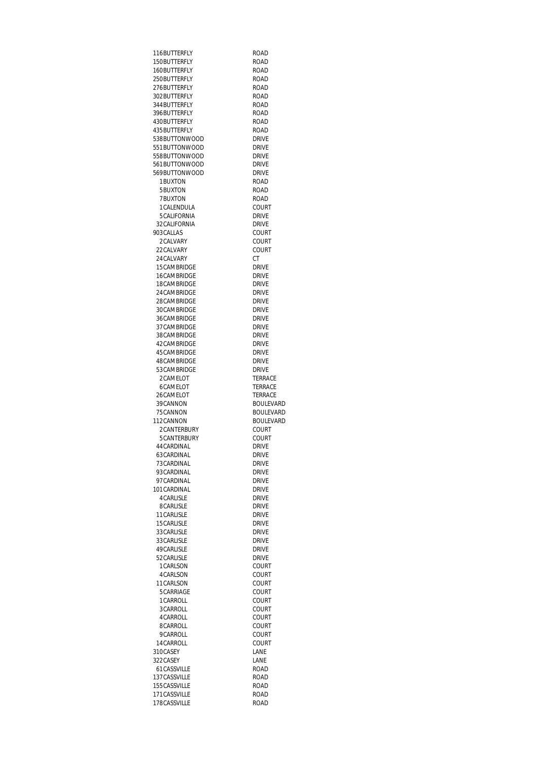| | | |
|---|---|---|
| 116 | BUTTERFLY | ROAD |
| 150 | BUTTERFLY | ROAD |
| 160 | BUTTERFLY | ROAD |
| 250 | BUTTERFLY | ROAD |
| 276 | BUTTERFLY | ROAD |
| 302 | BUTTERFLY | ROAD |
| 344 | BUTTERFLY | ROAD |
| 396 | BUTTERFLY | ROAD |
| 430 | BUTTERFLY | ROAD |
| 435 | BUTTERFLY | ROAD |
| 538 | BUTTONWOOD | DRIVE |
| 551 | BUTTONWOOD | DRIVE |
| 558 | BUTTONWOOD | DRIVE |
| 561 | BUTTONWOOD | DRIVE |
| 569 | BUTTONWOOD | DRIVE |
| 1 | BUXTON | ROAD |
| 5 | BUXTON | ROAD |
| 7 | BUXTON | ROAD |
| 1 | CALENDULA | COURT |
| 5 | CALIFORNIA | DRIVE |
| 32 | CALIFORNIA | DRIVE |
| 903 | CALLAS | COURT |
| 2 | CALVARY | COURT |
| 22 | CALVARY | COURT |
| 24 | CALVARY | CT |
| 15 | CAMBRIDGE | DRIVE |
| 16 | CAMBRIDGE | DRIVE |
| 18 | CAMBRIDGE | DRIVE |
| 24 | CAMBRIDGE | DRIVE |
| 28 | CAMBRIDGE | DRIVE |
| 30 | CAMBRIDGE | DRIVE |
| 36 | CAMBRIDGE | DRIVE |
| 37 | CAMBRIDGE | DRIVE |
| 38 | CAMBRIDGE | DRIVE |
| 42 | CAMBRIDGE | DRIVE |
| 45 | CAMBRIDGE | DRIVE |
| 48 | CAMBRIDGE | DRIVE |
| 53 | CAMBRIDGE | DRIVE |
| 2 | CAMELOT | TERRACE |
| 6 | CAMELOT | TERRACE |
| 26 | CAMELOT | TERRACE |
| 39 | CANNON | BOULEVARD |
| 75 | CANNON | BOULEVARD |
| 112 | CANNON | BOULEVARD |
| 2 | CANTERBURY | COURT |
| 5 | CANTERBURY | COURT |
| 44 | CARDINAL | DRIVE |
| 63 | CARDINAL | DRIVE |
| 73 | CARDINAL | DRIVE |
| 93 | CARDINAL | DRIVE |
| 97 | CARDINAL | DRIVE |
| 101 | CARDINAL | DRIVE |
| 4 | CARLISLE | DRIVE |
| 8 | CARLISLE | DRIVE |
| 11 | CARLISLE | DRIVE |
| 15 | CARLISLE | DRIVE |
| 33 | CARLISLE | DRIVE |
| 33 | CARLISLE | DRIVE |
| 49 | CARLISLE | DRIVE |
| 52 | CARLISLE | DRIVE |
| 1 | CARLSON | COURT |
| 4 | CARLSON | COURT |
| 11 | CARLSON | COURT |
| 5 | CARRIAGE | COURT |
| 1 | CARROLL | COURT |
| 3 | CARROLL | COURT |
| 4 | CARROLL | COURT |
| 8 | CARROLL | COURT |
| 9 | CARROLL | COURT |
| 14 | CARROLL | COURT |
| 310 | CASEY | LANE |
| 322 | CASEY | LANE |
| 61 | CASSVILLE | ROAD |
| 137 | CASSVILLE | ROAD |
| 155 | CASSVILLE | ROAD |
| 171 | CASSVILLE | ROAD |
| 178 | CASSVILLE | ROAD |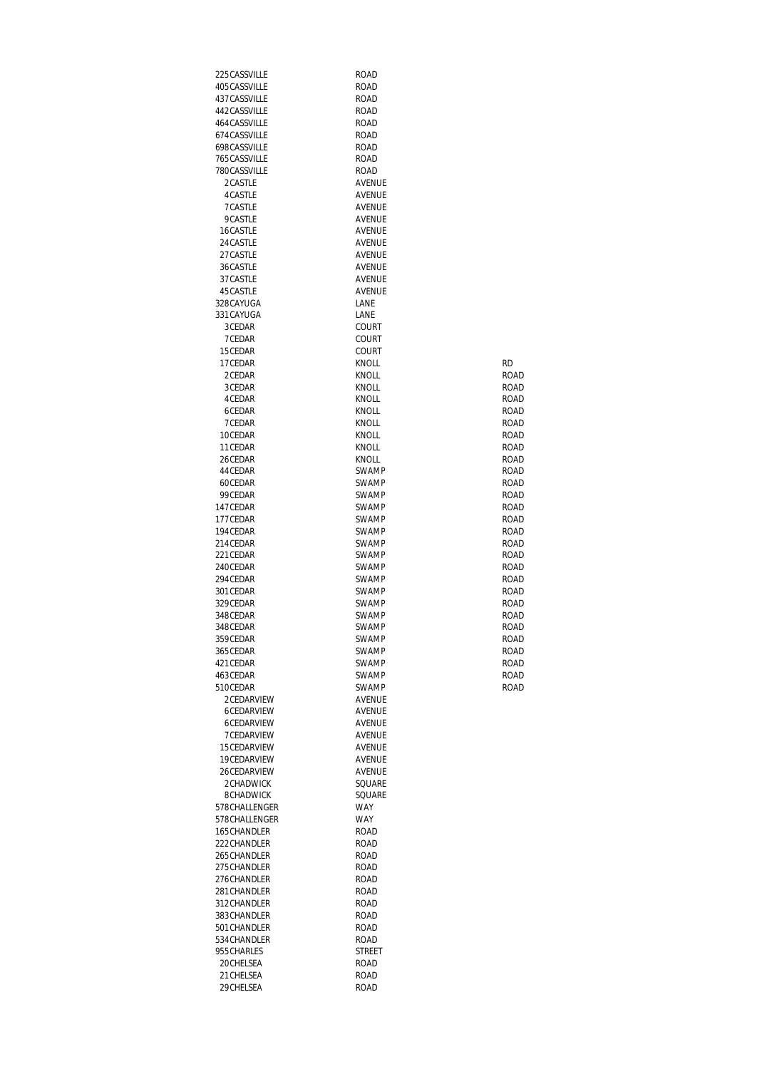| | | | |
|---|---|---|---|
| 225 | CASSVILLE | ROAD | |
| 405 | CASSVILLE | ROAD | |
| 437 | CASSVILLE | ROAD | |
| 442 | CASSVILLE | ROAD | |
| 464 | CASSVILLE | ROAD | |
| 674 | CASSVILLE | ROAD | |
| 698 | CASSVILLE | ROAD | |
| 765 | CASSVILLE | ROAD | |
| 780 | CASSVILLE | ROAD | |
| 2 | CASTLE | AVENUE | |
| 4 | CASTLE | AVENUE | |
| 7 | CASTLE | AVENUE | |
| 9 | CASTLE | AVENUE | |
| 16 | CASTLE | AVENUE | |
| 24 | CASTLE | AVENUE | |
| 27 | CASTLE | AVENUE | |
| 36 | CASTLE | AVENUE | |
| 37 | CASTLE | AVENUE | |
| 45 | CASTLE | AVENUE | |
| 328 | CAYUGA | LANE | |
| 331 | CAYUGA | LANE | |
| 3 | CEDAR | COURT | |
| 7 | CEDAR | COURT | |
| 15 | CEDAR | COURT | |
| 17 | CEDAR | KNOLL | RD |
| 2 | CEDAR | KNOLL | ROAD |
| 3 | CEDAR | KNOLL | ROAD |
| 4 | CEDAR | KNOLL | ROAD |
| 6 | CEDAR | KNOLL | ROAD |
| 7 | CEDAR | KNOLL | ROAD |
| 10 | CEDAR | KNOLL | ROAD |
| 11 | CEDAR | KNOLL | ROAD |
| 26 | CEDAR | KNOLL | ROAD |
| 44 | CEDAR | SWAMP | ROAD |
| 60 | CEDAR | SWAMP | ROAD |
| 99 | CEDAR | SWAMP | ROAD |
| 147 | CEDAR | SWAMP | ROAD |
| 177 | CEDAR | SWAMP | ROAD |
| 194 | CEDAR | SWAMP | ROAD |
| 214 | CEDAR | SWAMP | ROAD |
| 221 | CEDAR | SWAMP | ROAD |
| 240 | CEDAR | SWAMP | ROAD |
| 294 | CEDAR | SWAMP | ROAD |
| 301 | CEDAR | SWAMP | ROAD |
| 329 | CEDAR | SWAMP | ROAD |
| 348 | CEDAR | SWAMP | ROAD |
| 348 | CEDAR | SWAMP | ROAD |
| 359 | CEDAR | SWAMP | ROAD |
| 365 | CEDAR | SWAMP | ROAD |
| 421 | CEDAR | SWAMP | ROAD |
| 463 | CEDAR | SWAMP | ROAD |
| 510 | CEDAR | SWAMP | ROAD |
| 2 | CEDARVIEW | AVENUE | |
| 6 | CEDARVIEW | AVENUE | |
| 6 | CEDARVIEW | AVENUE | |
| 7 | CEDARVIEW | AVENUE | |
| 15 | CEDARVIEW | AVENUE | |
| 19 | CEDARVIEW | AVENUE | |
| 26 | CEDARVIEW | AVENUE | |
| 2 | CHADWICK | SQUARE | |
| 8 | CHADWICK | SQUARE | |
| 578 | CHALLENGER | WAY | |
| 578 | CHALLENGER | WAY | |
| 165 | CHANDLER | ROAD | |
| 222 | CHANDLER | ROAD | |
| 265 | CHANDLER | ROAD | |
| 275 | CHANDLER | ROAD | |
| 276 | CHANDLER | ROAD | |
| 281 | CHANDLER | ROAD | |
| 312 | CHANDLER | ROAD | |
| 383 | CHANDLER | ROAD | |
| 501 | CHANDLER | ROAD | |
| 534 | CHANDLER | ROAD | |
| 955 | CHARLES | STREET | |
| 20 | CHELSEA | ROAD | |
| 21 | CHELSEA | ROAD | |
| 29 | CHELSEA | ROAD | |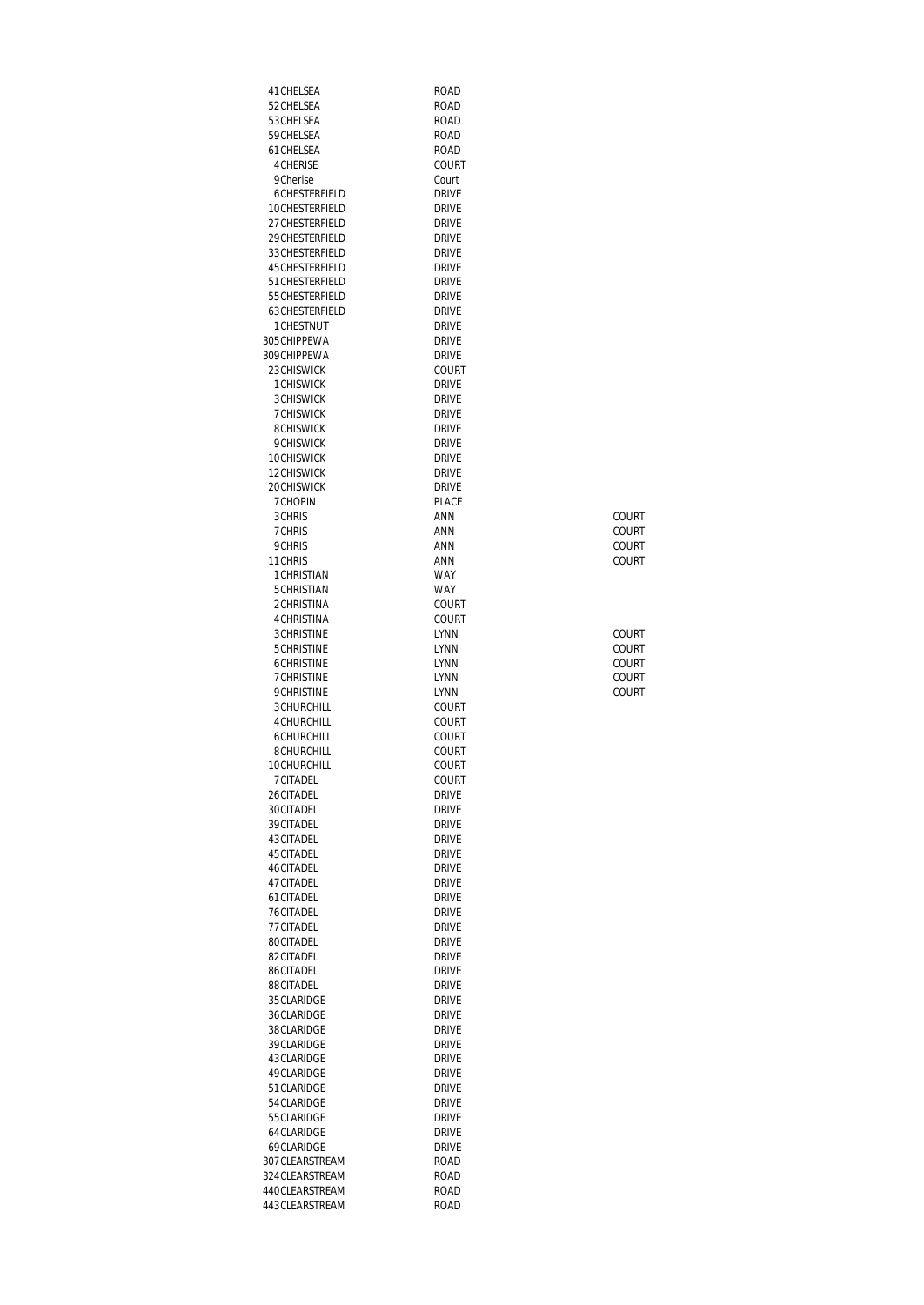| | | | |
|---|---|---|---|
| 41 | CHELSEA | ROAD | |
| 52 | CHELSEA | ROAD | |
| 53 | CHELSEA | ROAD | |
| 59 | CHELSEA | ROAD | |
| 61 | CHELSEA | ROAD | |
| 4 | CHERISE | COURT | |
| 9 | Cherise | Court | |
| 6 | CHESTERFIELD | DRIVE | |
| 10 | CHESTERFIELD | DRIVE | |
| 27 | CHESTERFIELD | DRIVE | |
| 29 | CHESTERFIELD | DRIVE | |
| 33 | CHESTERFIELD | DRIVE | |
| 45 | CHESTERFIELD | DRIVE | |
| 51 | CHESTERFIELD | DRIVE | |
| 55 | CHESTERFIELD | DRIVE | |
| 63 | CHESTERFIELD | DRIVE | |
| 1 | CHESTNUT | DRIVE | |
| 305 | CHIPPEWA | DRIVE | |
| 309 | CHIPPEWA | DRIVE | |
| 23 | CHISWICK | COURT | |
| 1 | CHISWICK | DRIVE | |
| 3 | CHISWICK | DRIVE | |
| 7 | CHISWICK | DRIVE | |
| 8 | CHISWICK | DRIVE | |
| 9 | CHISWICK | DRIVE | |
| 10 | CHISWICK | DRIVE | |
| 12 | CHISWICK | DRIVE | |
| 20 | CHISWICK | DRIVE | |
| 7 | CHOPIN | PLACE | |
| 3 | CHRIS | ANN | COURT |
| 7 | CHRIS | ANN | COURT |
| 9 | CHRIS | ANN | COURT |
| 11 | CHRIS | ANN | COURT |
| 1 | CHRISTIAN | WAY | |
| 5 | CHRISTIAN | WAY | |
| 2 | CHRISTINA | COURT | |
| 4 | CHRISTINA | COURT | |
| 3 | CHRISTINE | LYNN | COURT |
| 5 | CHRISTINE | LYNN | COURT |
| 6 | CHRISTINE | LYNN | COURT |
| 7 | CHRISTINE | LYNN | COURT |
| 9 | CHRISTINE | LYNN | COURT |
| 3 | CHURCHILL | COURT | |
| 4 | CHURCHILL | COURT | |
| 6 | CHURCHILL | COURT | |
| 8 | CHURCHILL | COURT | |
| 10 | CHURCHILL | COURT | |
| 7 | CITADEL | COURT | |
| 26 | CITADEL | DRIVE | |
| 30 | CITADEL | DRIVE | |
| 39 | CITADEL | DRIVE | |
| 43 | CITADEL | DRIVE | |
| 45 | CITADEL | DRIVE | |
| 46 | CITADEL | DRIVE | |
| 47 | CITADEL | DRIVE | |
| 61 | CITADEL | DRIVE | |
| 76 | CITADEL | DRIVE | |
| 77 | CITADEL | DRIVE | |
| 80 | CITADEL | DRIVE | |
| 82 | CITADEL | DRIVE | |
| 86 | CITADEL | DRIVE | |
| 88 | CITADEL | DRIVE | |
| 35 | CLARIDGE | DRIVE | |
| 36 | CLARIDGE | DRIVE | |
| 38 | CLARIDGE | DRIVE | |
| 39 | CLARIDGE | DRIVE | |
| 43 | CLARIDGE | DRIVE | |
| 49 | CLARIDGE | DRIVE | |
| 51 | CLARIDGE | DRIVE | |
| 54 | CLARIDGE | DRIVE | |
| 55 | CLARIDGE | DRIVE | |
| 64 | CLARIDGE | DRIVE | |
| 69 | CLARIDGE | DRIVE | |
| 307 | CLEARSTREAM | ROAD | |
| 324 | CLEARSTREAM | ROAD | |
| 440 | CLEARSTREAM | ROAD | |
| 443 | CLEARSTREAM | ROAD | |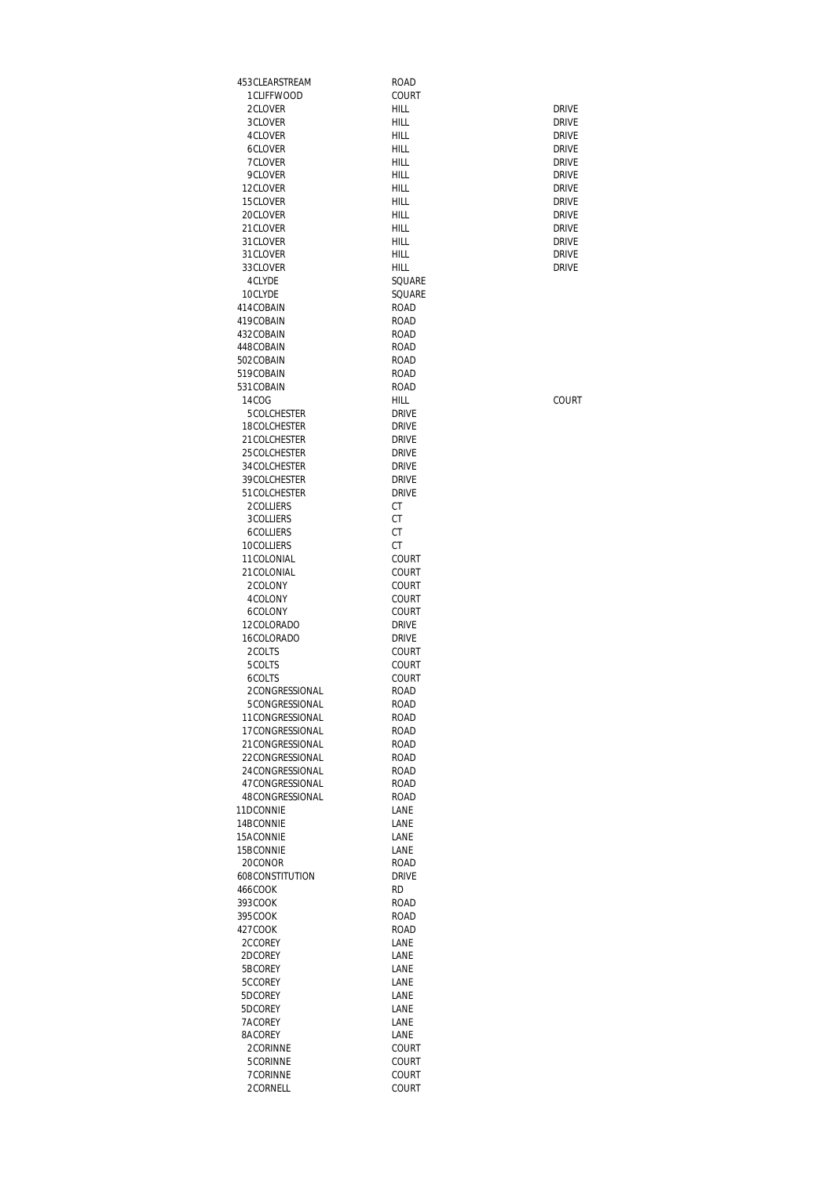| | | | |
|---|---|---|---|
| 453 | CLEARSTREAM | ROAD | |
| 1 | CLIFFWOOD | COURT | |
| 2 | CLOVER | HILL | DRIVE |
| 3 | CLOVER | HILL | DRIVE |
| 4 | CLOVER | HILL | DRIVE |
| 6 | CLOVER | HILL | DRIVE |
| 7 | CLOVER | HILL | DRIVE |
| 9 | CLOVER | HILL | DRIVE |
| 12 | CLOVER | HILL | DRIVE |
| 15 | CLOVER | HILL | DRIVE |
| 20 | CLOVER | HILL | DRIVE |
| 21 | CLOVER | HILL | DRIVE |
| 31 | CLOVER | HILL | DRIVE |
| 31 | CLOVER | HILL | DRIVE |
| 33 | CLOVER | HILL | DRIVE |
| 4 | CLYDE | SQUARE | |
| 10 | CLYDE | SQUARE | |
| 414 | COBAIN | ROAD | |
| 419 | COBAIN | ROAD | |
| 432 | COBAIN | ROAD | |
| 448 | COBAIN | ROAD | |
| 502 | COBAIN | ROAD | |
| 519 | COBAIN | ROAD | |
| 531 | COBAIN | ROAD | |
| 14 | COG | HILL | COURT |
| 5 | COLCHESTER | DRIVE | |
| 18 | COLCHESTER | DRIVE | |
| 21 | COLCHESTER | DRIVE | |
| 25 | COLCHESTER | DRIVE | |
| 34 | COLCHESTER | DRIVE | |
| 39 | COLCHESTER | DRIVE | |
| 51 | COLCHESTER | DRIVE | |
| 2 | COLLIERS | CT | |
| 3 | COLLIERS | CT | |
| 6 | COLLIERS | CT | |
| 10 | COLLIERS | CT | |
| 11 | COLONIAL | COURT | |
| 21 | COLONIAL | COURT | |
| 2 | COLONY | COURT | |
| 4 | COLONY | COURT | |
| 6 | COLONY | COURT | |
| 12 | COLORADO | DRIVE | |
| 16 | COLORADO | DRIVE | |
| 2 | COLTS | COURT | |
| 5 | COLTS | COURT | |
| 6 | COLTS | COURT | |
| 2 | CONGRESSIONAL | ROAD | |
| 5 | CONGRESSIONAL | ROAD | |
| 11 | CONGRESSIONAL | ROAD | |
| 17 | CONGRESSIONAL | ROAD | |
| 21 | CONGRESSIONAL | ROAD | |
| 22 | CONGRESSIONAL | ROAD | |
| 24 | CONGRESSIONAL | ROAD | |
| 47 | CONGRESSIONAL | ROAD | |
| 48 | CONGRESSIONAL | ROAD | |
| 11D | CONNIE | LANE | |
| 14B | CONNIE | LANE | |
| 15A | CONNIE | LANE | |
| 15B | CONNIE | LANE | |
| 20 | CONOR | ROAD | |
| 608 | CONSTITUTION | DRIVE | |
| 466 | COOK | RD | |
| 393 | COOK | ROAD | |
| 395 | COOK | ROAD | |
| 427 | COOK | ROAD | |
| 2C | COREY | LANE | |
| 2D | COREY | LANE | |
| 5B | COREY | LANE | |
| 5C | COREY | LANE | |
| 5D | COREY | LANE | |
| 5D | COREY | LANE | |
| 7A | COREY | LANE | |
| 8A | COREY | LANE | |
| 2 | CORINNE | COURT | |
| 5 | CORINNE | COURT | |
| 7 | CORINNE | COURT | |
| 2 | CORNELL | COURT | |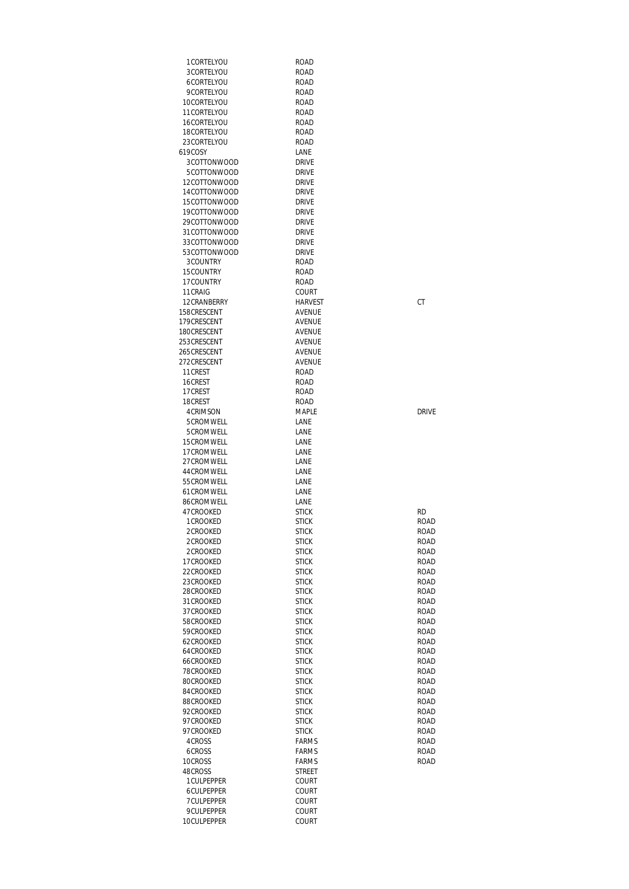| | | | |
|---|---|---|---|
| 1 | CORTELYOU | ROAD | |
| 3 | CORTELYOU | ROAD | |
| 6 | CORTELYOU | ROAD | |
| 9 | CORTELYOU | ROAD | |
| 10 | CORTELYOU | ROAD | |
| 11 | CORTELYOU | ROAD | |
| 16 | CORTELYOU | ROAD | |
| 18 | CORTELYOU | ROAD | |
| 23 | CORTELYOU | ROAD | |
| 619 | COSY | LANE | |
| 3 | COTTONWOOD | DRIVE | |
| 5 | COTTONWOOD | DRIVE | |
| 12 | COTTONWOOD | DRIVE | |
| 14 | COTTONWOOD | DRIVE | |
| 15 | COTTONWOOD | DRIVE | |
| 19 | COTTONWOOD | DRIVE | |
| 29 | COTTONWOOD | DRIVE | |
| 31 | COTTONWOOD | DRIVE | |
| 33 | COTTONWOOD | DRIVE | |
| 53 | COTTONWOOD | DRIVE | |
| 3 | COUNTRY | ROAD | |
| 15 | COUNTRY | ROAD | |
| 17 | COUNTRY | ROAD | |
| 11 | CRAIG | COURT | |
| 12 | CRANBERRY | HARVEST | CT |
| 158 | CRESCENT | AVENUE | |
| 179 | CRESCENT | AVENUE | |
| 180 | CRESCENT | AVENUE | |
| 253 | CRESCENT | AVENUE | |
| 265 | CRESCENT | AVENUE | |
| 272 | CRESCENT | AVENUE | |
| 11 | CREST | ROAD | |
| 16 | CREST | ROAD | |
| 17 | CREST | ROAD | |
| 18 | CREST | ROAD | |
| 4 | CRIMSON | MAPLE | DRIVE |
| 5 | CROMWELL | LANE | |
| 5 | CROMWELL | LANE | |
| 15 | CROMWELL | LANE | |
| 17 | CROMWELL | LANE | |
| 27 | CROMWELL | LANE | |
| 44 | CROMWELL | LANE | |
| 55 | CROMWELL | LANE | |
| 61 | CROMWELL | LANE | |
| 86 | CROMWELL | LANE | |
| 47 | CROOKED | STICK | RD |
| 1 | CROOKED | STICK | ROAD |
| 2 | CROOKED | STICK | ROAD |
| 2 | CROOKED | STICK | ROAD |
| 2 | CROOKED | STICK | ROAD |
| 17 | CROOKED | STICK | ROAD |
| 22 | CROOKED | STICK | ROAD |
| 23 | CROOKED | STICK | ROAD |
| 28 | CROOKED | STICK | ROAD |
| 31 | CROOKED | STICK | ROAD |
| 37 | CROOKED | STICK | ROAD |
| 58 | CROOKED | STICK | ROAD |
| 59 | CROOKED | STICK | ROAD |
| 62 | CROOKED | STICK | ROAD |
| 64 | CROOKED | STICK | ROAD |
| 66 | CROOKED | STICK | ROAD |
| 78 | CROOKED | STICK | ROAD |
| 80 | CROOKED | STICK | ROAD |
| 84 | CROOKED | STICK | ROAD |
| 88 | CROOKED | STICK | ROAD |
| 92 | CROOKED | STICK | ROAD |
| 97 | CROOKED | STICK | ROAD |
| 97 | CROOKED | STICK | ROAD |
| 4 | CROSS | FARMS | ROAD |
| 6 | CROSS | FARMS | ROAD |
| 10 | CROSS | FARMS | ROAD |
| 48 | CROSS | STREET | |
| 1 | CULPEPPER | COURT | |
| 6 | CULPEPPER | COURT | |
| 7 | CULPEPPER | COURT | |
| 9 | CULPEPPER | COURT | |
| 10 | CULPEPPER | COURT | |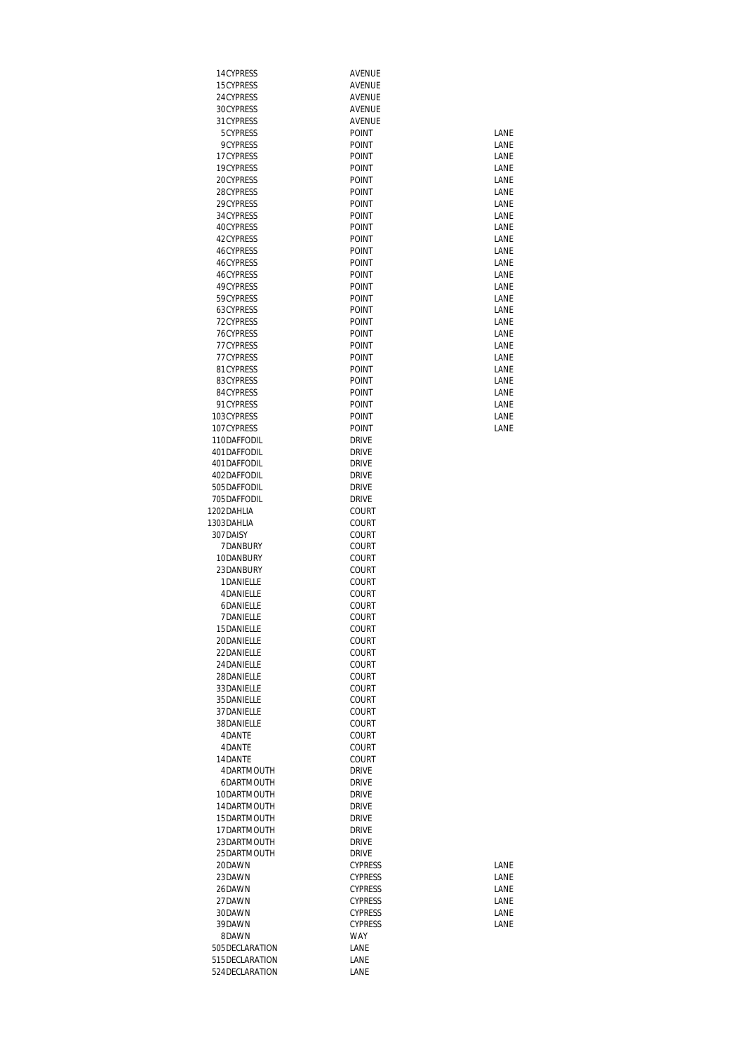| | | | |
|---|---|---|---|
| 14 | CYPRESS | AVENUE | |
| 15 | CYPRESS | AVENUE | |
| 24 | CYPRESS | AVENUE | |
| 30 | CYPRESS | AVENUE | |
| 31 | CYPRESS | AVENUE | |
| 5 | CYPRESS | POINT | LANE |
| 9 | CYPRESS | POINT | LANE |
| 17 | CYPRESS | POINT | LANE |
| 19 | CYPRESS | POINT | LANE |
| 20 | CYPRESS | POINT | LANE |
| 28 | CYPRESS | POINT | LANE |
| 29 | CYPRESS | POINT | LANE |
| 34 | CYPRESS | POINT | LANE |
| 40 | CYPRESS | POINT | LANE |
| 42 | CYPRESS | POINT | LANE |
| 46 | CYPRESS | POINT | LANE |
| 46 | CYPRESS | POINT | LANE |
| 46 | CYPRESS | POINT | LANE |
| 49 | CYPRESS | POINT | LANE |
| 59 | CYPRESS | POINT | LANE |
| 63 | CYPRESS | POINT | LANE |
| 72 | CYPRESS | POINT | LANE |
| 76 | CYPRESS | POINT | LANE |
| 77 | CYPRESS | POINT | LANE |
| 77 | CYPRESS | POINT | LANE |
| 81 | CYPRESS | POINT | LANE |
| 83 | CYPRESS | POINT | LANE |
| 84 | CYPRESS | POINT | LANE |
| 91 | CYPRESS | POINT | LANE |
| 103 | CYPRESS | POINT | LANE |
| 107 | CYPRESS | POINT | LANE |
| 110 | DAFFODIL | DRIVE | |
| 401 | DAFFODIL | DRIVE | |
| 401 | DAFFODIL | DRIVE | |
| 402 | DAFFODIL | DRIVE | |
| 505 | DAFFODIL | DRIVE | |
| 705 | DAFFODIL | DRIVE | |
| 1202 | DAHLIA | COURT | |
| 1303 | DAHLIA | COURT | |
| 307 | DAISY | COURT | |
| 7 | DANBURY | COURT | |
| 10 | DANBURY | COURT | |
| 23 | DANBURY | COURT | |
| 1 | DANIELLE | COURT | |
| 4 | DANIELLE | COURT | |
| 6 | DANIELLE | COURT | |
| 7 | DANIELLE | COURT | |
| 15 | DANIELLE | COURT | |
| 20 | DANIELLE | COURT | |
| 22 | DANIELLE | COURT | |
| 24 | DANIELLE | COURT | |
| 28 | DANIELLE | COURT | |
| 33 | DANIELLE | COURT | |
| 35 | DANIELLE | COURT | |
| 37 | DANIELLE | COURT | |
| 38 | DANIELLE | COURT | |
| 4 | DANTE | COURT | |
| 4 | DANTE | COURT | |
| 14 | DANTE | COURT | |
| 4 | DARTMOUTH | DRIVE | |
| 6 | DARTMOUTH | DRIVE | |
| 10 | DARTMOUTH | DRIVE | |
| 14 | DARTMOUTH | DRIVE | |
| 15 | DARTMOUTH | DRIVE | |
| 17 | DARTMOUTH | DRIVE | |
| 23 | DARTMOUTH | DRIVE | |
| 25 | DARTMOUTH | DRIVE | |
| 20 | DAWN | CYPRESS | LANE |
| 23 | DAWN | CYPRESS | LANE |
| 26 | DAWN | CYPRESS | LANE |
| 27 | DAWN | CYPRESS | LANE |
| 30 | DAWN | CYPRESS | LANE |
| 39 | DAWN | CYPRESS | LANE |
| 8 | DAWN | WAY | |
| 505 | DECLARATION | LANE | |
| 515 | DECLARATION | LANE | |
| 524 | DECLARATION | LANE | |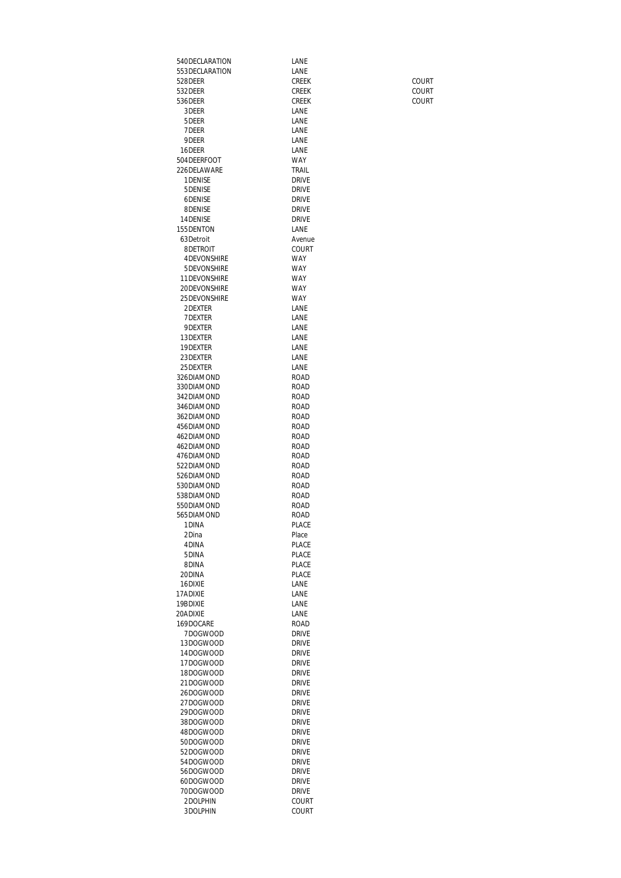| | | | |
|---|---|---|---|
| 540 | DECLARATION | LANE | |
| 553 | DECLARATION | LANE | |
| 528 | DEER | CREEK | COURT |
| 532 | DEER | CREEK | COURT |
| 536 | DEER | CREEK | COURT |
| 3 | DEER | LANE | |
| 5 | DEER | LANE | |
| 7 | DEER | LANE | |
| 9 | DEER | LANE | |
| 16 | DEER | LANE | |
| 504 | DEERFOOT | WAY | |
| 226 | DELAWARE | TRAIL | |
| 1 | DENISE | DRIVE | |
| 5 | DENISE | DRIVE | |
| 6 | DENISE | DRIVE | |
| 8 | DENISE | DRIVE | |
| 14 | DENISE | DRIVE | |
| 155 | DENTON | LANE | |
| 63 | Detroit | Avenue | |
| 8 | DETROIT | COURT | |
| 4 | DEVONSHIRE | WAY | |
| 5 | DEVONSHIRE | WAY | |
| 11 | DEVONSHIRE | WAY | |
| 20 | DEVONSHIRE | WAY | |
| 25 | DEVONSHIRE | WAY | |
| 2 | DEXTER | LANE | |
| 7 | DEXTER | LANE | |
| 9 | DEXTER | LANE | |
| 13 | DEXTER | LANE | |
| 19 | DEXTER | LANE | |
| 23 | DEXTER | LANE | |
| 25 | DEXTER | LANE | |
| 326 | DIAMOND | ROAD | |
| 330 | DIAMOND | ROAD | |
| 342 | DIAMOND | ROAD | |
| 346 | DIAMOND | ROAD | |
| 362 | DIAMOND | ROAD | |
| 456 | DIAMOND | ROAD | |
| 462 | DIAMOND | ROAD | |
| 462 | DIAMOND | ROAD | |
| 476 | DIAMOND | ROAD | |
| 522 | DIAMOND | ROAD | |
| 526 | DIAMOND | ROAD | |
| 530 | DIAMOND | ROAD | |
| 538 | DIAMOND | ROAD | |
| 550 | DIAMOND | ROAD | |
| 565 | DIAMOND | ROAD | |
| 1 | DINA | PLACE | |
| 2 | Dina | Place | |
| 4 | DINA | PLACE | |
| 5 | DINA | PLACE | |
| 8 | DINA | PLACE | |
| 20 | DINA | PLACE | |
| 16 | DIXIE | LANE | |
| 17A | DIXIE | LANE | |
| 19B | DIXIE | LANE | |
| 20A | DIXIE | LANE | |
| 169 | DOCARE | ROAD | |
| 7 | DOGWOOD | DRIVE | |
| 13 | DOGWOOD | DRIVE | |
| 14 | DOGWOOD | DRIVE | |
| 17 | DOGWOOD | DRIVE | |
| 18 | DOGWOOD | DRIVE | |
| 21 | DOGWOOD | DRIVE | |
| 26 | DOGWOOD | DRIVE | |
| 27 | DOGWOOD | DRIVE | |
| 29 | DOGWOOD | DRIVE | |
| 38 | DOGWOOD | DRIVE | |
| 48 | DOGWOOD | DRIVE | |
| 50 | DOGWOOD | DRIVE | |
| 52 | DOGWOOD | DRIVE | |
| 54 | DOGWOOD | DRIVE | |
| 56 | DOGWOOD | DRIVE | |
| 60 | DOGWOOD | DRIVE | |
| 70 | DOGWOOD | DRIVE | |
| 2 | DOLPHIN | COURT | |
| 3 | DOLPHIN | COURT | |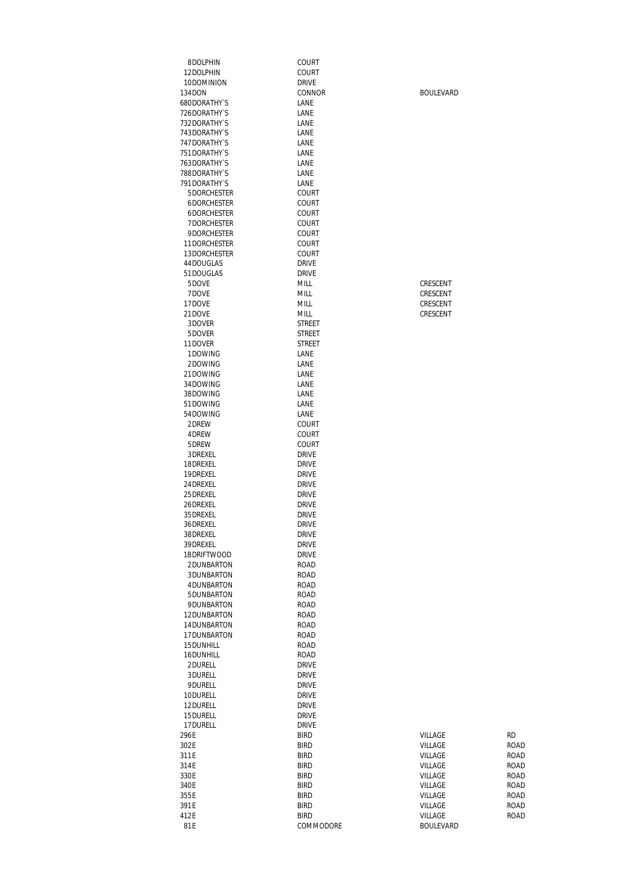| | | | |
|---|---|---|---|
| 8 DOLPHIN | COURT | | |
| 12 DOLPHIN | COURT | | |
| 10 DOMINION | DRIVE | | |
| 134 DON | CONNOR | BOULEVARD | |
| 680 DORATHY`S | LANE | | |
| 726 DORATHY`S | LANE | | |
| 732 DORATHY`S | LANE | | |
| 743 DORATHY`S | LANE | | |
| 747 DORATHY`S | LANE | | |
| 751 DORATHY`S | LANE | | |
| 763 DORATHY`S | LANE | | |
| 788 DORATHY`S | LANE | | |
| 791 DORATHY`S | LANE | | |
| 5 DORCHESTER | COURT | | |
| 6 DORCHESTER | COURT | | |
| 6 DORCHESTER | COURT | | |
| 7 DORCHESTER | COURT | | |
| 9 DORCHESTER | COURT | | |
| 11 DORCHESTER | COURT | | |
| 13 DORCHESTER | COURT | | |
| 44 DOUGLAS | DRIVE | | |
| 51 DOUGLAS | DRIVE | | |
| 5 DOVE | MILL | CRESCENT | |
| 7 DOVE | MILL | CRESCENT | |
| 17 DOVE | MILL | CRESCENT | |
| 21 DOVE | MILL | CRESCENT | |
| 3 DOVER | STREET | | |
| 5 DOVER | STREET | | |
| 11 DOVER | STREET | | |
| 1 DOWING | LANE | | |
| 2 DOWING | LANE | | |
| 21 DOWING | LANE | | |
| 34 DOWING | LANE | | |
| 38 DOWING | LANE | | |
| 51 DOWING | LANE | | |
| 54 DOWING | LANE | | |
| 2 DREW | COURT | | |
| 4 DREW | COURT | | |
| 5 DREW | COURT | | |
| 3 DREXEL | DRIVE | | |
| 18 DREXEL | DRIVE | | |
| 19 DREXEL | DRIVE | | |
| 24 DREXEL | DRIVE | | |
| 25 DREXEL | DRIVE | | |
| 26 DREXEL | DRIVE | | |
| 35 DREXEL | DRIVE | | |
| 36 DREXEL | DRIVE | | |
| 38 DREXEL | DRIVE | | |
| 39 DREXEL | DRIVE | | |
| 1B DRIFTWOOD | DRIVE | | |
| 2 DUNBARTON | ROAD | | |
| 3 DUNBARTON | ROAD | | |
| 4 DUNBARTON | ROAD | | |
| 5 DUNBARTON | ROAD | | |
| 9 DUNBARTON | ROAD | | |
| 12 DUNBARTON | ROAD | | |
| 14 DUNBARTON | ROAD | | |
| 17 DUNBARTON | ROAD | | |
| 15 DUNHILL | ROAD | | |
| 16 DUNHILL | ROAD | | |
| 2 DURELL | DRIVE | | |
| 3 DURELL | DRIVE | | |
| 9 DURELL | DRIVE | | |
| 10 DURELL | DRIVE | | |
| 12 DURELL | DRIVE | | |
| 15 DURELL | DRIVE | | |
| 17 DURELL | DRIVE | | |
| 296 E | BIRD | VILLAGE | RD |
| 302 E | BIRD | VILLAGE | ROAD |
| 311 E | BIRD | VILLAGE | ROAD |
| 314 E | BIRD | VILLAGE | ROAD |
| 330 E | BIRD | VILLAGE | ROAD |
| 340 E | BIRD | VILLAGE | ROAD |
| 355 E | BIRD | VILLAGE | ROAD |
| 391 E | BIRD | VILLAGE | ROAD |
| 412 E | BIRD | VILLAGE | ROAD |
| 81 E | COMMODORE | BOULEVARD | |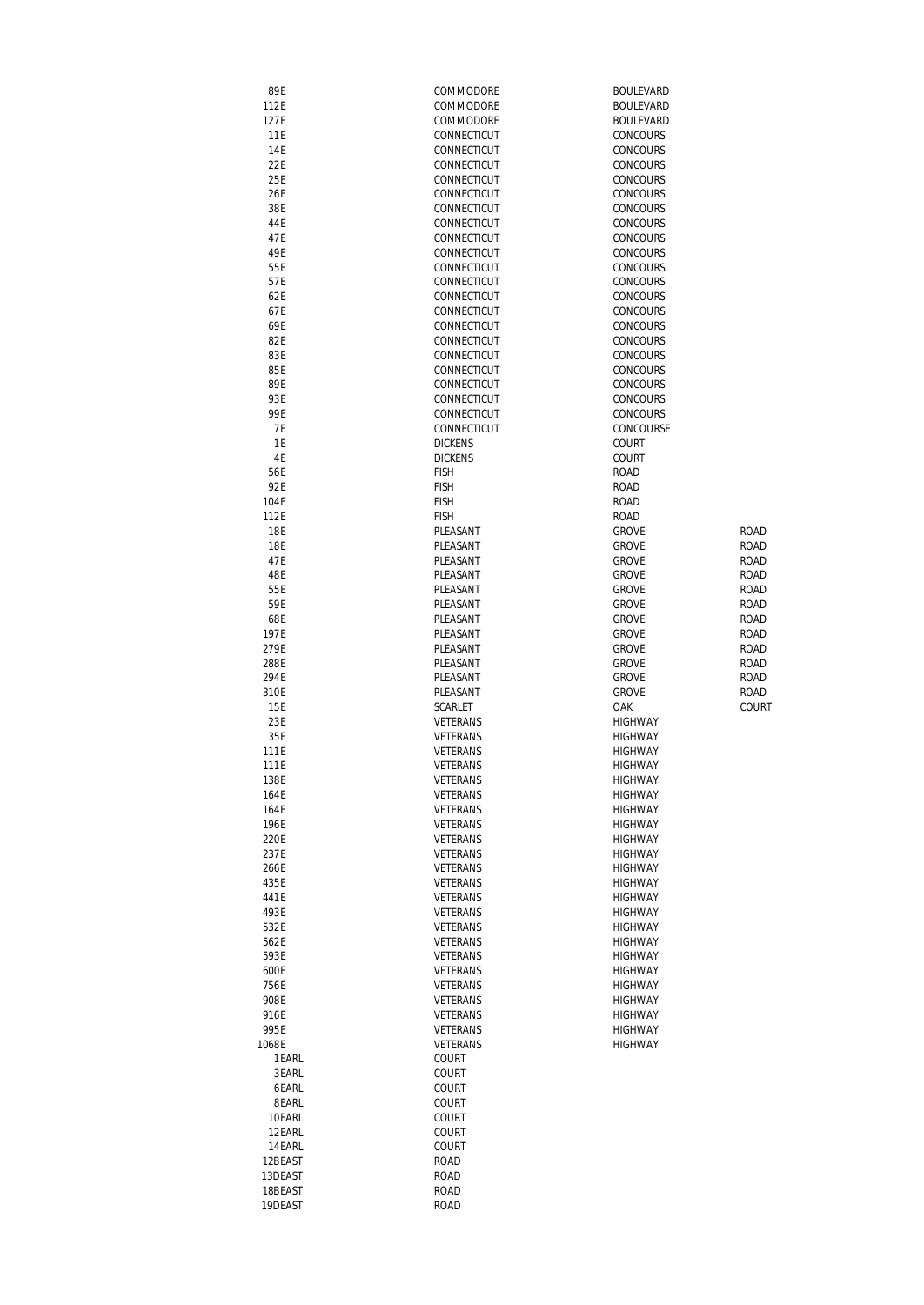| | | | |
|---|---|---|---|
| 89E | COMMODORE | BOULEVARD | |
| 112E | COMMODORE | BOULEVARD | |
| 127E | COMMODORE | BOULEVARD | |
| 11E | CONNECTICUT | CONCOURS | |
| 14E | CONNECTICUT | CONCOURS | |
| 22E | CONNECTICUT | CONCOURS | |
| 25E | CONNECTICUT | CONCOURS | |
| 26E | CONNECTICUT | CONCOURS | |
| 38E | CONNECTICUT | CONCOURS | |
| 44E | CONNECTICUT | CONCOURS | |
| 47E | CONNECTICUT | CONCOURS | |
| 49E | CONNECTICUT | CONCOURS | |
| 55E | CONNECTICUT | CONCOURS | |
| 57E | CONNECTICUT | CONCOURS | |
| 62E | CONNECTICUT | CONCOURS | |
| 67E | CONNECTICUT | CONCOURS | |
| 69E | CONNECTICUT | CONCOURS | |
| 82E | CONNECTICUT | CONCOURS | |
| 83E | CONNECTICUT | CONCOURS | |
| 85E | CONNECTICUT | CONCOURS | |
| 89E | CONNECTICUT | CONCOURS | |
| 93E | CONNECTICUT | CONCOURS | |
| 99E | CONNECTICUT | CONCOURS | |
| 7E | CONNECTICUT | CONCOURSE | |
| 1E | DICKENS | COURT | |
| 4E | DICKENS | COURT | |
| 56E | FISH | ROAD | |
| 92E | FISH | ROAD | |
| 104E | FISH | ROAD | |
| 112E | FISH | ROAD | |
| 18E | PLEASANT | GROVE | ROAD |
| 18E | PLEASANT | GROVE | ROAD |
| 47E | PLEASANT | GROVE | ROAD |
| 48E | PLEASANT | GROVE | ROAD |
| 55E | PLEASANT | GROVE | ROAD |
| 59E | PLEASANT | GROVE | ROAD |
| 68E | PLEASANT | GROVE | ROAD |
| 197E | PLEASANT | GROVE | ROAD |
| 279E | PLEASANT | GROVE | ROAD |
| 288E | PLEASANT | GROVE | ROAD |
| 294E | PLEASANT | GROVE | ROAD |
| 310E | PLEASANT | GROVE | ROAD |
| 15E | SCARLET | OAK | COURT |
| 23E | VETERANS | HIGHWAY | |
| 35E | VETERANS | HIGHWAY | |
| 111E | VETERANS | HIGHWAY | |
| 111E | VETERANS | HIGHWAY | |
| 138E | VETERANS | HIGHWAY | |
| 164E | VETERANS | HIGHWAY | |
| 164E | VETERANS | HIGHWAY | |
| 196E | VETERANS | HIGHWAY | |
| 220E | VETERANS | HIGHWAY | |
| 237E | VETERANS | HIGHWAY | |
| 266E | VETERANS | HIGHWAY | |
| 435E | VETERANS | HIGHWAY | |
| 441E | VETERANS | HIGHWAY | |
| 493E | VETERANS | HIGHWAY | |
| 532E | VETERANS | HIGHWAY | |
| 562E | VETERANS | HIGHWAY | |
| 593E | VETERANS | HIGHWAY | |
| 600E | VETERANS | HIGHWAY | |
| 756E | VETERANS | HIGHWAY | |
| 908E | VETERANS | HIGHWAY | |
| 916E | VETERANS | HIGHWAY | |
| 995E | VETERANS | HIGHWAY | |
| 1068E | VETERANS | HIGHWAY | |
| 1EARL | COURT | | |
| 3EARL | COURT | | |
| 6EARL | COURT | | |
| 8EARL | COURT | | |
| 10EARL | COURT | | |
| 12EARL | COURT | | |
| 14EARL | COURT | | |
| 12BEAST | ROAD | | |
| 13DEAST | ROAD | | |
| 18BEAST | ROAD | | |
| 19DEAST | ROAD | | |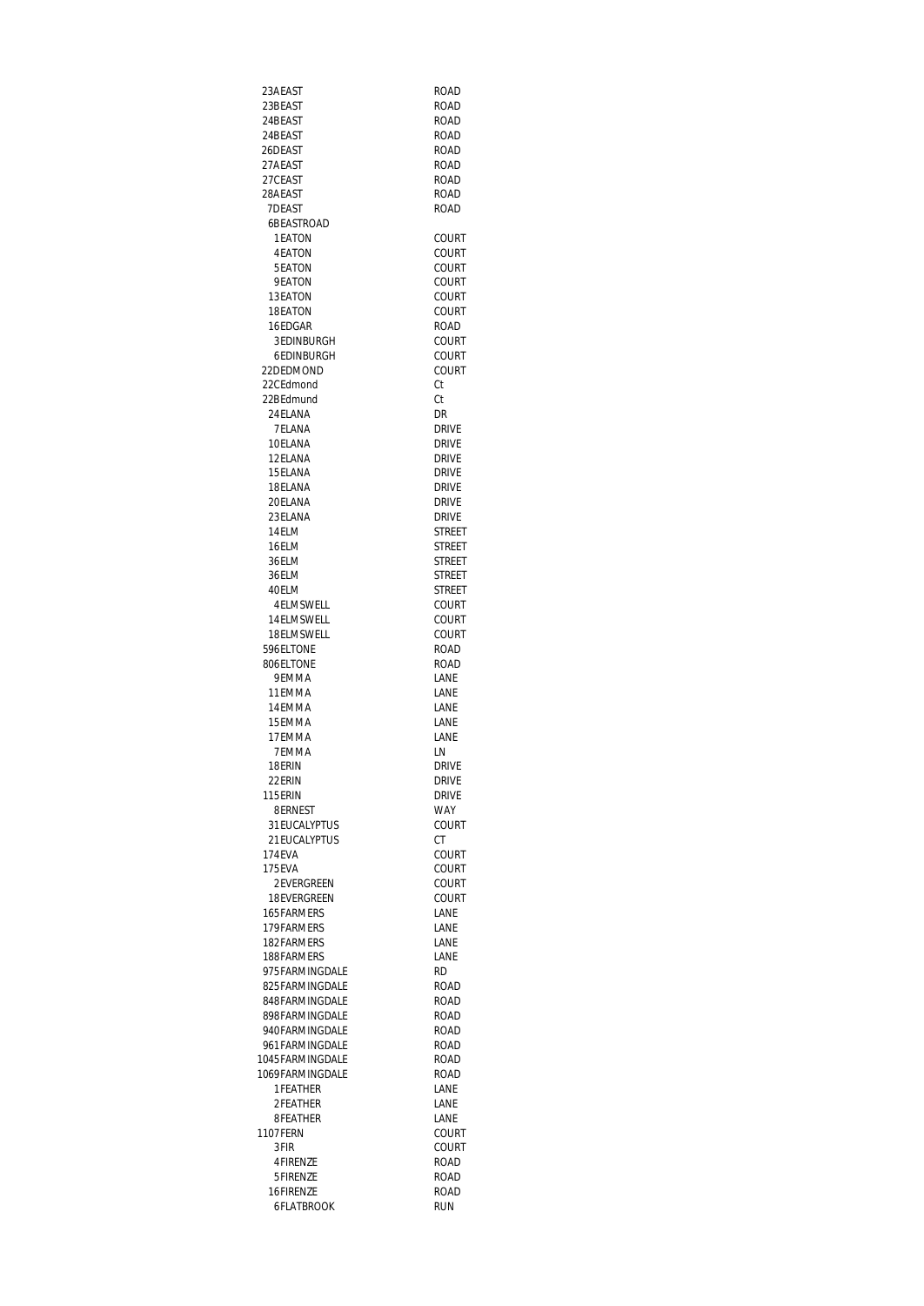| | |
|---|---|
| 23AEAST | ROAD |
| 23BEAST | ROAD |
| 24BEAST | ROAD |
| 24BEAST | ROAD |
| 26DEAST | ROAD |
| 27AEAST | ROAD |
| 27CEAST | ROAD |
| 28AEAST | ROAD |
| 7DEAST | ROAD |
| 6BEASTROAD | |
| 1EATON | COURT |
| 4EATON | COURT |
| 5EATON | COURT |
| 9EATON | COURT |
| 13EATON | COURT |
| 18EATON | COURT |
| 16EDGAR | ROAD |
| 3EDINBURGH | COURT |
| 6EDINBURGH | COURT |
| 22DEDMOND | COURT |
| 22CEdmond | Ct |
| 22BEdmund | Ct |
| 24ELANA | DR |
| 7ELANA | DRIVE |
| 10ELANA | DRIVE |
| 12ELANA | DRIVE |
| 15ELANA | DRIVE |
| 18ELANA | DRIVE |
| 20ELANA | DRIVE |
| 23ELANA | DRIVE |
| 14ELM | STREET |
| 16ELM | STREET |
| 36ELM | STREET |
| 36ELM | STREET |
| 40ELM | STREET |
| 4ELMSWELL | COURT |
| 14ELMSWELL | COURT |
| 18ELMSWELL | COURT |
| 596ELTONE | ROAD |
| 806ELTONE | ROAD |
| 9EMMA | LANE |
| 11EMMA | LANE |
| 14EMMA | LANE |
| 15EMMA | LANE |
| 17EMMA | LANE |
| 7EMMA | LN |
| 18ERIN | DRIVE |
| 22ERIN | DRIVE |
| 115ERIN | DRIVE |
| 8ERNEST | WAY |
| 31EUCALYPTUS | COURT |
| 21EUCALYPTUS | CT |
| 174EVA | COURT |
| 175EVA | COURT |
| 2EVERGREEN | COURT |
| 18EVERGREEN | COURT |
| 165FARMERS | LANE |
| 179FARMERS | LANE |
| 182FARMERS | LANE |
| 188FARMERS | LANE |
| 975FARMINGDALE | RD |
| 825FARMINGDALE | ROAD |
| 848FARMINGDALE | ROAD |
| 898FARMINGDALE | ROAD |
| 940FARMINGDALE | ROAD |
| 961FARMINGDALE | ROAD |
| 1045FARMINGDALE | ROAD |
| 1069FARMINGDALE | ROAD |
| 1FEATHER | LANE |
| 2FEATHER | LANE |
| 8FEATHER | LANE |
| 1107FERN | COURT |
| 3FIR | COURT |
| 4FIRENZE | ROAD |
| 5FIRENZE | ROAD |
| 16FIRENZE | ROAD |
| 6FLATBROOK | RUN |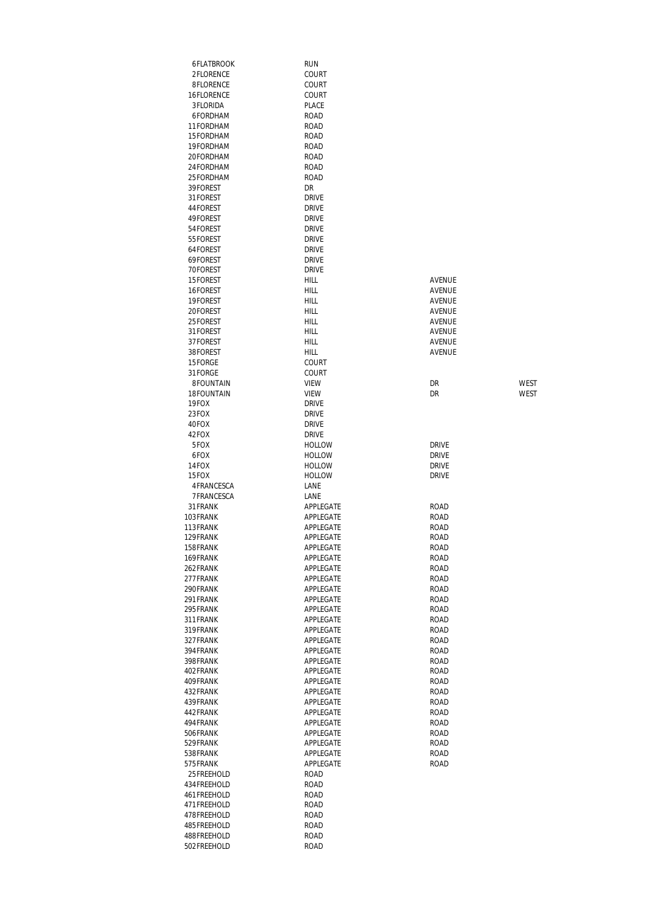| | | | | |
|---|---|---|---|---|
| 6 | FLATBROOK | RUN | | |
| 2 | FLORENCE | COURT | | |
| 8 | FLORENCE | COURT | | |
| 16 | FLORENCE | COURT | | |
| 3 | FLORIDA | PLACE | | |
| 6 | FORDHAM | ROAD | | |
| 11 | FORDHAM | ROAD | | |
| 15 | FORDHAM | ROAD | | |
| 19 | FORDHAM | ROAD | | |
| 20 | FORDHAM | ROAD | | |
| 24 | FORDHAM | ROAD | | |
| 25 | FORDHAM | ROAD | | |
| 39 | FOREST | DR | | |
| 31 | FOREST | DRIVE | | |
| 44 | FOREST | DRIVE | | |
| 49 | FOREST | DRIVE | | |
| 54 | FOREST | DRIVE | | |
| 55 | FOREST | DRIVE | | |
| 64 | FOREST | DRIVE | | |
| 69 | FOREST | DRIVE | | |
| 70 | FOREST | DRIVE | | |
| 15 | FOREST | HILL | AVENUE | |
| 16 | FOREST | HILL | AVENUE | |
| 19 | FOREST | HILL | AVENUE | |
| 20 | FOREST | HILL | AVENUE | |
| 25 | FOREST | HILL | AVENUE | |
| 31 | FOREST | HILL | AVENUE | |
| 37 | FOREST | HILL | AVENUE | |
| 38 | FOREST | HILL | AVENUE | |
| 15 | FORGE | COURT | | |
| 31 | FORGE | COURT | | |
| 8 | FOUNTAIN | VIEW | DR | WEST |
| 18 | FOUNTAIN | VIEW | DR | WEST |
| 19 | FOX | DRIVE | | |
| 23 | FOX | DRIVE | | |
| 40 | FOX | DRIVE | | |
| 42 | FOX | DRIVE | | |
| 5 | FOX | HOLLOW | DRIVE | |
| 6 | FOX | HOLLOW | DRIVE | |
| 14 | FOX | HOLLOW | DRIVE | |
| 15 | FOX | HOLLOW | DRIVE | |
| 4 | FRANCESCA | LANE | | |
| 7 | FRANCESCA | LANE | | |
| 31 | FRANK | APPLEGATE | ROAD | |
| 103 | FRANK | APPLEGATE | ROAD | |
| 113 | FRANK | APPLEGATE | ROAD | |
| 129 | FRANK | APPLEGATE | ROAD | |
| 158 | FRANK | APPLEGATE | ROAD | |
| 169 | FRANK | APPLEGATE | ROAD | |
| 262 | FRANK | APPLEGATE | ROAD | |
| 277 | FRANK | APPLEGATE | ROAD | |
| 290 | FRANK | APPLEGATE | ROAD | |
| 291 | FRANK | APPLEGATE | ROAD | |
| 295 | FRANK | APPLEGATE | ROAD | |
| 311 | FRANK | APPLEGATE | ROAD | |
| 319 | FRANK | APPLEGATE | ROAD | |
| 327 | FRANK | APPLEGATE | ROAD | |
| 394 | FRANK | APPLEGATE | ROAD | |
| 398 | FRANK | APPLEGATE | ROAD | |
| 402 | FRANK | APPLEGATE | ROAD | |
| 409 | FRANK | APPLEGATE | ROAD | |
| 432 | FRANK | APPLEGATE | ROAD | |
| 439 | FRANK | APPLEGATE | ROAD | |
| 442 | FRANK | APPLEGATE | ROAD | |
| 494 | FRANK | APPLEGATE | ROAD | |
| 506 | FRANK | APPLEGATE | ROAD | |
| 529 | FRANK | APPLEGATE | ROAD | |
| 538 | FRANK | APPLEGATE | ROAD | |
| 575 | FRANK | APPLEGATE | ROAD | |
| 25 | FREEHOLD | ROAD | | |
| 434 | FREEHOLD | ROAD | | |
| 461 | FREEHOLD | ROAD | | |
| 471 | FREEHOLD | ROAD | | |
| 478 | FREEHOLD | ROAD | | |
| 485 | FREEHOLD | ROAD | | |
| 488 | FREEHOLD | ROAD | | |
| 502 | FREEHOLD | ROAD | | |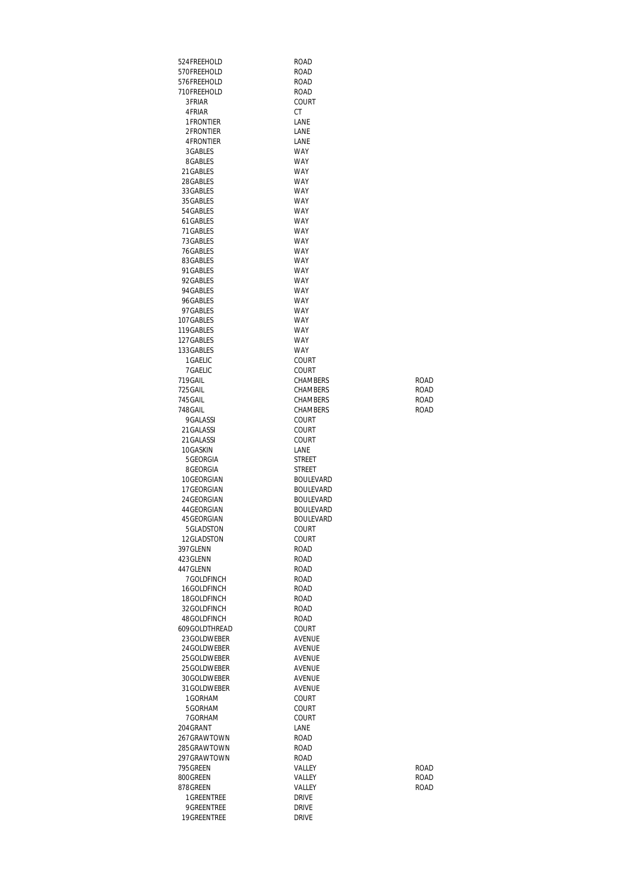| | | | |
|---|---|---|---|
| 524 | FREEHOLD | ROAD | |
| 570 | FREEHOLD | ROAD | |
| 576 | FREEHOLD | ROAD | |
| 710 | FREEHOLD | ROAD | |
| 3 | FRIAR | COURT | |
| 4 | FRIAR | CT | |
| 1 | FRONTIER | LANE | |
| 2 | FRONTIER | LANE | |
| 4 | FRONTIER | LANE | |
| 3 | GABLES | WAY | |
| 8 | GABLES | WAY | |
| 21 | GABLES | WAY | |
| 28 | GABLES | WAY | |
| 33 | GABLES | WAY | |
| 35 | GABLES | WAY | |
| 54 | GABLES | WAY | |
| 61 | GABLES | WAY | |
| 71 | GABLES | WAY | |
| 73 | GABLES | WAY | |
| 76 | GABLES | WAY | |
| 83 | GABLES | WAY | |
| 91 | GABLES | WAY | |
| 92 | GABLES | WAY | |
| 94 | GABLES | WAY | |
| 96 | GABLES | WAY | |
| 97 | GABLES | WAY | |
| 107 | GABLES | WAY | |
| 119 | GABLES | WAY | |
| 127 | GABLES | WAY | |
| 133 | GABLES | WAY | |
| 1 | GAELIC | COURT | |
| 7 | GAELIC | COURT | |
| 719 | GAIL | CHAMBERS | ROAD |
| 725 | GAIL | CHAMBERS | ROAD |
| 745 | GAIL | CHAMBERS | ROAD |
| 748 | GAIL | CHAMBERS | ROAD |
| 9 | GALASSI | COURT | |
| 21 | GALASSI | COURT | |
| 21 | GALASSI | COURT | |
| 10 | GASKIN | LANE | |
| 5 | GEORGIA | STREET | |
| 8 | GEORGIA | STREET | |
| 10 | GEORGIAN | BOULEVARD | |
| 17 | GEORGIAN | BOULEVARD | |
| 24 | GEORGIAN | BOULEVARD | |
| 44 | GEORGIAN | BOULEVARD | |
| 45 | GEORGIAN | BOULEVARD | |
| 5 | GLADSTON | COURT | |
| 12 | GLADSTON | COURT | |
| 397 | GLENN | ROAD | |
| 423 | GLENN | ROAD | |
| 447 | GLENN | ROAD | |
| 7 | GOLDFINCH | ROAD | |
| 16 | GOLDFINCH | ROAD | |
| 18 | GOLDFINCH | ROAD | |
| 32 | GOLDFINCH | ROAD | |
| 48 | GOLDFINCH | ROAD | |
| 609 | GOLDTHREAD | COURT | |
| 23 | GOLDWEBER | AVENUE | |
| 24 | GOLDWEBER | AVENUE | |
| 25 | GOLDWEBER | AVENUE | |
| 25 | GOLDWEBER | AVENUE | |
| 30 | GOLDWEBER | AVENUE | |
| 31 | GOLDWEBER | AVENUE | |
| 1 | GORHAM | COURT | |
| 5 | GORHAM | COURT | |
| 7 | GORHAM | COURT | |
| 204 | GRANT | LANE | |
| 267 | GRAWTOWN | ROAD | |
| 285 | GRAWTOWN | ROAD | |
| 297 | GRAWTOWN | ROAD | |
| 795 | GREEN | VALLEY | ROAD |
| 800 | GREEN | VALLEY | ROAD |
| 878 | GREEN | VALLEY | ROAD |
| 1 | GREENTREE | DRIVE | |
| 9 | GREENTREE | DRIVE | |
| 19 | GREENTREE | DRIVE | |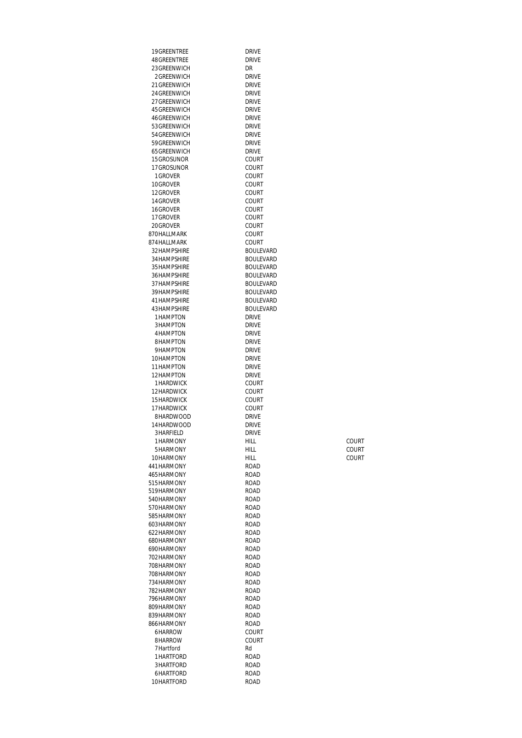| | | | |
|---|---|---|---|
| 19 | GREENTREE | DRIVE | |
| 48 | GREENTREE | DRIVE | |
| 23 | GREENWICH | DR | |
| 2 | GREENWICH | DRIVE | |
| 21 | GREENWICH | DRIVE | |
| 24 | GREENWICH | DRIVE | |
| 27 | GREENWICH | DRIVE | |
| 45 | GREENWICH | DRIVE | |
| 46 | GREENWICH | DRIVE | |
| 53 | GREENWICH | DRIVE | |
| 54 | GREENWICH | DRIVE | |
| 59 | GREENWICH | DRIVE | |
| 65 | GREENWICH | DRIVE | |
| 15 | GROSUNOR | COURT | |
| 17 | GROSUNOR | COURT | |
| 1 | GROVER | COURT | |
| 10 | GROVER | COURT | |
| 12 | GROVER | COURT | |
| 14 | GROVER | COURT | |
| 16 | GROVER | COURT | |
| 17 | GROVER | COURT | |
| 20 | GROVER | COURT | |
| 870 | HALLMARK | COURT | |
| 874 | HALLMARK | COURT | |
| 32 | HAMPSHIRE | BOULEVARD | |
| 34 | HAMPSHIRE | BOULEVARD | |
| 35 | HAMPSHIRE | BOULEVARD | |
| 36 | HAMPSHIRE | BOULEVARD | |
| 37 | HAMPSHIRE | BOULEVARD | |
| 39 | HAMPSHIRE | BOULEVARD | |
| 41 | HAMPSHIRE | BOULEVARD | |
| 43 | HAMPSHIRE | BOULEVARD | |
| 1 | HAMPTON | DRIVE | |
| 3 | HAMPTON | DRIVE | |
| 4 | HAMPTON | DRIVE | |
| 8 | HAMPTON | DRIVE | |
| 9 | HAMPTON | DRIVE | |
| 10 | HAMPTON | DRIVE | |
| 11 | HAMPTON | DRIVE | |
| 12 | HAMPTON | DRIVE | |
| 1 | HARDWICK | COURT | |
| 12 | HARDWICK | COURT | |
| 15 | HARDWICK | COURT | |
| 17 | HARDWICK | COURT | |
| 8 | HARDWOOD | DRIVE | |
| 14 | HARDWOOD | DRIVE | |
| 3 | HARFIELD | DRIVE | |
| 1 | HARMONY | HILL | COURT |
| 5 | HARMONY | HILL | COURT |
| 10 | HARMONY | HILL | COURT |
| 441 | HARMONY | ROAD | |
| 465 | HARMONY | ROAD | |
| 515 | HARMONY | ROAD | |
| 519 | HARMONY | ROAD | |
| 540 | HARMONY | ROAD | |
| 570 | HARMONY | ROAD | |
| 585 | HARMONY | ROAD | |
| 603 | HARMONY | ROAD | |
| 622 | HARMONY | ROAD | |
| 680 | HARMONY | ROAD | |
| 690 | HARMONY | ROAD | |
| 702 | HARMONY | ROAD | |
| 708 | HARMONY | ROAD | |
| 708 | HARMONY | ROAD | |
| 734 | HARMONY | ROAD | |
| 782 | HARMONY | ROAD | |
| 796 | HARMONY | ROAD | |
| 809 | HARMONY | ROAD | |
| 839 | HARMONY | ROAD | |
| 866 | HARMONY | ROAD | |
| 6 | HARROW | COURT | |
| 8 | HARROW | COURT | |
| 7 | Hartford | Rd | |
| 1 | HARTFORD | ROAD | |
| 3 | HARTFORD | ROAD | |
| 6 | HARTFORD | ROAD | |
| 10 | HARTFORD | ROAD | |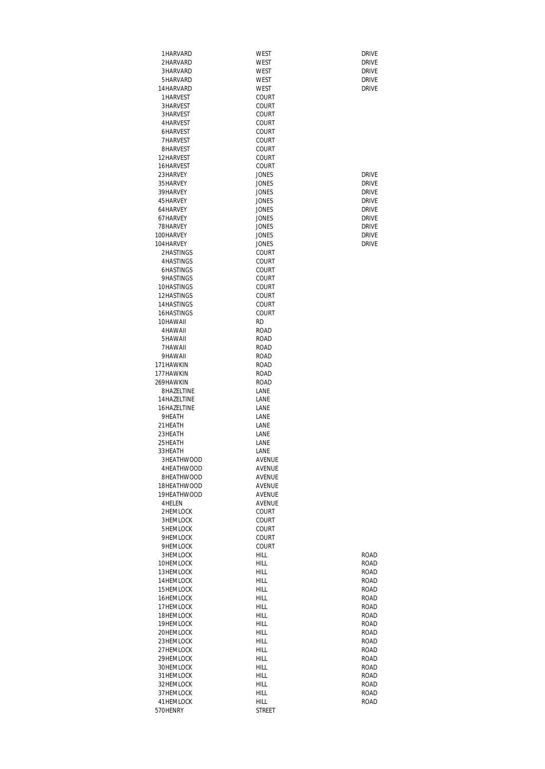| | | | |
|---|---|---|---|
| 1 | HARVARD | WEST | DRIVE |
| 2 | HARVARD | WEST | DRIVE |
| 3 | HARVARD | WEST | DRIVE |
| 5 | HARVARD | WEST | DRIVE |
| 14 | HARVARD | WEST | DRIVE |
| 1 | HARVEST | COURT | |
| 3 | HARVEST | COURT | |
| 3 | HARVEST | COURT | |
| 4 | HARVEST | COURT | |
| 6 | HARVEST | COURT | |
| 7 | HARVEST | COURT | |
| 8 | HARVEST | COURT | |
| 12 | HARVEST | COURT | |
| 16 | HARVEST | COURT | |
| 23 | HARVEY | JONES | DRIVE |
| 35 | HARVEY | JONES | DRIVE |
| 39 | HARVEY | JONES | DRIVE |
| 45 | HARVEY | JONES | DRIVE |
| 64 | HARVEY | JONES | DRIVE |
| 67 | HARVEY | JONES | DRIVE |
| 78 | HARVEY | JONES | DRIVE |
| 100 | HARVEY | JONES | DRIVE |
| 104 | HARVEY | JONES | DRIVE |
| 2 | HASTINGS | COURT | |
| 4 | HASTINGS | COURT | |
| 6 | HASTINGS | COURT | |
| 9 | HASTINGS | COURT | |
| 10 | HASTINGS | COURT | |
| 12 | HASTINGS | COURT | |
| 14 | HASTINGS | COURT | |
| 16 | HASTINGS | COURT | |
| 10 | HAWAII | RD | |
| 4 | HAWAII | ROAD | |
| 5 | HAWAII | ROAD | |
| 7 | HAWAII | ROAD | |
| 9 | HAWAII | ROAD | |
| 171 | HAWKIN | ROAD | |
| 177 | HAWKIN | ROAD | |
| 269 | HAWKIN | ROAD | |
| 8 | HAZELTINE | LANE | |
| 14 | HAZELTINE | LANE | |
| 16 | HAZELTINE | LANE | |
| 9 | HEATH | LANE | |
| 21 | HEATH | LANE | |
| 23 | HEATH | LANE | |
| 25 | HEATH | LANE | |
| 33 | HEATH | LANE | |
| 3 | HEATHWOOD | AVENUE | |
| 4 | HEATHWOOD | AVENUE | |
| 8 | HEATHWOOD | AVENUE | |
| 18 | HEATHWOOD | AVENUE | |
| 19 | HEATHWOOD | AVENUE | |
| 4 | HELEN | AVENUE | |
| 2 | HEMLOCK | COURT | |
| 3 | HEMLOCK | COURT | |
| 5 | HEMLOCK | COURT | |
| 9 | HEMLOCK | COURT | |
| 9 | HEMLOCK | COURT | |
| 3 | HEMLOCK | HILL | ROAD |
| 10 | HEMLOCK | HILL | ROAD |
| 13 | HEMLOCK | HILL | ROAD |
| 14 | HEMLOCK | HILL | ROAD |
| 15 | HEMLOCK | HILL | ROAD |
| 16 | HEMLOCK | HILL | ROAD |
| 17 | HEMLOCK | HILL | ROAD |
| 18 | HEMLOCK | HILL | ROAD |
| 19 | HEMLOCK | HILL | ROAD |
| 20 | HEMLOCK | HILL | ROAD |
| 23 | HEMLOCK | HILL | ROAD |
| 27 | HEMLOCK | HILL | ROAD |
| 29 | HEMLOCK | HILL | ROAD |
| 30 | HEMLOCK | HILL | ROAD |
| 31 | HEMLOCK | HILL | ROAD |
| 32 | HEMLOCK | HILL | ROAD |
| 37 | HEMLOCK | HILL | ROAD |
| 41 | HEMLOCK | HILL | ROAD |
| 570 | HENRY | STREET | |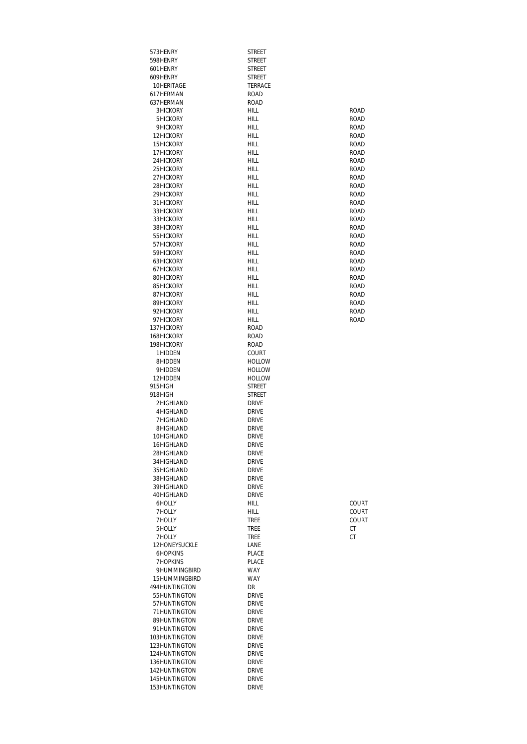| | | | |
|---|---|---|---|
| 573 | HENRY | STREET | |
| 598 | HENRY | STREET | |
| 601 | HENRY | STREET | |
| 609 | HENRY | STREET | |
| 10 | HERITAGE | TERRACE | |
| 617 | HERMAN | ROAD | |
| 637 | HERMAN | ROAD | |
| 3 | HICKORY | HILL | ROAD |
| 5 | HICKORY | HILL | ROAD |
| 9 | HICKORY | HILL | ROAD |
| 12 | HICKORY | HILL | ROAD |
| 15 | HICKORY | HILL | ROAD |
| 17 | HICKORY | HILL | ROAD |
| 24 | HICKORY | HILL | ROAD |
| 25 | HICKORY | HILL | ROAD |
| 27 | HICKORY | HILL | ROAD |
| 28 | HICKORY | HILL | ROAD |
| 29 | HICKORY | HILL | ROAD |
| 31 | HICKORY | HILL | ROAD |
| 33 | HICKORY | HILL | ROAD |
| 33 | HICKORY | HILL | ROAD |
| 38 | HICKORY | HILL | ROAD |
| 55 | HICKORY | HILL | ROAD |
| 57 | HICKORY | HILL | ROAD |
| 59 | HICKORY | HILL | ROAD |
| 63 | HICKORY | HILL | ROAD |
| 67 | HICKORY | HILL | ROAD |
| 80 | HICKORY | HILL | ROAD |
| 85 | HICKORY | HILL | ROAD |
| 87 | HICKORY | HILL | ROAD |
| 89 | HICKORY | HILL | ROAD |
| 92 | HICKORY | HILL | ROAD |
| 97 | HICKORY | HILL | ROAD |
| 137 | HICKORY | ROAD | |
| 168 | HICKORY | ROAD | |
| 198 | HICKORY | ROAD | |
| 1 | HIDDEN | COURT | |
| 8 | HIDDEN | HOLLOW | |
| 9 | HIDDEN | HOLLOW | |
| 12 | HIDDEN | HOLLOW | |
| 915 | HIGH | STREET | |
| 918 | HIGH | STREET | |
| 2 | HIGHLAND | DRIVE | |
| 4 | HIGHLAND | DRIVE | |
| 7 | HIGHLAND | DRIVE | |
| 8 | HIGHLAND | DRIVE | |
| 10 | HIGHLAND | DRIVE | |
| 16 | HIGHLAND | DRIVE | |
| 28 | HIGHLAND | DRIVE | |
| 34 | HIGHLAND | DRIVE | |
| 35 | HIGHLAND | DRIVE | |
| 38 | HIGHLAND | DRIVE | |
| 39 | HIGHLAND | DRIVE | |
| 40 | HIGHLAND | DRIVE | |
| 6 | HOLLY | HILL | COURT |
| 7 | HOLLY | HILL | COURT |
| 7 | HOLLY | TREE | COURT |
| 5 | HOLLY | TREE | CT |
| 7 | HOLLY | TREE | CT |
| 12 | HONEYSUCKLE | LANE | |
| 6 | HOPKINS | PLACE | |
| 7 | HOPKINS | PLACE | |
| 9 | HUMMINGBIRD | WAY | |
| 15 | HUMMINGBIRD | WAY | |
| 494 | HUNTINGTON | DR | |
| 55 | HUNTINGTON | DRIVE | |
| 57 | HUNTINGTON | DRIVE | |
| 71 | HUNTINGTON | DRIVE | |
| 89 | HUNTINGTON | DRIVE | |
| 91 | HUNTINGTON | DRIVE | |
| 103 | HUNTINGTON | DRIVE | |
| 123 | HUNTINGTON | DRIVE | |
| 124 | HUNTINGTON | DRIVE | |
| 136 | HUNTINGTON | DRIVE | |
| 142 | HUNTINGTON | DRIVE | |
| 145 | HUNTINGTON | DRIVE | |
| 153 | HUNTINGTON | DRIVE | |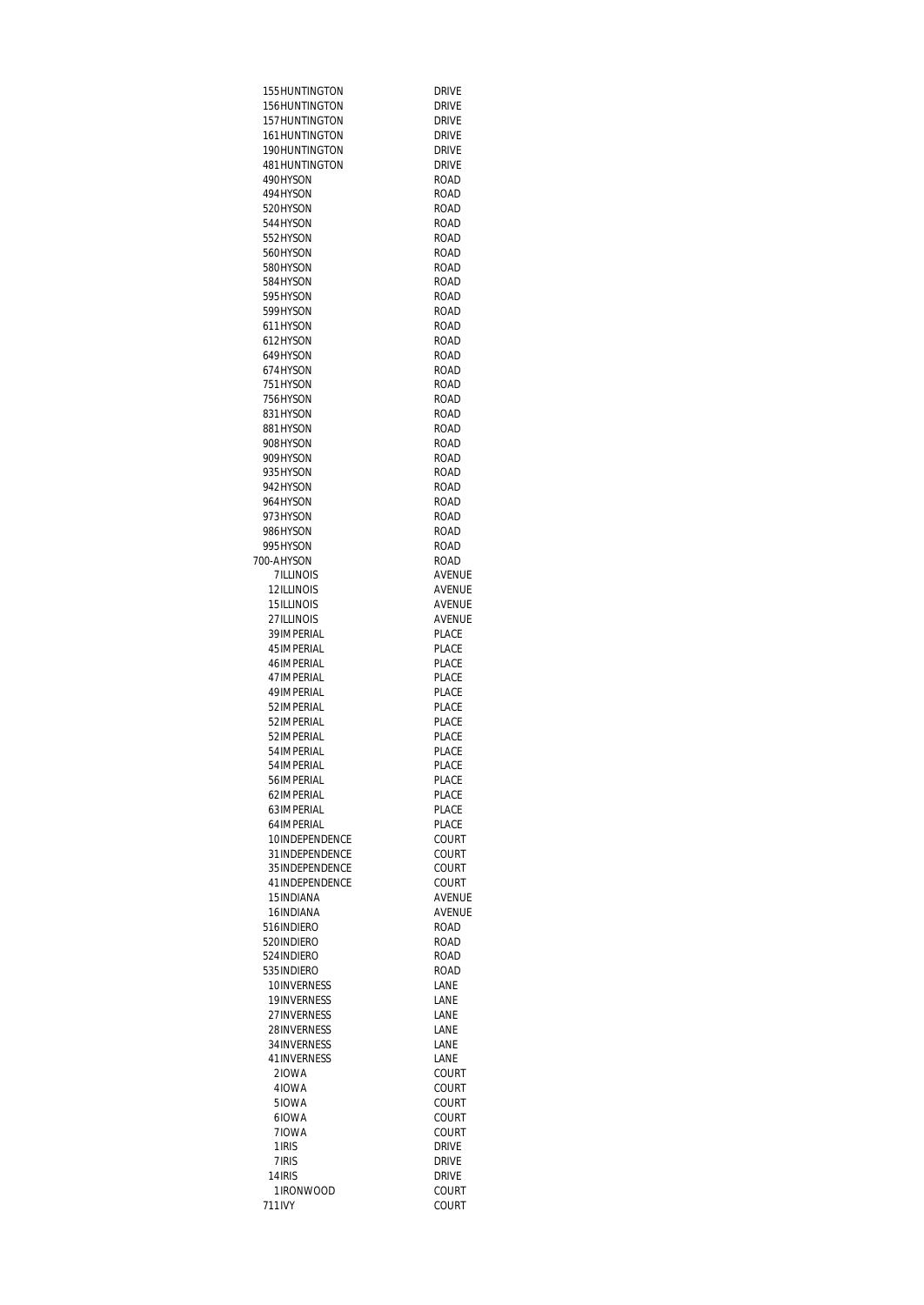| | | |
|---|---|---|
| 155 | HUNTINGTON | DRIVE |
| 156 | HUNTINGTON | DRIVE |
| 157 | HUNTINGTON | DRIVE |
| 161 | HUNTINGTON | DRIVE |
| 190 | HUNTINGTON | DRIVE |
| 481 | HUNTINGTON | DRIVE |
| 490 | HYSON | ROAD |
| 494 | HYSON | ROAD |
| 520 | HYSON | ROAD |
| 544 | HYSON | ROAD |
| 552 | HYSON | ROAD |
| 560 | HYSON | ROAD |
| 580 | HYSON | ROAD |
| 584 | HYSON | ROAD |
| 595 | HYSON | ROAD |
| 599 | HYSON | ROAD |
| 611 | HYSON | ROAD |
| 612 | HYSON | ROAD |
| 649 | HYSON | ROAD |
| 674 | HYSON | ROAD |
| 751 | HYSON | ROAD |
| 756 | HYSON | ROAD |
| 831 | HYSON | ROAD |
| 881 | HYSON | ROAD |
| 908 | HYSON | ROAD |
| 909 | HYSON | ROAD |
| 935 | HYSON | ROAD |
| 942 | HYSON | ROAD |
| 964 | HYSON | ROAD |
| 973 | HYSON | ROAD |
| 986 | HYSON | ROAD |
| 995 | HYSON | ROAD |
| 700-A | HYSON | ROAD |
| 7 | ILLINOIS | AVENUE |
| 12 | ILLINOIS | AVENUE |
| 15 | ILLINOIS | AVENUE |
| 27 | ILLINOIS | AVENUE |
| 39 | IMPERIAL | PLACE |
| 45 | IMPERIAL | PLACE |
| 46 | IMPERIAL | PLACE |
| 47 | IMPERIAL | PLACE |
| 49 | IMPERIAL | PLACE |
| 52 | IMPERIAL | PLACE |
| 52 | IMPERIAL | PLACE |
| 52 | IMPERIAL | PLACE |
| 54 | IMPERIAL | PLACE |
| 54 | IMPERIAL | PLACE |
| 56 | IMPERIAL | PLACE |
| 62 | IMPERIAL | PLACE |
| 63 | IMPERIAL | PLACE |
| 64 | IMPERIAL | PLACE |
| 10 | INDEPENDENCE | COURT |
| 31 | INDEPENDENCE | COURT |
| 35 | INDEPENDENCE | COURT |
| 41 | INDEPENDENCE | COURT |
| 15 | INDIANA | AVENUE |
| 16 | INDIANA | AVENUE |
| 516 | INDIERO | ROAD |
| 520 | INDIERO | ROAD |
| 524 | INDIERO | ROAD |
| 535 | INDIERO | ROAD |
| 10 | INVERNESS | LANE |
| 19 | INVERNESS | LANE |
| 27 | INVERNESS | LANE |
| 28 | INVERNESS | LANE |
| 34 | INVERNESS | LANE |
| 41 | INVERNESS | LANE |
| 2 | IOWA | COURT |
| 4 | IOWA | COURT |
| 5 | IOWA | COURT |
| 6 | IOWA | COURT |
| 7 | IOWA | COURT |
| 1 | IRIS | DRIVE |
| 7 | IRIS | DRIVE |
| 14 | IRIS | DRIVE |
| 1 | IRONWOOD | COURT |
| 711 | IVY | COURT |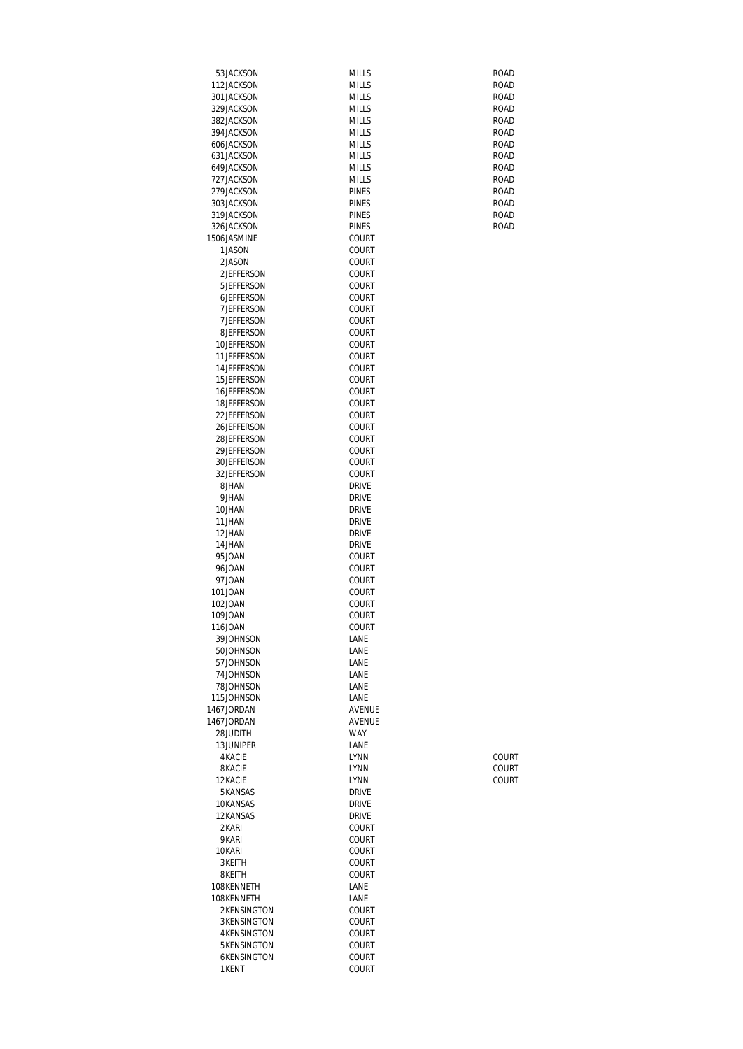| | | | |
|---|---|---|---|
| 53 | JACKSON | MILLS | ROAD |
| 112 | JACKSON | MILLS | ROAD |
| 301 | JACKSON | MILLS | ROAD |
| 329 | JACKSON | MILLS | ROAD |
| 382 | JACKSON | MILLS | ROAD |
| 394 | JACKSON | MILLS | ROAD |
| 606 | JACKSON | MILLS | ROAD |
| 631 | JACKSON | MILLS | ROAD |
| 649 | JACKSON | MILLS | ROAD |
| 727 | JACKSON | MILLS | ROAD |
| 279 | JACKSON | PINES | ROAD |
| 303 | JACKSON | PINES | ROAD |
| 319 | JACKSON | PINES | ROAD |
| 326 | JACKSON | PINES | ROAD |
| 1506 | JASMINE | COURT | |
| 1 | JASON | COURT | |
| 2 | JASON | COURT | |
| 2 | JEFFERSON | COURT | |
| 5 | JEFFERSON | COURT | |
| 6 | JEFFERSON | COURT | |
| 7 | JEFFERSON | COURT | |
| 7 | JEFFERSON | COURT | |
| 8 | JEFFERSON | COURT | |
| 10 | JEFFERSON | COURT | |
| 11 | JEFFERSON | COURT | |
| 14 | JEFFERSON | COURT | |
| 15 | JEFFERSON | COURT | |
| 16 | JEFFERSON | COURT | |
| 18 | JEFFERSON | COURT | |
| 22 | JEFFERSON | COURT | |
| 26 | JEFFERSON | COURT | |
| 28 | JEFFERSON | COURT | |
| 29 | JEFFERSON | COURT | |
| 30 | JEFFERSON | COURT | |
| 32 | JEFFERSON | COURT | |
| 8 | JHAN | DRIVE | |
| 9 | JHAN | DRIVE | |
| 10 | JHAN | DRIVE | |
| 11 | JHAN | DRIVE | |
| 12 | JHAN | DRIVE | |
| 14 | JHAN | DRIVE | |
| 95 | JOAN | COURT | |
| 96 | JOAN | COURT | |
| 97 | JOAN | COURT | |
| 101 | JOAN | COURT | |
| 102 | JOAN | COURT | |
| 109 | JOAN | COURT | |
| 116 | JOAN | COURT | |
| 39 | JOHNSON | LANE | |
| 50 | JOHNSON | LANE | |
| 57 | JOHNSON | LANE | |
| 74 | JOHNSON | LANE | |
| 78 | JOHNSON | LANE | |
| 115 | JOHNSON | LANE | |
| 1467 | JORDAN | AVENUE | |
| 1467 | JORDAN | AVENUE | |
| 28 | JUDITH | WAY | |
| 13 | JUNIPER | LANE | |
| 4 | KACIE | LYNN | COURT |
| 8 | KACIE | LYNN | COURT |
| 12 | KACIE | LYNN | COURT |
| 5 | KANSAS | DRIVE | |
| 10 | KANSAS | DRIVE | |
| 12 | KANSAS | DRIVE | |
| 2 | KARI | COURT | |
| 9 | KARI | COURT | |
| 10 | KARI | COURT | |
| 3 | KEITH | COURT | |
| 8 | KEITH | COURT | |
| 108 | KENNETH | LANE | |
| 108 | KENNETH | LANE | |
| 2 | KENSINGTON | COURT | |
| 3 | KENSINGTON | COURT | |
| 4 | KENSINGTON | COURT | |
| 5 | KENSINGTON | COURT | |
| 6 | KENSINGTON | COURT | |
| 1 | KENT | COURT | |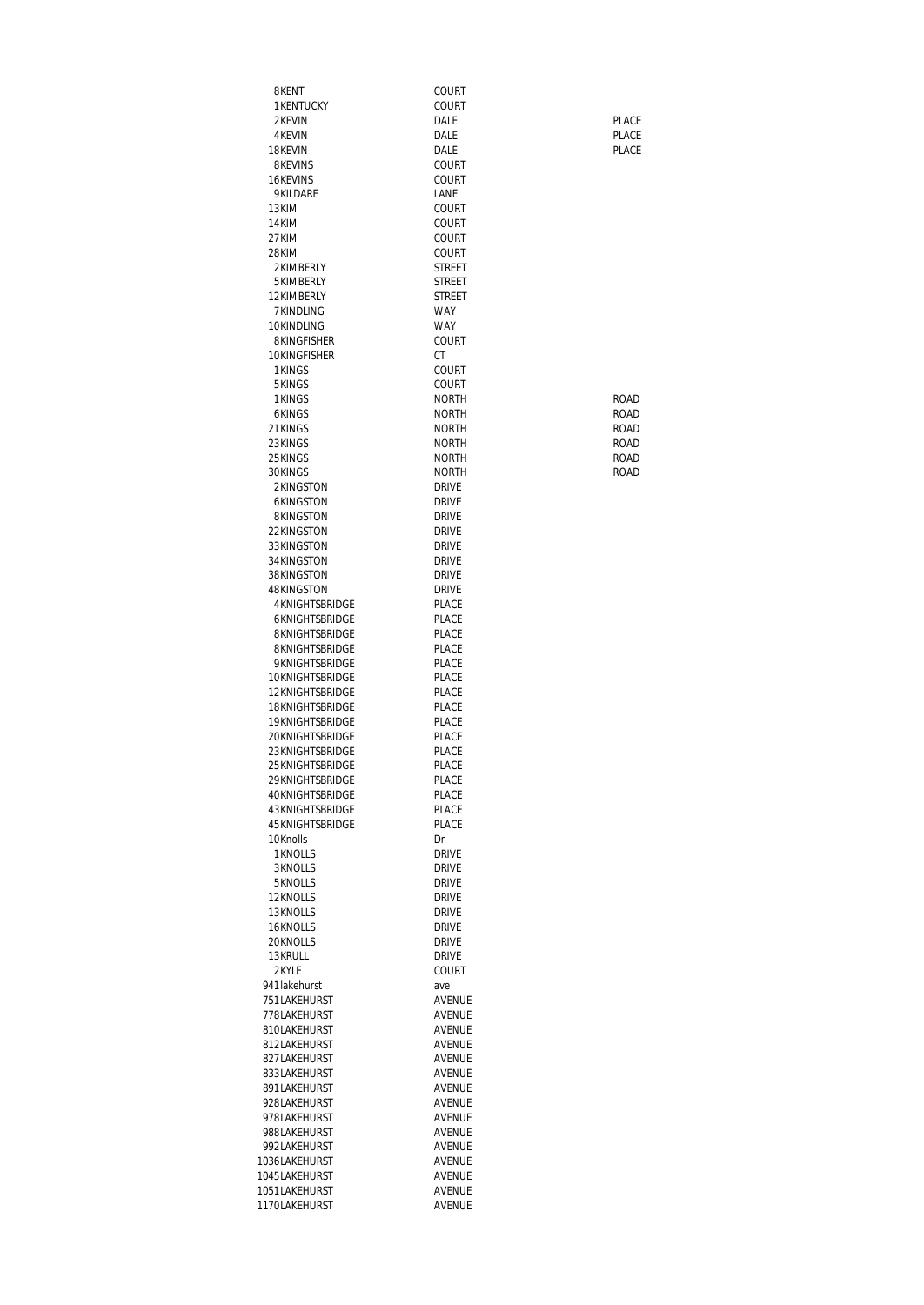| | | | |
|---|---|---|---|
| 8 | KENT | COURT | |
| 1 | KENTUCKY | COURT | |
| 2 | KEVIN | DALE | PLACE |
| 4 | KEVIN | DALE | PLACE |
| 18 | KEVIN | DALE | PLACE |
| 8 | KEVINS | COURT | |
| 16 | KEVINS | COURT | |
| 9 | KILDARE | LANE | |
| 13 | KIM | COURT | |
| 14 | KIM | COURT | |
| 27 | KIM | COURT | |
| 28 | KIM | COURT | |
| 2 | KIMBERLY | STREET | |
| 5 | KIMBERLY | STREET | |
| 12 | KIMBERLY | STREET | |
| 7 | KINDLING | WAY | |
| 10 | KINDLING | WAY | |
| 8 | KINGFISHER | COURT | |
| 10 | KINGFISHER | CT | |
| 1 | KINGS | COURT | |
| 5 | KINGS | COURT | |
| 1 | KINGS | NORTH | ROAD |
| 6 | KINGS | NORTH | ROAD |
| 21 | KINGS | NORTH | ROAD |
| 23 | KINGS | NORTH | ROAD |
| 25 | KINGS | NORTH | ROAD |
| 30 | KINGS | NORTH | ROAD |
| 2 | KINGSTON | DRIVE | |
| 6 | KINGSTON | DRIVE | |
| 8 | KINGSTON | DRIVE | |
| 22 | KINGSTON | DRIVE | |
| 33 | KINGSTON | DRIVE | |
| 34 | KINGSTON | DRIVE | |
| 38 | KINGSTON | DRIVE | |
| 48 | KINGSTON | DRIVE | |
| 4 | KNIGHTSBRIDGE | PLACE | |
| 6 | KNIGHTSBRIDGE | PLACE | |
| 8 | KNIGHTSBRIDGE | PLACE | |
| 8 | KNIGHTSBRIDGE | PLACE | |
| 9 | KNIGHTSBRIDGE | PLACE | |
| 10 | KNIGHTSBRIDGE | PLACE | |
| 12 | KNIGHTSBRIDGE | PLACE | |
| 18 | KNIGHTSBRIDGE | PLACE | |
| 19 | KNIGHTSBRIDGE | PLACE | |
| 20 | KNIGHTSBRIDGE | PLACE | |
| 23 | KNIGHTSBRIDGE | PLACE | |
| 25 | KNIGHTSBRIDGE | PLACE | |
| 29 | KNIGHTSBRIDGE | PLACE | |
| 40 | KNIGHTSBRIDGE | PLACE | |
| 43 | KNIGHTSBRIDGE | PLACE | |
| 45 | KNIGHTSBRIDGE | PLACE | |
| 10 | Knolls | Dr | |
| 1 | KNOLLS | DRIVE | |
| 3 | KNOLLS | DRIVE | |
| 5 | KNOLLS | DRIVE | |
| 12 | KNOLLS | DRIVE | |
| 13 | KNOLLS | DRIVE | |
| 16 | KNOLLS | DRIVE | |
| 20 | KNOLLS | DRIVE | |
| 13 | KRULL | DRIVE | |
| 2 | KYLE | COURT | |
| 941 | lakehurst | ave | |
| 751 | LAKEHURST | AVENUE | |
| 778 | LAKEHURST | AVENUE | |
| 810 | LAKEHURST | AVENUE | |
| 812 | LAKEHURST | AVENUE | |
| 827 | LAKEHURST | AVENUE | |
| 833 | LAKEHURST | AVENUE | |
| 891 | LAKEHURST | AVENUE | |
| 928 | LAKEHURST | AVENUE | |
| 978 | LAKEHURST | AVENUE | |
| 988 | LAKEHURST | AVENUE | |
| 992 | LAKEHURST | AVENUE | |
| 1036 | LAKEHURST | AVENUE | |
| 1045 | LAKEHURST | AVENUE | |
| 1051 | LAKEHURST | AVENUE | |
| 1170 | LAKEHURST | AVENUE | |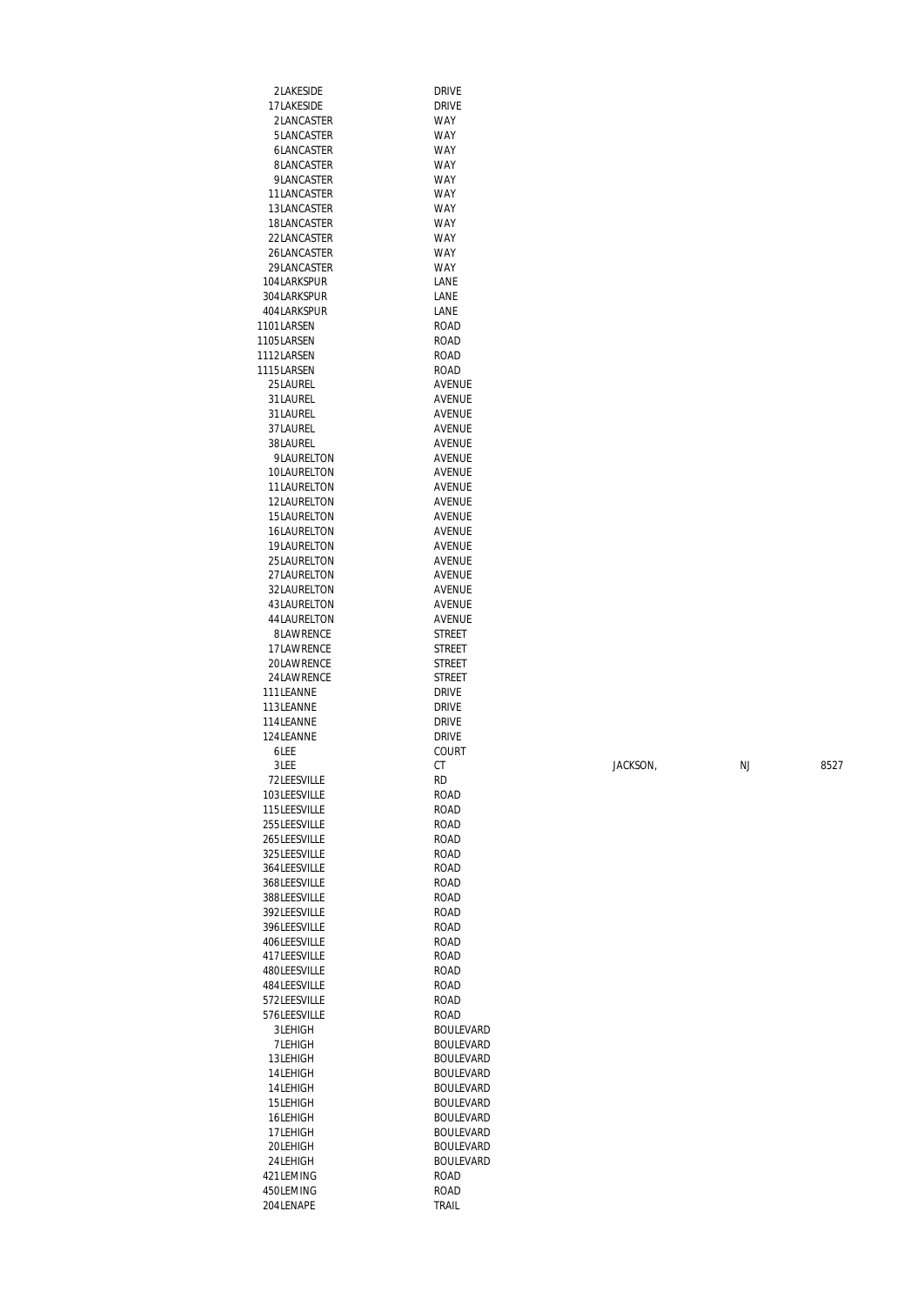| | | | | | |
|---|---|---|---|---|---|
| 2 | LAKESIDE | DRIVE | | | |
| 17 | LAKESIDE | DRIVE | | | |
| 2 | LANCASTER | WAY | | | |
| 5 | LANCASTER | WAY | | | |
| 6 | LANCASTER | WAY | | | |
| 8 | LANCASTER | WAY | | | |
| 9 | LANCASTER | WAY | | | |
| 11 | LANCASTER | WAY | | | |
| 13 | LANCASTER | WAY | | | |
| 18 | LANCASTER | WAY | | | |
| 22 | LANCASTER | WAY | | | |
| 26 | LANCASTER | WAY | | | |
| 29 | LANCASTER | WAY | | | |
| 104 | LARKSPUR | LANE | | | |
| 304 | LARKSPUR | LANE | | | |
| 404 | LARKSPUR | LANE | | | |
| 1101 | LARSEN | ROAD | | | |
| 1105 | LARSEN | ROAD | | | |
| 1112 | LARSEN | ROAD | | | |
| 1115 | LARSEN | ROAD | | | |
| 25 | LAUREL | AVENUE | | | |
| 31 | LAUREL | AVENUE | | | |
| 31 | LAUREL | AVENUE | | | |
| 37 | LAUREL | AVENUE | | | |
| 38 | LAUREL | AVENUE | | | |
| 9 | LAURELTON | AVENUE | | | |
| 10 | LAURELTON | AVENUE | | | |
| 11 | LAURELTON | AVENUE | | | |
| 12 | LAURELTON | AVENUE | | | |
| 15 | LAURELTON | AVENUE | | | |
| 16 | LAURELTON | AVENUE | | | |
| 19 | LAURELTON | AVENUE | | | |
| 25 | LAURELTON | AVENUE | | | |
| 27 | LAURELTON | AVENUE | | | |
| 32 | LAURELTON | AVENUE | | | |
| 43 | LAURELTON | AVENUE | | | |
| 44 | LAURELTON | AVENUE | | | |
| 8 | LAWRENCE | STREET | | | |
| 17 | LAWRENCE | STREET | | | |
| 20 | LAWRENCE | STREET | | | |
| 24 | LAWRENCE | STREET | | | |
| 111 | LEANNE | DRIVE | | | |
| 113 | LEANNE | DRIVE | | | |
| 114 | LEANNE | DRIVE | | | |
| 124 | LEANNE | DRIVE | | | |
| 6 | LEE | COURT | | | |
| 3 | LEE | CT | JACKSON, | NJ | 8527 |
| 72 | LEESVILLE | RD | | | |
| 103 | LEESVILLE | ROAD | | | |
| 115 | LEESVILLE | ROAD | | | |
| 255 | LEESVILLE | ROAD | | | |
| 265 | LEESVILLE | ROAD | | | |
| 325 | LEESVILLE | ROAD | | | |
| 364 | LEESVILLE | ROAD | | | |
| 368 | LEESVILLE | ROAD | | | |
| 388 | LEESVILLE | ROAD | | | |
| 392 | LEESVILLE | ROAD | | | |
| 396 | LEESVILLE | ROAD | | | |
| 406 | LEESVILLE | ROAD | | | |
| 417 | LEESVILLE | ROAD | | | |
| 480 | LEESVILLE | ROAD | | | |
| 484 | LEESVILLE | ROAD | | | |
| 572 | LEESVILLE | ROAD | | | |
| 576 | LEESVILLE | ROAD | | | |
| 3 | LEHIGH | BOULEVARD | | | |
| 7 | LEHIGH | BOULEVARD | | | |
| 13 | LEHIGH | BOULEVARD | | | |
| 14 | LEHIGH | BOULEVARD | | | |
| 14 | LEHIGH | BOULEVARD | | | |
| 15 | LEHIGH | BOULEVARD | | | |
| 16 | LEHIGH | BOULEVARD | | | |
| 17 | LEHIGH | BOULEVARD | | | |
| 20 | LEHIGH | BOULEVARD | | | |
| 24 | LEHIGH | BOULEVARD | | | |
| 421 | LEMING | ROAD | | | |
| 450 | LEMING | ROAD | | | |
| 204 | LENAPE | TRAIL | | | |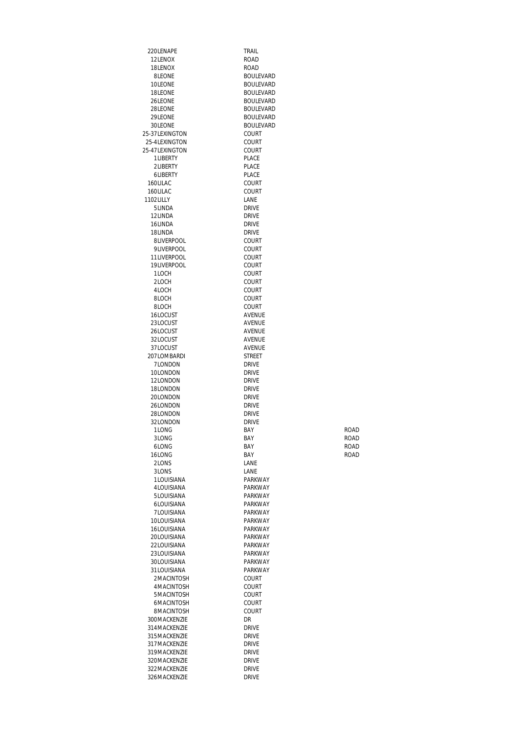| | | |
|---|---|---|
| 220LENAPE | TRAIL | |
| 12LENOX | ROAD | |
| 18LENOX | ROAD | |
| 8LEONE | BOULEVARD | |
| 10LEONE | BOULEVARD | |
| 18LEONE | BOULEVARD | |
| 26LEONE | BOULEVARD | |
| 28LEONE | BOULEVARD | |
| 29LEONE | BOULEVARD | |
| 30LEONE | BOULEVARD | |
| 25-37LEXINGTON | COURT | |
| 25-4LEXINGTON | COURT | |
| 25-47LEXINGTON | COURT | |
| 1LIBERTY | PLACE | |
| 2LIBERTY | PLACE | |
| 6LIBERTY | PLACE | |
| 160LILAC | COURT | |
| 160LILAC | COURT | |
| 1102LILLY | LANE | |
| 5LINDA | DRIVE | |
| 12LINDA | DRIVE | |
| 16LINDA | DRIVE | |
| 18LINDA | DRIVE | |
| 8LIVERPOOL | COURT | |
| 9LIVERPOOL | COURT | |
| 11LIVERPOOL | COURT | |
| 19LIVERPOOL | COURT | |
| 1LOCH | COURT | |
| 2LOCH | COURT | |
| 4LOCH | COURT | |
| 8LOCH | COURT | |
| 8LOCH | COURT | |
| 16LOCUST | AVENUE | |
| 23LOCUST | AVENUE | |
| 26LOCUST | AVENUE | |
| 32LOCUST | AVENUE | |
| 37LOCUST | AVENUE | |
| 207LOMBARDI | STREET | |
| 7LONDON | DRIVE | |
| 10LONDON | DRIVE | |
| 12LONDON | DRIVE | |
| 18LONDON | DRIVE | |
| 20LONDON | DRIVE | |
| 26LONDON | DRIVE | |
| 28LONDON | DRIVE | |
| 32LONDON | DRIVE | |
| 1LONG | BAY | ROAD |
| 3LONG | BAY | ROAD |
| 6LONG | BAY | ROAD |
| 16LONG | BAY | ROAD |
| 2LONS | LANE | |
| 3LONS | LANE | |
| 1LOUISIANA | PARKWAY | |
| 4LOUISIANA | PARKWAY | |
| 5LOUISIANA | PARKWAY | |
| 6LOUISIANA | PARKWAY | |
| 7LOUISIANA | PARKWAY | |
| 10LOUISIANA | PARKWAY | |
| 16LOUISIANA | PARKWAY | |
| 20LOUISIANA | PARKWAY | |
| 22LOUISIANA | PARKWAY | |
| 23LOUISIANA | PARKWAY | |
| 30LOUISIANA | PARKWAY | |
| 31LOUISIANA | PARKWAY | |
| 2MACINTOSH | COURT | |
| 4MACINTOSH | COURT | |
| 5MACINTOSH | COURT | |
| 6MACINTOSH | COURT | |
| 8MACINTOSH | COURT | |
| 300MACKENZIE | DR | |
| 314MACKENZIE | DRIVE | |
| 315MACKENZIE | DRIVE | |
| 317MACKENZIE | DRIVE | |
| 319MACKENZIE | DRIVE | |
| 320MACKENZIE | DRIVE | |
| 322MACKENZIE | DRIVE | |
| 326MACKENZIE | DRIVE | |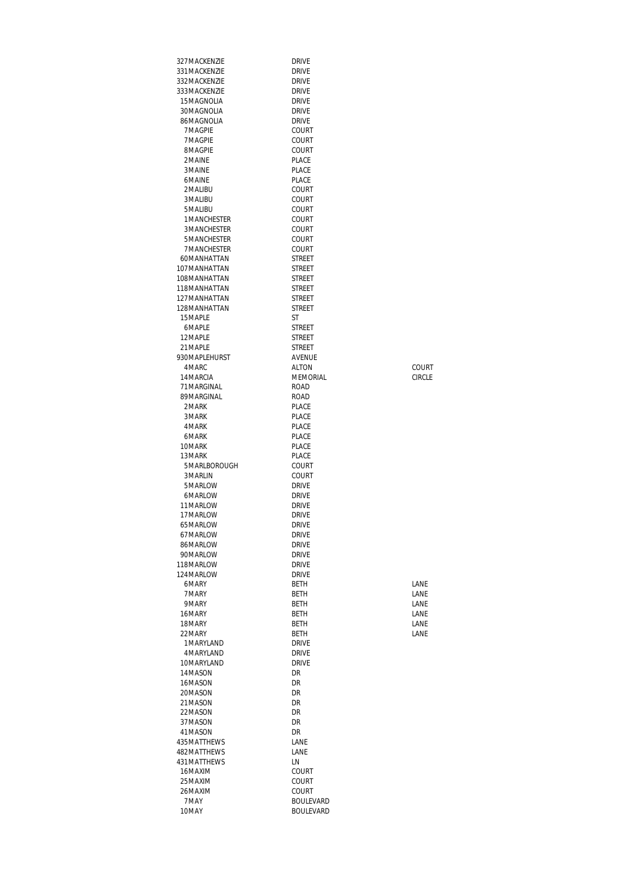| | | | |
|---|---|---|---|
| 327 | MACKENZIE | DRIVE | |
| 331 | MACKENZIE | DRIVE | |
| 332 | MACKENZIE | DRIVE | |
| 333 | MACKENZIE | DRIVE | |
| 15 | MAGNOLIA | DRIVE | |
| 30 | MAGNOLIA | DRIVE | |
| 86 | MAGNOLIA | DRIVE | |
| 7 | MAGPIE | COURT | |
| 7 | MAGPIE | COURT | |
| 8 | MAGPIE | COURT | |
| 2 | MAINE | PLACE | |
| 3 | MAINE | PLACE | |
| 6 | MAINE | PLACE | |
| 2 | MALIBU | COURT | |
| 3 | MALIBU | COURT | |
| 5 | MALIBU | COURT | |
| 1 | MANCHESTER | COURT | |
| 3 | MANCHESTER | COURT | |
| 5 | MANCHESTER | COURT | |
| 7 | MANCHESTER | COURT | |
| 60 | MANHATTAN | STREET | |
| 107 | MANHATTAN | STREET | |
| 108 | MANHATTAN | STREET | |
| 118 | MANHATTAN | STREET | |
| 127 | MANHATTAN | STREET | |
| 128 | MANHATTAN | STREET | |
| 15 | MAPLE | ST | |
| 6 | MAPLE | STREET | |
| 12 | MAPLE | STREET | |
| 21 | MAPLE | STREET | |
| 930 | MAPLEHURST | AVENUE | |
| 4 | MARC | ALTON | COURT |
| 14 | MARCIA | MEMORIAL | CIRCLE |
| 71 | MARGINAL | ROAD | |
| 89 | MARGINAL | ROAD | |
| 2 | MARK | PLACE | |
| 3 | MARK | PLACE | |
| 4 | MARK | PLACE | |
| 6 | MARK | PLACE | |
| 10 | MARK | PLACE | |
| 13 | MARK | PLACE | |
| 5 | MARLBOROUGH | COURT | |
| 3 | MARLIN | COURT | |
| 5 | MARLOW | DRIVE | |
| 6 | MARLOW | DRIVE | |
| 11 | MARLOW | DRIVE | |
| 17 | MARLOW | DRIVE | |
| 65 | MARLOW | DRIVE | |
| 67 | MARLOW | DRIVE | |
| 86 | MARLOW | DRIVE | |
| 90 | MARLOW | DRIVE | |
| 118 | MARLOW | DRIVE | |
| 124 | MARLOW | DRIVE | |
| 6 | MARY | BETH | LANE |
| 7 | MARY | BETH | LANE |
| 9 | MARY | BETH | LANE |
| 16 | MARY | BETH | LANE |
| 18 | MARY | BETH | LANE |
| 22 | MARY | BETH | LANE |
| 1 | MARYLAND | DRIVE | |
| 4 | MARYLAND | DRIVE | |
| 10 | MARYLAND | DRIVE | |
| 14 | MASON | DR | |
| 16 | MASON | DR | |
| 20 | MASON | DR | |
| 21 | MASON | DR | |
| 22 | MASON | DR | |
| 37 | MASON | DR | |
| 41 | MASON | DR | |
| 435 | MATTHEWS | LANE | |
| 482 | MATTHEWS | LANE | |
| 431 | MATTHEWS | LN | |
| 16 | MAXIM | COURT | |
| 25 | MAXIM | COURT | |
| 26 | MAXIM | COURT | |
| 7 | MAY | BOULEVARD | |
| 10 | MAY | BOULEVARD | |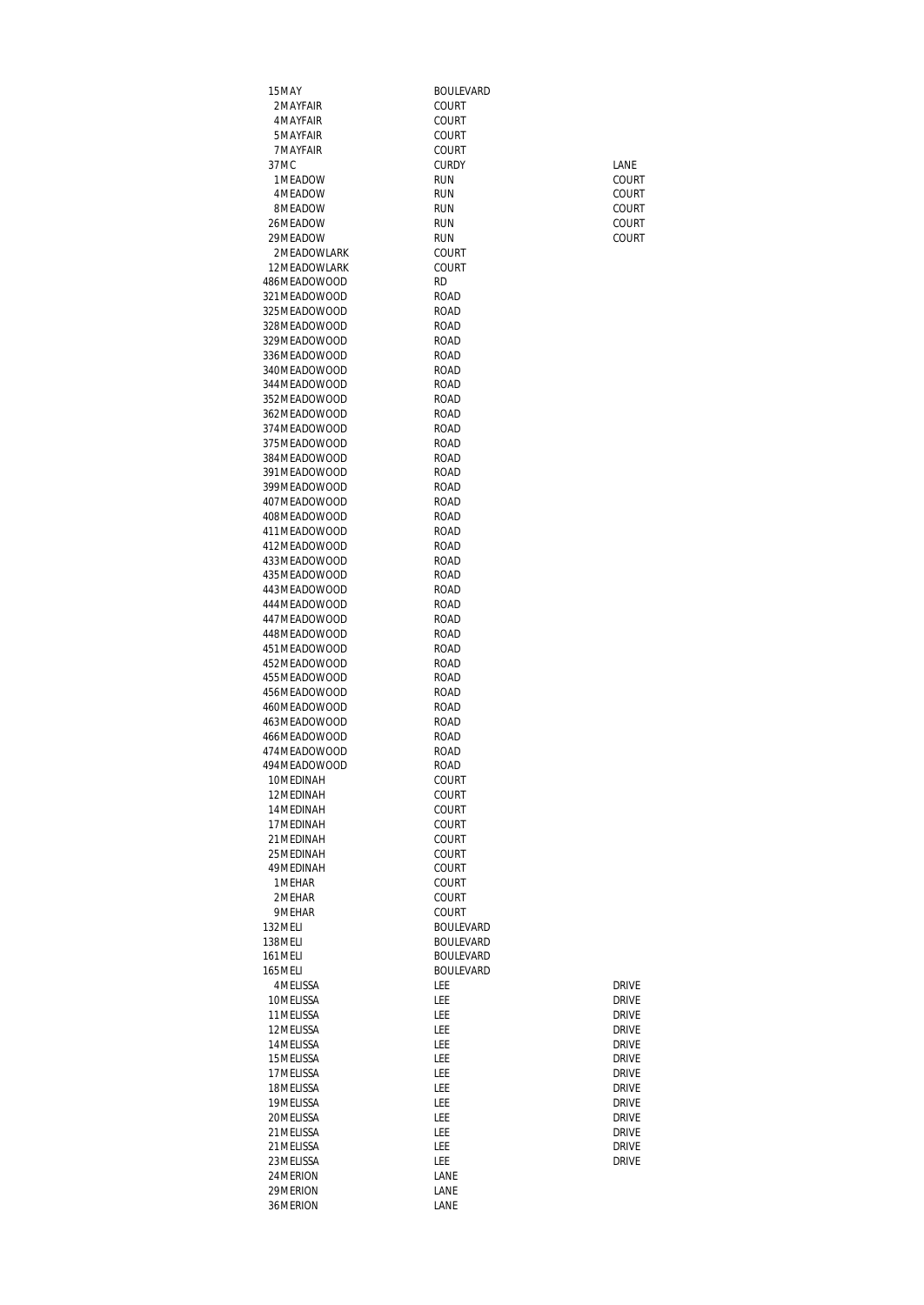| | | |
|---|---|---|
| 15 MAY | BOULEVARD | |
| 2 MAYFAIR | COURT | |
| 4 MAYFAIR | COURT | |
| 5 MAYFAIR | COURT | |
| 7 MAYFAIR | COURT | |
| 37 MC | CURDY | LANE |
| 1 MEADOW | RUN | COURT |
| 4 MEADOW | RUN | COURT |
| 8 MEADOW | RUN | COURT |
| 26 MEADOW | RUN | COURT |
| 29 MEADOW | RUN | COURT |
| 2 MEADOWLARK | COURT | |
| 12 MEADOWLARK | COURT | |
| 486 MEADOWOOD | RD | |
| 321 MEADOWOOD | ROAD | |
| 325 MEADOWOOD | ROAD | |
| 328 MEADOWOOD | ROAD | |
| 329 MEADOWOOD | ROAD | |
| 336 MEADOWOOD | ROAD | |
| 340 MEADOWOOD | ROAD | |
| 344 MEADOWOOD | ROAD | |
| 352 MEADOWOOD | ROAD | |
| 362 MEADOWOOD | ROAD | |
| 374 MEADOWOOD | ROAD | |
| 375 MEADOWOOD | ROAD | |
| 384 MEADOWOOD | ROAD | |
| 391 MEADOWOOD | ROAD | |
| 399 MEADOWOOD | ROAD | |
| 407 MEADOWOOD | ROAD | |
| 408 MEADOWOOD | ROAD | |
| 411 MEADOWOOD | ROAD | |
| 412 MEADOWOOD | ROAD | |
| 433 MEADOWOOD | ROAD | |
| 435 MEADOWOOD | ROAD | |
| 443 MEADOWOOD | ROAD | |
| 444 MEADOWOOD | ROAD | |
| 447 MEADOWOOD | ROAD | |
| 448 MEADOWOOD | ROAD | |
| 451 MEADOWOOD | ROAD | |
| 452 MEADOWOOD | ROAD | |
| 455 MEADOWOOD | ROAD | |
| 456 MEADOWOOD | ROAD | |
| 460 MEADOWOOD | ROAD | |
| 463 MEADOWOOD | ROAD | |
| 466 MEADOWOOD | ROAD | |
| 474 MEADOWOOD | ROAD | |
| 494 MEADOWOOD | ROAD | |
| 10 MEDINAH | COURT | |
| 12 MEDINAH | COURT | |
| 14 MEDINAH | COURT | |
| 17 MEDINAH | COURT | |
| 21 MEDINAH | COURT | |
| 25 MEDINAH | COURT | |
| 49 MEDINAH | COURT | |
| 1 MEHAR | COURT | |
| 2 MEHAR | COURT | |
| 9 MEHAR | COURT | |
| 132 MELI | BOULEVARD | |
| 138 MELI | BOULEVARD | |
| 161 MELI | BOULEVARD | |
| 165 MELI | BOULEVARD | |
| 4 MELISSA | LEE | DRIVE |
| 10 MELISSA | LEE | DRIVE |
| 11 MELISSA | LEE | DRIVE |
| 12 MELISSA | LEE | DRIVE |
| 14 MELISSA | LEE | DRIVE |
| 15 MELISSA | LEE | DRIVE |
| 17 MELISSA | LEE | DRIVE |
| 18 MELISSA | LEE | DRIVE |
| 19 MELISSA | LEE | DRIVE |
| 20 MELISSA | LEE | DRIVE |
| 21 MELISSA | LEE | DRIVE |
| 21 MELISSA | LEE | DRIVE |
| 23 MELISSA | LEE | DRIVE |
| 24 MERION | LANE | |
| 29 MERION | LANE | |
| 36 MERION | LANE | |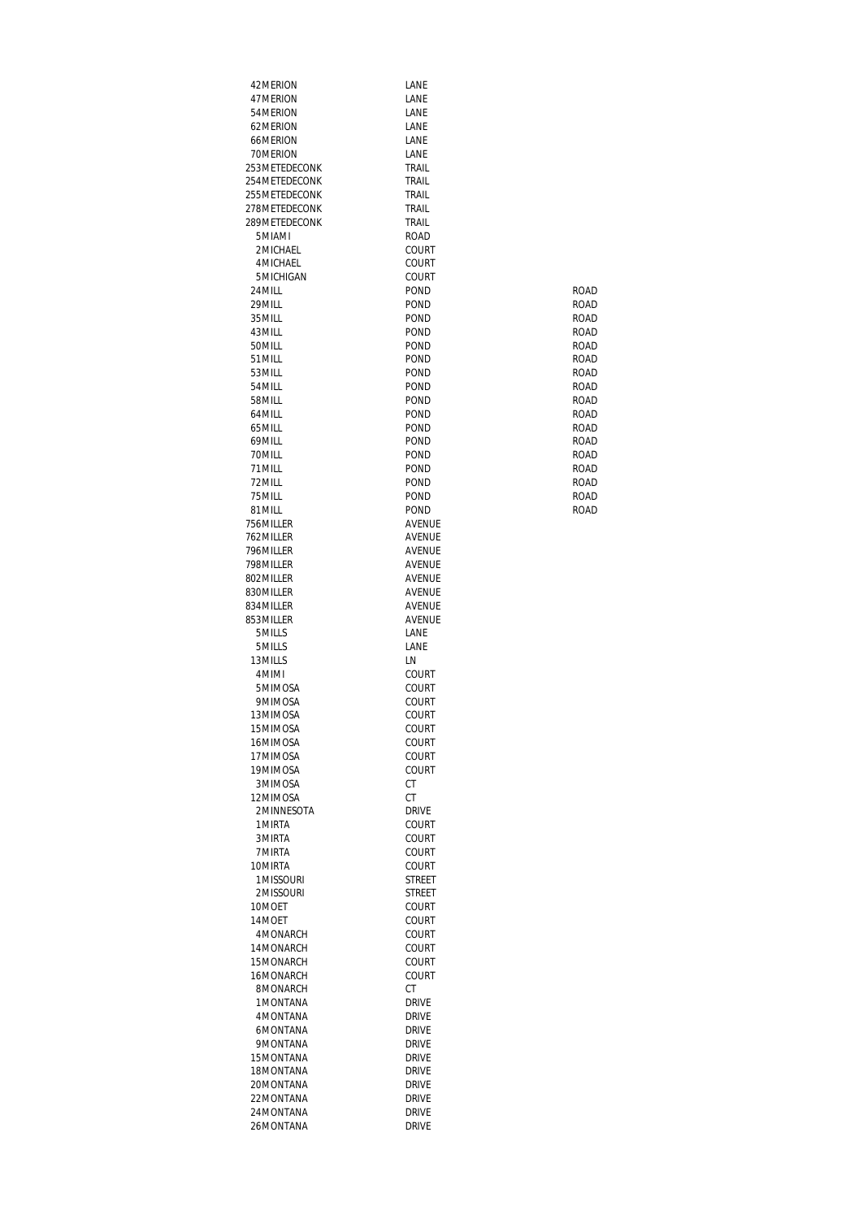| | | |
|---|---|---|
| 42 MERION | LANE | |
| 47 MERION | LANE | |
| 54 MERION | LANE | |
| 62 MERION | LANE | |
| 66 MERION | LANE | |
| 70 MERION | LANE | |
| 253 METEDECONK | TRAIL | |
| 254 METEDECONK | TRAIL | |
| 255 METEDECONK | TRAIL | |
| 278 METEDECONK | TRAIL | |
| 289 METEDECONK | TRAIL | |
| 5 MIAMI | ROAD | |
| 2 MICHAEL | COURT | |
| 4 MICHAEL | COURT | |
| 5 MICHIGAN | COURT | |
| 24 MILL | POND | ROAD |
| 29 MILL | POND | ROAD |
| 35 MILL | POND | ROAD |
| 43 MILL | POND | ROAD |
| 50 MILL | POND | ROAD |
| 51 MILL | POND | ROAD |
| 53 MILL | POND | ROAD |
| 54 MILL | POND | ROAD |
| 58 MILL | POND | ROAD |
| 64 MILL | POND | ROAD |
| 65 MILL | POND | ROAD |
| 69 MILL | POND | ROAD |
| 70 MILL | POND | ROAD |
| 71 MILL | POND | ROAD |
| 72 MILL | POND | ROAD |
| 75 MILL | POND | ROAD |
| 81 MILL | POND | ROAD |
| 756 MILLER | AVENUE | |
| 762 MILLER | AVENUE | |
| 796 MILLER | AVENUE | |
| 798 MILLER | AVENUE | |
| 802 MILLER | AVENUE | |
| 830 MILLER | AVENUE | |
| 834 MILLER | AVENUE | |
| 853 MILLER | AVENUE | |
| 5 MILLS | LANE | |
| 5 MILLS | LANE | |
| 13 MILLS | LN | |
| 4 MIMI | COURT | |
| 5 MIMOSA | COURT | |
| 9 MIMOSA | COURT | |
| 13 MIMOSA | COURT | |
| 15 MIMOSA | COURT | |
| 16 MIMOSA | COURT | |
| 17 MIMOSA | COURT | |
| 19 MIMOSA | COURT | |
| 3 MIMOSA | CT | |
| 12 MIMOSA | CT | |
| 2 MINNESOTA | DRIVE | |
| 1 MIRTA | COURT | |
| 3 MIRTA | COURT | |
| 7 MIRTA | COURT | |
| 10 MIRTA | COURT | |
| 1 MISSOURI | STREET | |
| 2 MISSOURI | STREET | |
| 10 MOET | COURT | |
| 14 MOET | COURT | |
| 4 MONARCH | COURT | |
| 14 MONARCH | COURT | |
| 15 MONARCH | COURT | |
| 16 MONARCH | COURT | |
| 8 MONARCH | CT | |
| 1 MONTANA | DRIVE | |
| 4 MONTANA | DRIVE | |
| 6 MONTANA | DRIVE | |
| 9 MONTANA | DRIVE | |
| 15 MONTANA | DRIVE | |
| 18 MONTANA | DRIVE | |
| 20 MONTANA | DRIVE | |
| 22 MONTANA | DRIVE | |
| 24 MONTANA | DRIVE | |
| 26 MONTANA | DRIVE | |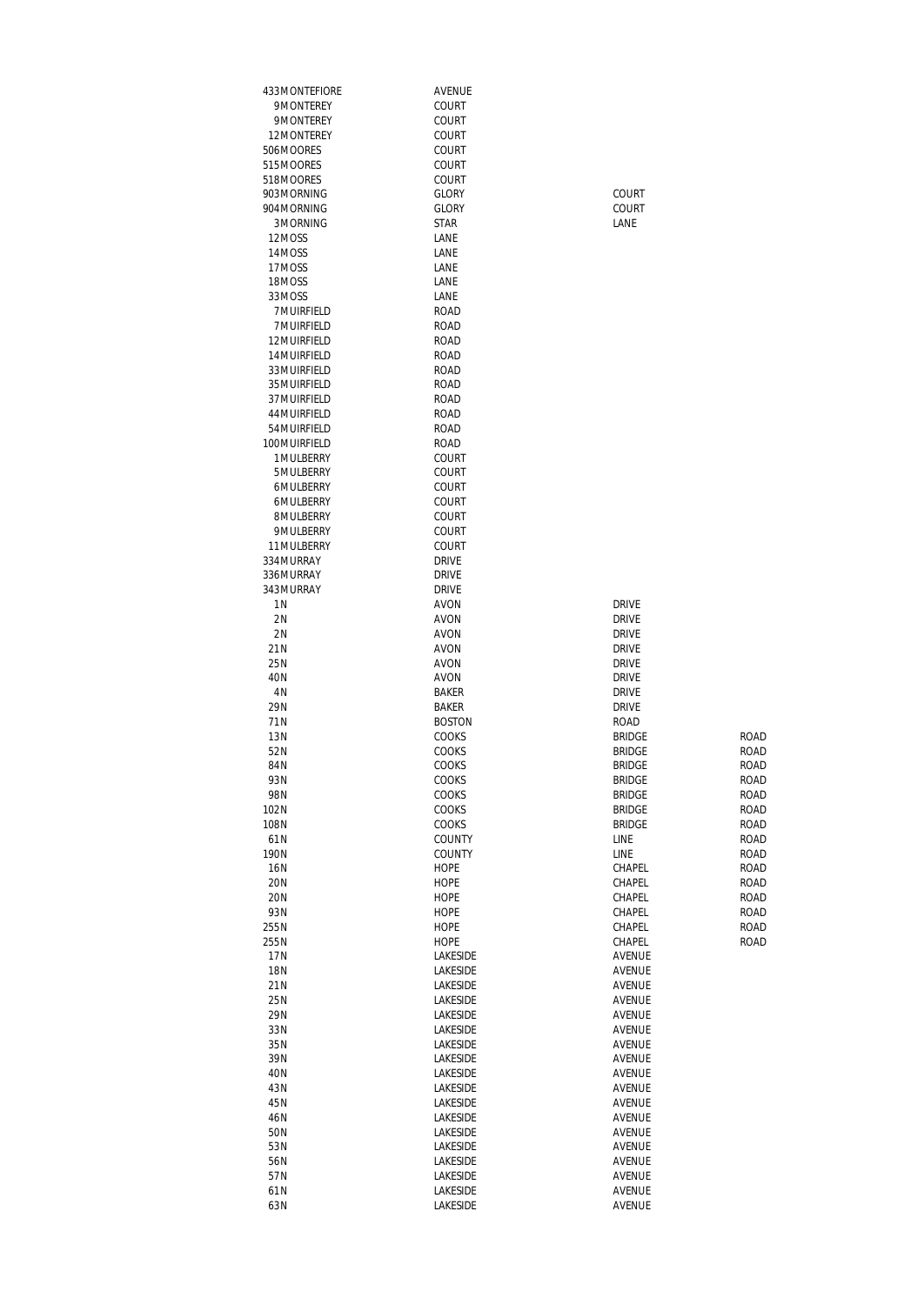| | | | | |
|---|---|---|---|---|
| 433 | MONTEFIORE | AVENUE | | |
| 9 | MONTEREY | COURT | | |
| 9 | MONTEREY | COURT | | |
| 12 | MONTEREY | COURT | | |
| 506 | MOORES | COURT | | |
| 515 | MOORES | COURT | | |
| 518 | MOORES | COURT | | |
| 903 | MORNING | GLORY | COURT | |
| 904 | MORNING | GLORY | COURT | |
| 3 | MORNING | STAR | LANE | |
| 12 | MOSS | LANE | | |
| 14 | MOSS | LANE | | |
| 17 | MOSS | LANE | | |
| 18 | MOSS | LANE | | |
| 33 | MOSS | LANE | | |
| 7 | MUIRFIELD | ROAD | | |
| 7 | MUIRFIELD | ROAD | | |
| 12 | MUIRFIELD | ROAD | | |
| 14 | MUIRFIELD | ROAD | | |
| 33 | MUIRFIELD | ROAD | | |
| 35 | MUIRFIELD | ROAD | | |
| 37 | MUIRFIELD | ROAD | | |
| 44 | MUIRFIELD | ROAD | | |
| 54 | MUIRFIELD | ROAD | | |
| 100 | MUIRFIELD | ROAD | | |
| 1 | MULBERRY | COURT | | |
| 5 | MULBERRY | COURT | | |
| 6 | MULBERRY | COURT | | |
| 6 | MULBERRY | COURT | | |
| 8 | MULBERRY | COURT | | |
| 9 | MULBERRY | COURT | | |
| 11 | MULBERRY | COURT | | |
| 334 | MURRAY | DRIVE | | |
| 336 | MURRAY | DRIVE | | |
| 343 | MURRAY | DRIVE | | |
| 1 | N | AVON | DRIVE | |
| 2 | N | AVON | DRIVE | |
| 2 | N | AVON | DRIVE | |
| 21 | N | AVON | DRIVE | |
| 25 | N | AVON | DRIVE | |
| 40 | N | AVON | DRIVE | |
| 4 | N | BAKER | DRIVE | |
| 29 | N | BAKER | DRIVE | |
| 71 | N | BOSTON | ROAD | |
| 13 | N | COOKS | BRIDGE | ROAD |
| 52 | N | COOKS | BRIDGE | ROAD |
| 84 | N | COOKS | BRIDGE | ROAD |
| 93 | N | COOKS | BRIDGE | ROAD |
| 98 | N | COOKS | BRIDGE | ROAD |
| 102 | N | COOKS | BRIDGE | ROAD |
| 108 | N | COOKS | BRIDGE | ROAD |
| 61 | N | COUNTY | LINE | ROAD |
| 190 | N | COUNTY | LINE | ROAD |
| 16 | N | HOPE | CHAPEL | ROAD |
| 20 | N | HOPE | CHAPEL | ROAD |
| 20 | N | HOPE | CHAPEL | ROAD |
| 93 | N | HOPE | CHAPEL | ROAD |
| 255 | N | HOPE | CHAPEL | ROAD |
| 255 | N | HOPE | CHAPEL | ROAD |
| 17 | N | LAKESIDE | AVENUE | |
| 18 | N | LAKESIDE | AVENUE | |
| 21 | N | LAKESIDE | AVENUE | |
| 25 | N | LAKESIDE | AVENUE | |
| 29 | N | LAKESIDE | AVENUE | |
| 33 | N | LAKESIDE | AVENUE | |
| 35 | N | LAKESIDE | AVENUE | |
| 39 | N | LAKESIDE | AVENUE | |
| 40 | N | LAKESIDE | AVENUE | |
| 43 | N | LAKESIDE | AVENUE | |
| 45 | N | LAKESIDE | AVENUE | |
| 46 | N | LAKESIDE | AVENUE | |
| 50 | N | LAKESIDE | AVENUE | |
| 53 | N | LAKESIDE | AVENUE | |
| 56 | N | LAKESIDE | AVENUE | |
| 57 | N | LAKESIDE | AVENUE | |
| 61 | N | LAKESIDE | AVENUE | |
| 63 | N | LAKESIDE | AVENUE | |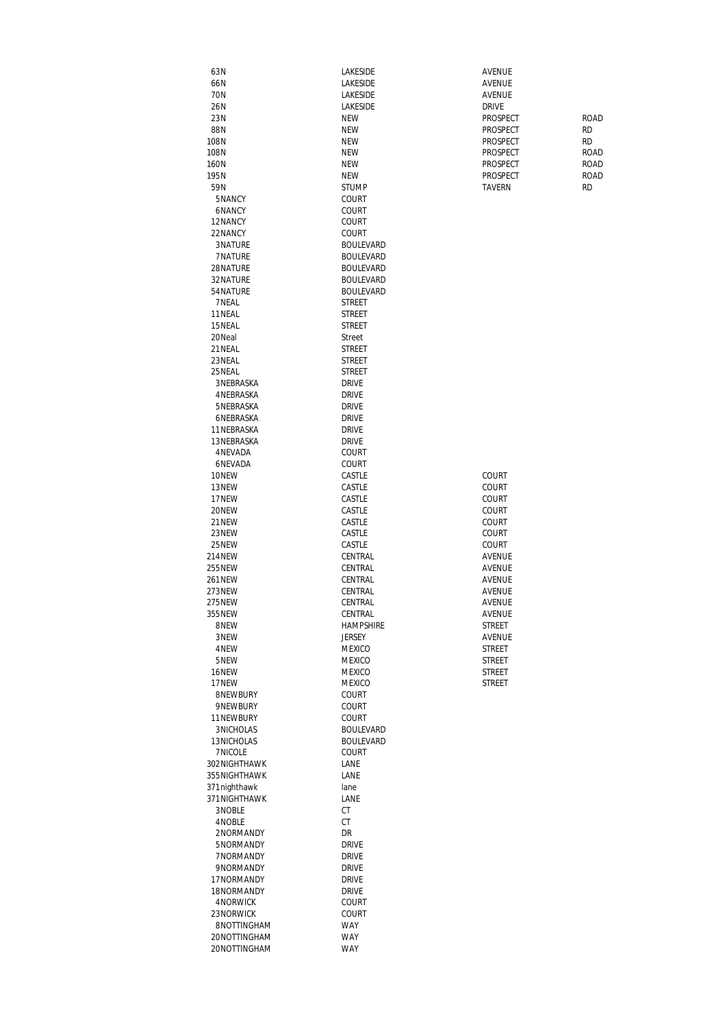| | | | |
|---|---|---|---|
| 63N | LAKESIDE | AVENUE | |
| 66N | LAKESIDE | AVENUE | |
| 70N | LAKESIDE | AVENUE | |
| 26N | LAKESIDE | DRIVE | |
| 23N | NEW | PROSPECT | ROAD |
| 88N | NEW | PROSPECT | RD |
| 108N | NEW | PROSPECT | RD |
| 108N | NEW | PROSPECT | ROAD |
| 160N | NEW | PROSPECT | ROAD |
| 195N | NEW | PROSPECT | ROAD |
| 59N | STUMP | TAVERN | RD |
| 5NANCY | COURT | | |
| 6NANCY | COURT | | |
| 12NANCY | COURT | | |
| 22NANCY | COURT | | |
| 3NATURE | BOULEVARD | | |
| 7NATURE | BOULEVARD | | |
| 28NATURE | BOULEVARD | | |
| 32NATURE | BOULEVARD | | |
| 54NATURE | BOULEVARD | | |
| 7NEAL | STREET | | |
| 11NEAL | STREET | | |
| 15NEAL | STREET | | |
| 20Neal | Street | | |
| 21NEAL | STREET | | |
| 23NEAL | STREET | | |
| 25NEAL | STREET | | |
| 3NEBRASKA | DRIVE | | |
| 4NEBRASKA | DRIVE | | |
| 5NEBRASKA | DRIVE | | |
| 6NEBRASKA | DRIVE | | |
| 11NEBRASKA | DRIVE | | |
| 13NEBRASKA | DRIVE | | |
| 4NEVADA | COURT | | |
| 6NEVADA | COURT | | |
| 10NEW | CASTLE | COURT | |
| 13NEW | CASTLE | COURT | |
| 17NEW | CASTLE | COURT | |
| 20NEW | CASTLE | COURT | |
| 21NEW | CASTLE | COURT | |
| 23NEW | CASTLE | COURT | |
| 25NEW | CASTLE | COURT | |
| 214NEW | CENTRAL | AVENUE | |
| 255NEW | CENTRAL | AVENUE | |
| 261NEW | CENTRAL | AVENUE | |
| 273NEW | CENTRAL | AVENUE | |
| 275NEW | CENTRAL | AVENUE | |
| 355NEW | CENTRAL | AVENUE | |
| 8NEW | HAMPSHIRE | STREET | |
| 3NEW | JERSEY | AVENUE | |
| 4NEW | MEXICO | STREET | |
| 5NEW | MEXICO | STREET | |
| 16NEW | MEXICO | STREET | |
| 17NEW | MEXICO | STREET | |
| 8NEWBURY | COURT | | |
| 9NEWBURY | COURT | | |
| 11NEWBURY | COURT | | |
| 3NICHOLAS | BOULEVARD | | |
| 13NICHOLAS | BOULEVARD | | |
| 7NICOLE | COURT | | |
| 302NIGHTHAWK | LANE | | |
| 355NIGHTHAWK | LANE | | |
| 371nighthawk | lane | | |
| 371NIGHTHAWK | LANE | | |
| 3NOBLE | CT | | |
| 4NOBLE | CT | | |
| 2NORMANDY | DR | | |
| 5NORMANDY | DRIVE | | |
| 7NORMANDY | DRIVE | | |
| 9NORMANDY | DRIVE | | |
| 17NORMANDY | DRIVE | | |
| 18NORMANDY | DRIVE | | |
| 4NORWICK | COURT | | |
| 23NORWICK | COURT | | |
| 8NOTTINGHAM | WAY | | |
| 20NOTTINGHAM | WAY | | |
| 20NOTTINGHAM | WAY | | |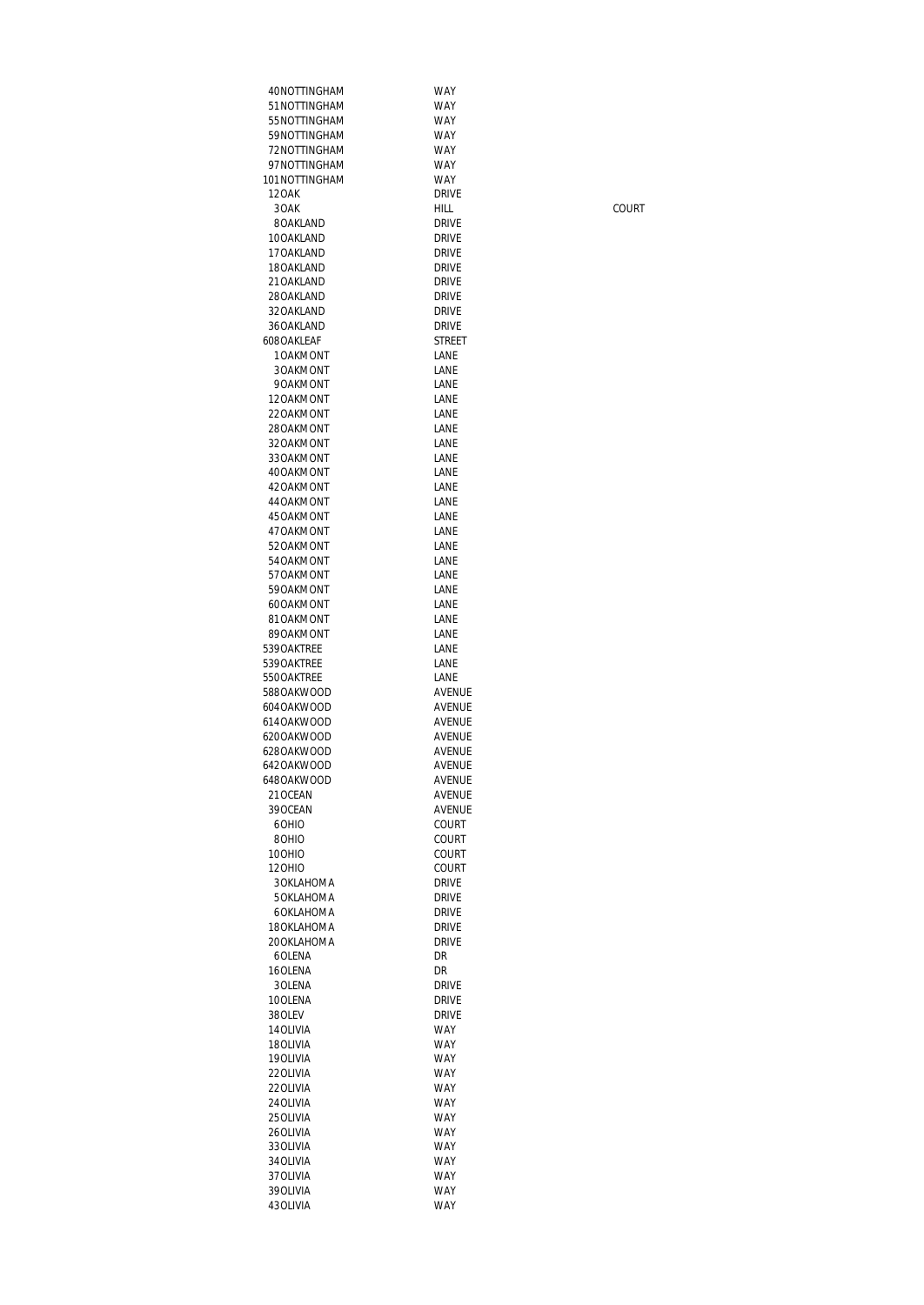| | | | |
|---|---|---|---|
| 40 | NOTTINGHAM | WAY | |
| 51 | NOTTINGHAM | WAY | |
| 55 | NOTTINGHAM | WAY | |
| 59 | NOTTINGHAM | WAY | |
| 72 | NOTTINGHAM | WAY | |
| 97 | NOTTINGHAM | WAY | |
| 101 | NOTTINGHAM | WAY | |
| 12 | OAK | DRIVE | |
| 3 | OAK | HILL | COURT |
| 8 | OAKLAND | DRIVE | |
| 10 | OAKLAND | DRIVE | |
| 17 | OAKLAND | DRIVE | |
| 18 | OAKLAND | DRIVE | |
| 21 | OAKLAND | DRIVE | |
| 28 | OAKLAND | DRIVE | |
| 32 | OAKLAND | DRIVE | |
| 36 | OAKLAND | DRIVE | |
| 608 | OAKLEAF | STREET | |
| 1 | OAKMONT | LANE | |
| 3 | OAKMONT | LANE | |
| 9 | OAKMONT | LANE | |
| 12 | OAKMONT | LANE | |
| 22 | OAKMONT | LANE | |
| 28 | OAKMONT | LANE | |
| 32 | OAKMONT | LANE | |
| 33 | OAKMONT | LANE | |
| 40 | OAKMONT | LANE | |
| 42 | OAKMONT | LANE | |
| 44 | OAKMONT | LANE | |
| 45 | OAKMONT | LANE | |
| 47 | OAKMONT | LANE | |
| 52 | OAKMONT | LANE | |
| 54 | OAKMONT | LANE | |
| 57 | OAKMONT | LANE | |
| 59 | OAKMONT | LANE | |
| 60 | OAKMONT | LANE | |
| 81 | OAKMONT | LANE | |
| 89 | OAKMONT | LANE | |
| 539 | OAKTREE | LANE | |
| 539 | OAKTREE | LANE | |
| 550 | OAKTREE | LANE | |
| 588 | OAKWOOD | AVENUE | |
| 604 | OAKWOOD | AVENUE | |
| 614 | OAKWOOD | AVENUE | |
| 620 | OAKWOOD | AVENUE | |
| 628 | OAKWOOD | AVENUE | |
| 642 | OAKWOOD | AVENUE | |
| 648 | OAKWOOD | AVENUE | |
| 21 | OCEAN | AVENUE | |
| 39 | OCEAN | AVENUE | |
| 6 | OHIO | COURT | |
| 8 | OHIO | COURT | |
| 10 | OHIO | COURT | |
| 12 | OHIO | COURT | |
| 3 | OKLAHOMA | DRIVE | |
| 5 | OKLAHOMA | DRIVE | |
| 6 | OKLAHOMA | DRIVE | |
| 18 | OKLAHOMA | DRIVE | |
| 20 | OKLAHOMA | DRIVE | |
| 6 | OLENA | DR | |
| 16 | OLENA | DR | |
| 3 | OLENA | DRIVE | |
| 10 | OLENA | DRIVE | |
| 38 | OLEV | DRIVE | |
| 14 | OLIVIA | WAY | |
| 18 | OLIVIA | WAY | |
| 19 | OLIVIA | WAY | |
| 22 | OLIVIA | WAY | |
| 22 | OLIVIA | WAY | |
| 24 | OLIVIA | WAY | |
| 25 | OLIVIA | WAY | |
| 26 | OLIVIA | WAY | |
| 33 | OLIVIA | WAY | |
| 34 | OLIVIA | WAY | |
| 37 | OLIVIA | WAY | |
| 39 | OLIVIA | WAY | |
| 43 | OLIVIA | WAY | |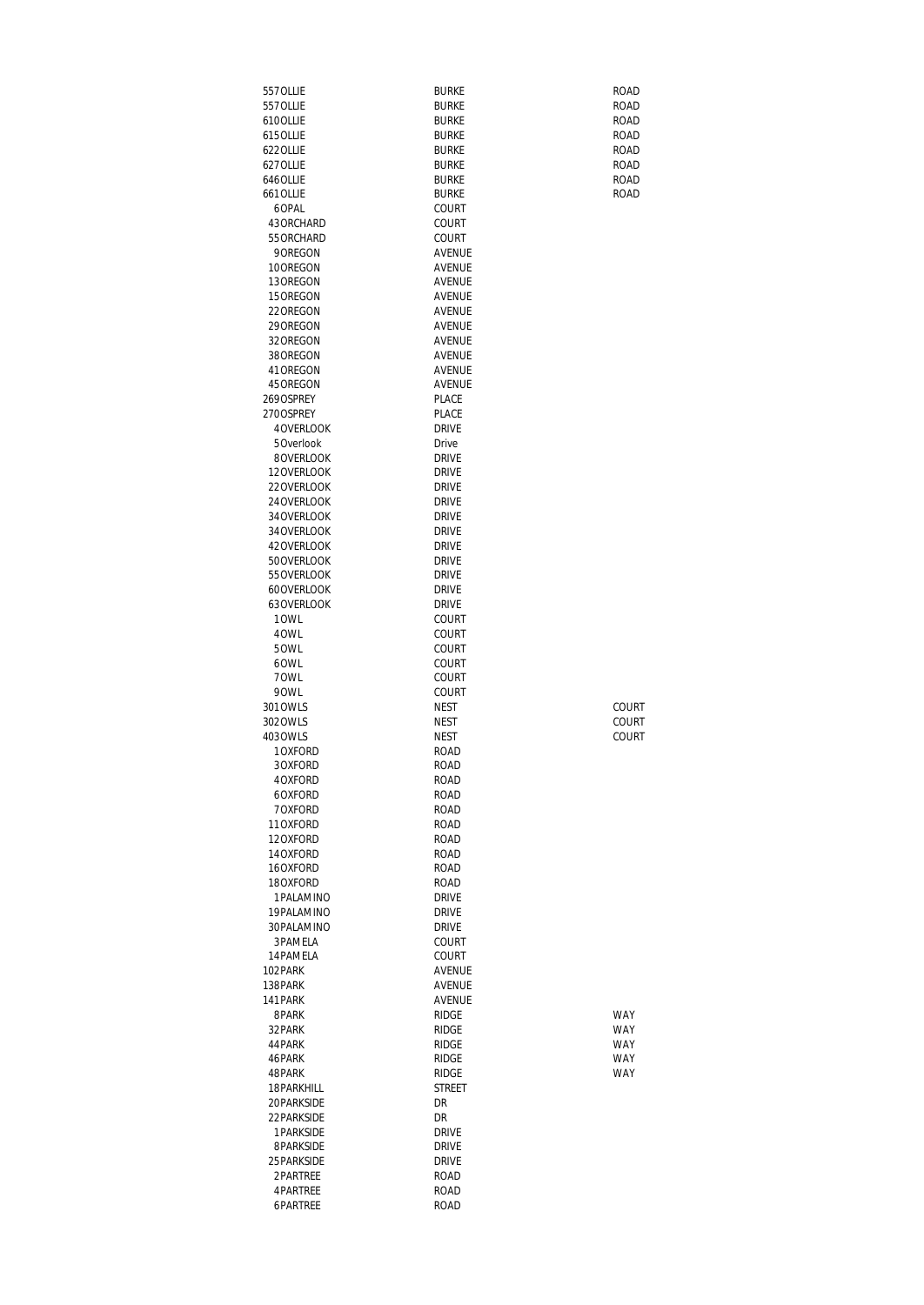| | | |
|---|---|---|
| 557OLLIE | BURKE | ROAD |
| 557OLLIE | BURKE | ROAD |
| 610OLLIE | BURKE | ROAD |
| 615OLLIE | BURKE | ROAD |
| 622OLLIE | BURKE | ROAD |
| 627OLLIE | BURKE | ROAD |
| 646OLLIE | BURKE | ROAD |
| 661OLLIE | BURKE | ROAD |
| 6OPAL | COURT | |
| 43ORCHARD | COURT | |
| 55ORCHARD | COURT | |
| 9OREGON | AVENUE | |
| 10OREGON | AVENUE | |
| 13OREGON | AVENUE | |
| 15OREGON | AVENUE | |
| 22OREGON | AVENUE | |
| 29OREGON | AVENUE | |
| 32OREGON | AVENUE | |
| 38OREGON | AVENUE | |
| 41OREGON | AVENUE | |
| 45OREGON | AVENUE | |
| 269OSPREY | PLACE | |
| 270OSPREY | PLACE | |
| 4OVERLOOK | DRIVE | |
| 5Overlook | Drive | |
| 8OVERLOOK | DRIVE | |
| 12OVERLOOK | DRIVE | |
| 22OVERLOOK | DRIVE | |
| 24OVERLOOK | DRIVE | |
| 34OVERLOOK | DRIVE | |
| 34OVERLOOK | DRIVE | |
| 42OVERLOOK | DRIVE | |
| 50OVERLOOK | DRIVE | |
| 55OVERLOOK | DRIVE | |
| 60OVERLOOK | DRIVE | |
| 63OVERLOOK | DRIVE | |
| 1OWL | COURT | |
| 4OWL | COURT | |
| 5OWL | COURT | |
| 6OWL | COURT | |
| 7OWL | COURT | |
| 9OWL | COURT | |
| 301OWLS | NEST | COURT |
| 302OWLS | NEST | COURT |
| 403OWLS | NEST | COURT |
| 1OXFORD | ROAD | |
| 3OXFORD | ROAD | |
| 4OXFORD | ROAD | |
| 6OXFORD | ROAD | |
| 7OXFORD | ROAD | |
| 11OXFORD | ROAD | |
| 12OXFORD | ROAD | |
| 14OXFORD | ROAD | |
| 16OXFORD | ROAD | |
| 18OXFORD | ROAD | |
| 1PALAMINO | DRIVE | |
| 19PALAMINO | DRIVE | |
| 30PALAMINO | DRIVE | |
| 3PAMELA | COURT | |
| 14PAMELA | COURT | |
| 102PARK | AVENUE | |
| 138PARK | AVENUE | |
| 141PARK | AVENUE | |
| 8PARK | RIDGE | WAY |
| 32PARK | RIDGE | WAY |
| 44PARK | RIDGE | WAY |
| 46PARK | RIDGE | WAY |
| 48PARK | RIDGE | WAY |
| 18PARKHILL | STREET | |
| 20PARKSIDE | DR | |
| 22PARKSIDE | DR | |
| 1PARKSIDE | DRIVE | |
| 8PARKSIDE | DRIVE | |
| 25PARKSIDE | DRIVE | |
| 2PARTREE | ROAD | |
| 4PARTREE | ROAD | |
| 6PARTREE | ROAD | |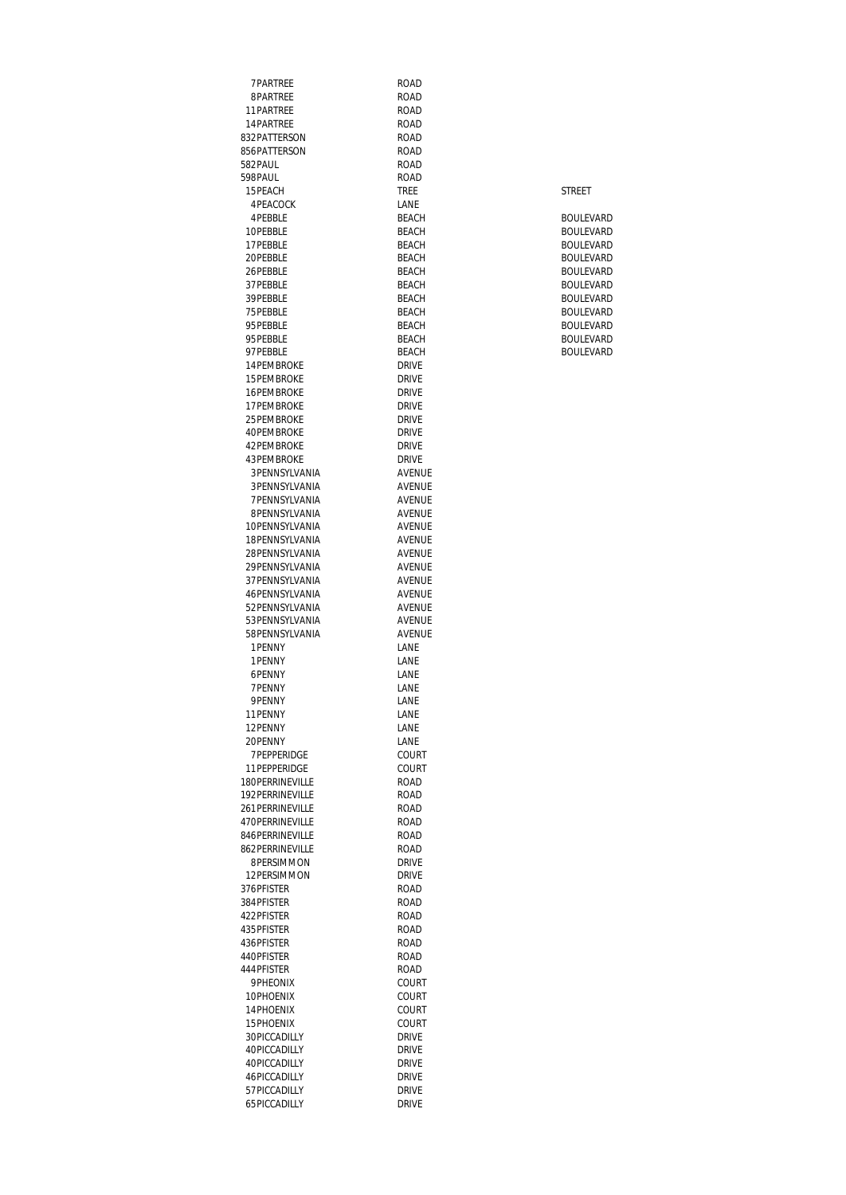| | | | |
|---|---|---|---|
| 7 | PARTREE | ROAD | |
| 8 | PARTREE | ROAD | |
| 11 | PARTREE | ROAD | |
| 14 | PARTREE | ROAD | |
| 832 | PATTERSON | ROAD | |
| 856 | PATTERSON | ROAD | |
| 582 | PAUL | ROAD | |
| 598 | PAUL | ROAD | |
| 15 | PEACH | TREE | STREET |
| 4 | PEACOCK | LANE | |
| 4 | PEBBLE | BEACH | BOULEVARD |
| 10 | PEBBLE | BEACH | BOULEVARD |
| 17 | PEBBLE | BEACH | BOULEVARD |
| 20 | PEBBLE | BEACH | BOULEVARD |
| 26 | PEBBLE | BEACH | BOULEVARD |
| 37 | PEBBLE | BEACH | BOULEVARD |
| 39 | PEBBLE | BEACH | BOULEVARD |
| 75 | PEBBLE | BEACH | BOULEVARD |
| 95 | PEBBLE | BEACH | BOULEVARD |
| 95 | PEBBLE | BEACH | BOULEVARD |
| 97 | PEBBLE | BEACH | BOULEVARD |
| 14 | PEMBROKE | DRIVE | |
| 15 | PEMBROKE | DRIVE | |
| 16 | PEMBROKE | DRIVE | |
| 17 | PEMBROKE | DRIVE | |
| 25 | PEMBROKE | DRIVE | |
| 40 | PEMBROKE | DRIVE | |
| 42 | PEMBROKE | DRIVE | |
| 43 | PEMBROKE | DRIVE | |
| 3 | PENNSYLVANIA | AVENUE | |
| 3 | PENNSYLVANIA | AVENUE | |
| 7 | PENNSYLVANIA | AVENUE | |
| 8 | PENNSYLVANIA | AVENUE | |
| 10 | PENNSYLVANIA | AVENUE | |
| 18 | PENNSYLVANIA | AVENUE | |
| 28 | PENNSYLVANIA | AVENUE | |
| 29 | PENNSYLVANIA | AVENUE | |
| 37 | PENNSYLVANIA | AVENUE | |
| 46 | PENNSYLVANIA | AVENUE | |
| 52 | PENNSYLVANIA | AVENUE | |
| 53 | PENNSYLVANIA | AVENUE | |
| 58 | PENNSYLVANIA | AVENUE | |
| 1 | PENNY | LANE | |
| 1 | PENNY | LANE | |
| 6 | PENNY | LANE | |
| 7 | PENNY | LANE | |
| 9 | PENNY | LANE | |
| 11 | PENNY | LANE | |
| 12 | PENNY | LANE | |
| 20 | PENNY | LANE | |
| 7 | PEPPERIDGE | COURT | |
| 11 | PEPPERIDGE | COURT | |
| 180 | PERRINEVILLE | ROAD | |
| 192 | PERRINEVILLE | ROAD | |
| 261 | PERRINEVILLE | ROAD | |
| 470 | PERRINEVILLE | ROAD | |
| 846 | PERRINEVILLE | ROAD | |
| 862 | PERRINEVILLE | ROAD | |
| 8 | PERSIMMON | DRIVE | |
| 12 | PERSIMMON | DRIVE | |
| 376 | PFISTER | ROAD | |
| 384 | PFISTER | ROAD | |
| 422 | PFISTER | ROAD | |
| 435 | PFISTER | ROAD | |
| 436 | PFISTER | ROAD | |
| 440 | PFISTER | ROAD | |
| 444 | PFISTER | ROAD | |
| 9 | PHEONIX | COURT | |
| 10 | PHEONIX | COURT | |
| 14 | PHEONIX | COURT | |
| 15 | PHEONIX | COURT | |
| 30 | PICCADILLY | DRIVE | |
| 40 | PICCADILLY | DRIVE | |
| 40 | PICCADILLY | DRIVE | |
| 46 | PICCADILLY | DRIVE | |
| 57 | PICCADILLY | DRIVE | |
| 65 | PICCADILLY | DRIVE | |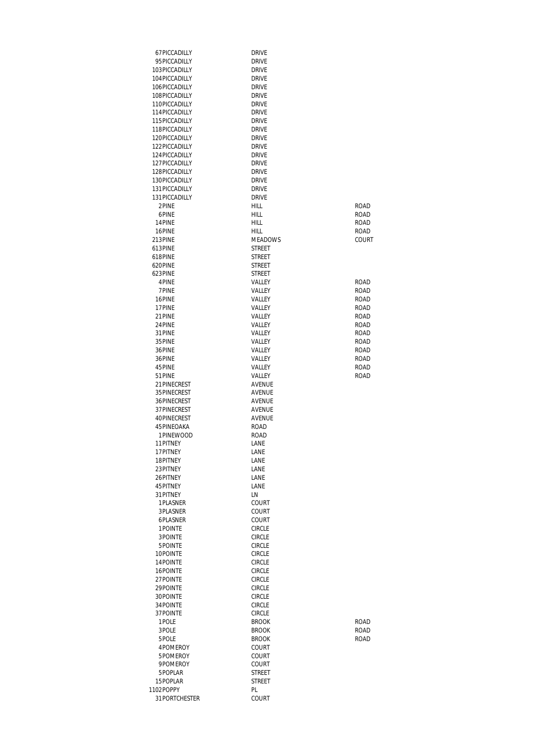| | | | |
|---|---|---|---|
| 67 | PICCADILLY | DRIVE | |
| 95 | PICCADILLY | DRIVE | |
| 103 | PICCADILLY | DRIVE | |
| 104 | PICCADILLY | DRIVE | |
| 106 | PICCADILLY | DRIVE | |
| 108 | PICCADILLY | DRIVE | |
| 110 | PICCADILLY | DRIVE | |
| 114 | PICCADILLY | DRIVE | |
| 115 | PICCADILLY | DRIVE | |
| 118 | PICCADILLY | DRIVE | |
| 120 | PICCADILLY | DRIVE | |
| 122 | PICCADILLY | DRIVE | |
| 124 | PICCADILLY | DRIVE | |
| 127 | PICCADILLY | DRIVE | |
| 128 | PICCADILLY | DRIVE | |
| 130 | PICCADILLY | DRIVE | |
| 131 | PICCADILLY | DRIVE | |
| 131 | PICCADILLY | DRIVE | |
| 2 | PINE | HILL | ROAD |
| 6 | PINE | HILL | ROAD |
| 14 | PINE | HILL | ROAD |
| 16 | PINE | HILL | ROAD |
| 213 | PINE | MEADOWS | COURT |
| 613 | PINE | STREET | |
| 618 | PINE | STREET | |
| 620 | PINE | STREET | |
| 623 | PINE | STREET | |
| 4 | PINE | VALLEY | ROAD |
| 7 | PINE | VALLEY | ROAD |
| 16 | PINE | VALLEY | ROAD |
| 17 | PINE | VALLEY | ROAD |
| 21 | PINE | VALLEY | ROAD |
| 24 | PINE | VALLEY | ROAD |
| 31 | PINE | VALLEY | ROAD |
| 35 | PINE | VALLEY | ROAD |
| 36 | PINE | VALLEY | ROAD |
| 36 | PINE | VALLEY | ROAD |
| 45 | PINE | VALLEY | ROAD |
| 51 | PINE | VALLEY | ROAD |
| 21 | PINECREST | AVENUE | |
| 35 | PINECREST | AVENUE | |
| 36 | PINECREST | AVENUE | |
| 37 | PINECREST | AVENUE | |
| 40 | PINECREST | AVENUE | |
| 45 | PINEOAKA | ROAD | |
| 1 | PINEWOOD | ROAD | |
| 11 | PITNEY | LANE | |
| 17 | PITNEY | LANE | |
| 18 | PITNEY | LANE | |
| 23 | PITNEY | LANE | |
| 26 | PITNEY | LANE | |
| 45 | PITNEY | LANE | |
| 31 | PITNEY | LN | |
| 1 | PLASNER | COURT | |
| 3 | PLASNER | COURT | |
| 6 | PLASNER | COURT | |
| 1 | POINTE | CIRCLE | |
| 3 | POINTE | CIRCLE | |
| 5 | POINTE | CIRCLE | |
| 10 | POINTE | CIRCLE | |
| 14 | POINTE | CIRCLE | |
| 16 | POINTE | CIRCLE | |
| 27 | POINTE | CIRCLE | |
| 29 | POINTE | CIRCLE | |
| 30 | POINTE | CIRCLE | |
| 34 | POINTE | CIRCLE | |
| 37 | POINTE | CIRCLE | |
| 1 | POLE | BROOK | ROAD |
| 3 | POLE | BROOK | ROAD |
| 5 | POLE | BROOK | ROAD |
| 4 | POMEROY | COURT | |
| 5 | POMEROY | COURT | |
| 9 | POMEROY | COURT | |
| 5 | POPLAR | STREET | |
| 15 | POPLAR | STREET | |
| 1102 | POPPY | PL | |
| 31 | PORTCHESTER | COURT | |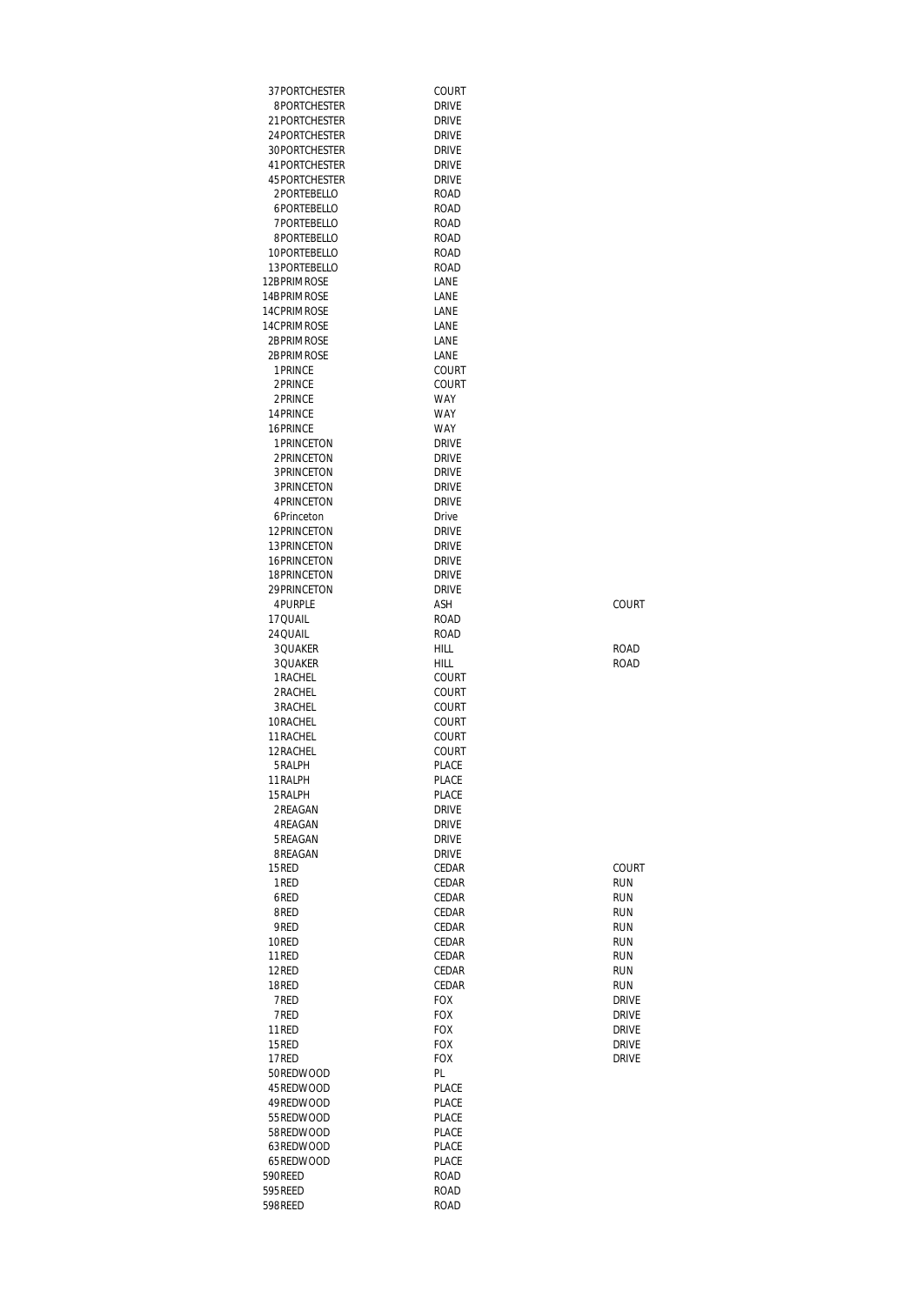| | | | |
|---|---|---|---|
| 37 | PORTCHESTER | COURT | |
| 8 | PORTCHESTER | DRIVE | |
| 21 | PORTCHESTER | DRIVE | |
| 24 | PORTCHESTER | DRIVE | |
| 30 | PORTCHESTER | DRIVE | |
| 41 | PORTCHESTER | DRIVE | |
| 45 | PORTCHESTER | DRIVE | |
| 2 | PORTEBELLO | ROAD | |
| 6 | PORTEBELLO | ROAD | |
| 7 | PORTEBELLO | ROAD | |
| 8 | PORTEBELLO | ROAD | |
| 10 | PORTEBELLO | ROAD | |
| 13 | PORTEBELLO | ROAD | |
| 12B | PRIMROSE | LANE | |
| 14B | PRIMROSE | LANE | |
| 14C | PRIMROSE | LANE | |
| 14C | PRIMROSE | LANE | |
| 2B | PRIMROSE | LANE | |
| 2B | PRIMROSE | LANE | |
| 1 | PRINCE | COURT | |
| 2 | PRINCE | COURT | |
| 2 | PRINCE | WAY | |
| 14 | PRINCE | WAY | |
| 16 | PRINCE | WAY | |
| 1 | PRINCETON | DRIVE | |
| 2 | PRINCETON | DRIVE | |
| 3 | PRINCETON | DRIVE | |
| 3 | PRINCETON | DRIVE | |
| 4 | PRINCETON | DRIVE | |
| 6 | Princeton | Drive | |
| 12 | PRINCETON | DRIVE | |
| 13 | PRINCETON | DRIVE | |
| 16 | PRINCETON | DRIVE | |
| 18 | PRINCETON | DRIVE | |
| 29 | PRINCETON | DRIVE | |
| 4 | PURPLE | ASH | COURT |
| 17 | QUAIL | ROAD | |
| 24 | QUAIL | ROAD | |
| 3 | QUAKER | HILL | ROAD |
| 3 | QUAKER | HILL | ROAD |
| 1 | RACHEL | COURT | |
| 2 | RACHEL | COURT | |
| 3 | RACHEL | COURT | |
| 10 | RACHEL | COURT | |
| 11 | RACHEL | COURT | |
| 12 | RACHEL | COURT | |
| 5 | RALPH | PLACE | |
| 11 | RALPH | PLACE | |
| 15 | RALPH | PLACE | |
| 2 | REAGAN | DRIVE | |
| 4 | REAGAN | DRIVE | |
| 5 | REAGAN | DRIVE | |
| 8 | REAGAN | DRIVE | |
| 15 | RED | CEDAR | COURT |
| 1 | RED | CEDAR | RUN |
| 6 | RED | CEDAR | RUN |
| 8 | RED | CEDAR | RUN |
| 9 | RED | CEDAR | RUN |
| 10 | RED | CEDAR | RUN |
| 11 | RED | CEDAR | RUN |
| 12 | RED | CEDAR | RUN |
| 18 | RED | CEDAR | RUN |
| 7 | RED | FOX | DRIVE |
| 7 | RED | FOX | DRIVE |
| 11 | RED | FOX | DRIVE |
| 15 | RED | FOX | DRIVE |
| 17 | RED | FOX | DRIVE |
| 50 | REDWOOD | PL | |
| 45 | REDWOOD | PLACE | |
| 49 | REDWOOD | PLACE | |
| 55 | REDWOOD | PLACE | |
| 58 | REDWOOD | PLACE | |
| 63 | REDWOOD | PLACE | |
| 65 | REDWOOD | PLACE | |
| 590 | REED | ROAD | |
| 595 | REED | ROAD | |
| 598 | REED | ROAD | |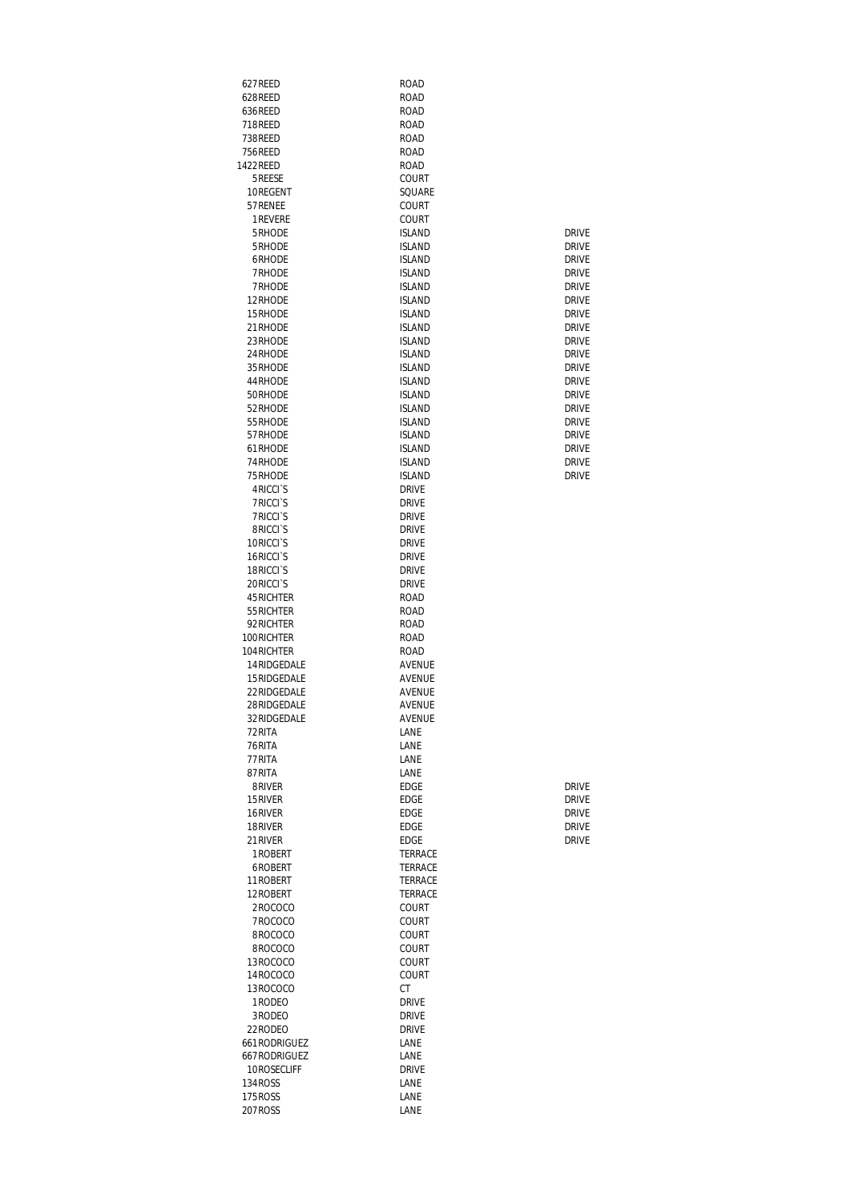| | | | |
|---|---|---|---|
| 627 | REED | ROAD | |
| 628 | REED | ROAD | |
| 636 | REED | ROAD | |
| 718 | REED | ROAD | |
| 738 | REED | ROAD | |
| 756 | REED | ROAD | |
| 1422 | REED | ROAD | |
| 5 | REESE | COURT | |
| 10 | REGENT | SQUARE | |
| 57 | RENEE | COURT | |
| 1 | REVERE | COURT | |
| 5 | RHODE | ISLAND | DRIVE |
| 5 | RHODE | ISLAND | DRIVE |
| 6 | RHODE | ISLAND | DRIVE |
| 7 | RHODE | ISLAND | DRIVE |
| 7 | RHODE | ISLAND | DRIVE |
| 12 | RHODE | ISLAND | DRIVE |
| 15 | RHODE | ISLAND | DRIVE |
| 21 | RHODE | ISLAND | DRIVE |
| 23 | RHODE | ISLAND | DRIVE |
| 24 | RHODE | ISLAND | DRIVE |
| 35 | RHODE | ISLAND | DRIVE |
| 44 | RHODE | ISLAND | DRIVE |
| 50 | RHODE | ISLAND | DRIVE |
| 52 | RHODE | ISLAND | DRIVE |
| 55 | RHODE | ISLAND | DRIVE |
| 57 | RHODE | ISLAND | DRIVE |
| 61 | RHODE | ISLAND | DRIVE |
| 74 | RHODE | ISLAND | DRIVE |
| 75 | RHODE | ISLAND | DRIVE |
| 4 | RICCI`S | DRIVE | |
| 7 | RICCI`S | DRIVE | |
| 7 | RICCI`S | DRIVE | |
| 8 | RICCI`S | DRIVE | |
| 10 | RICCI`S | DRIVE | |
| 16 | RICCI`S | DRIVE | |
| 18 | RICCI`S | DRIVE | |
| 20 | RICCI`S | DRIVE | |
| 45 | RICHTER | ROAD | |
| 55 | RICHTER | ROAD | |
| 92 | RICHTER | ROAD | |
| 100 | RICHTER | ROAD | |
| 104 | RICHTER | ROAD | |
| 14 | RIDGEDALE | AVENUE | |
| 15 | RIDGEDALE | AVENUE | |
| 22 | RIDGEDALE | AVENUE | |
| 28 | RIDGEDALE | AVENUE | |
| 32 | RIDGEDALE | AVENUE | |
| 72 | RITA | LANE | |
| 76 | RITA | LANE | |
| 77 | RITA | LANE | |
| 87 | RITA | LANE | |
| 8 | RIVER | EDGE | DRIVE |
| 15 | RIVER | EDGE | DRIVE |
| 16 | RIVER | EDGE | DRIVE |
| 18 | RIVER | EDGE | DRIVE |
| 21 | RIVER | EDGE | DRIVE |
| 1 | ROBERT | TERRACE | |
| 6 | ROBERT | TERRACE | |
| 11 | ROBERT | TERRACE | |
| 12 | ROBERT | TERRACE | |
| 2 | ROCOCO | COURT | |
| 7 | ROCOCO | COURT | |
| 8 | ROCOCO | COURT | |
| 8 | ROCOCO | COURT | |
| 13 | ROCOCO | COURT | |
| 14 | ROCOCO | COURT | |
| 13 | ROCOCO | CT | |
| 1 | RODEO | DRIVE | |
| 3 | RODEO | DRIVE | |
| 22 | RODEO | DRIVE | |
| 661 | RODRIGUEZ | LANE | |
| 667 | RODRIGUEZ | LANE | |
| 10 | ROSECLIFF | DRIVE | |
| 134 | ROSS | LANE | |
| 175 | ROSS | LANE | |
| 207 | ROSS | LANE | |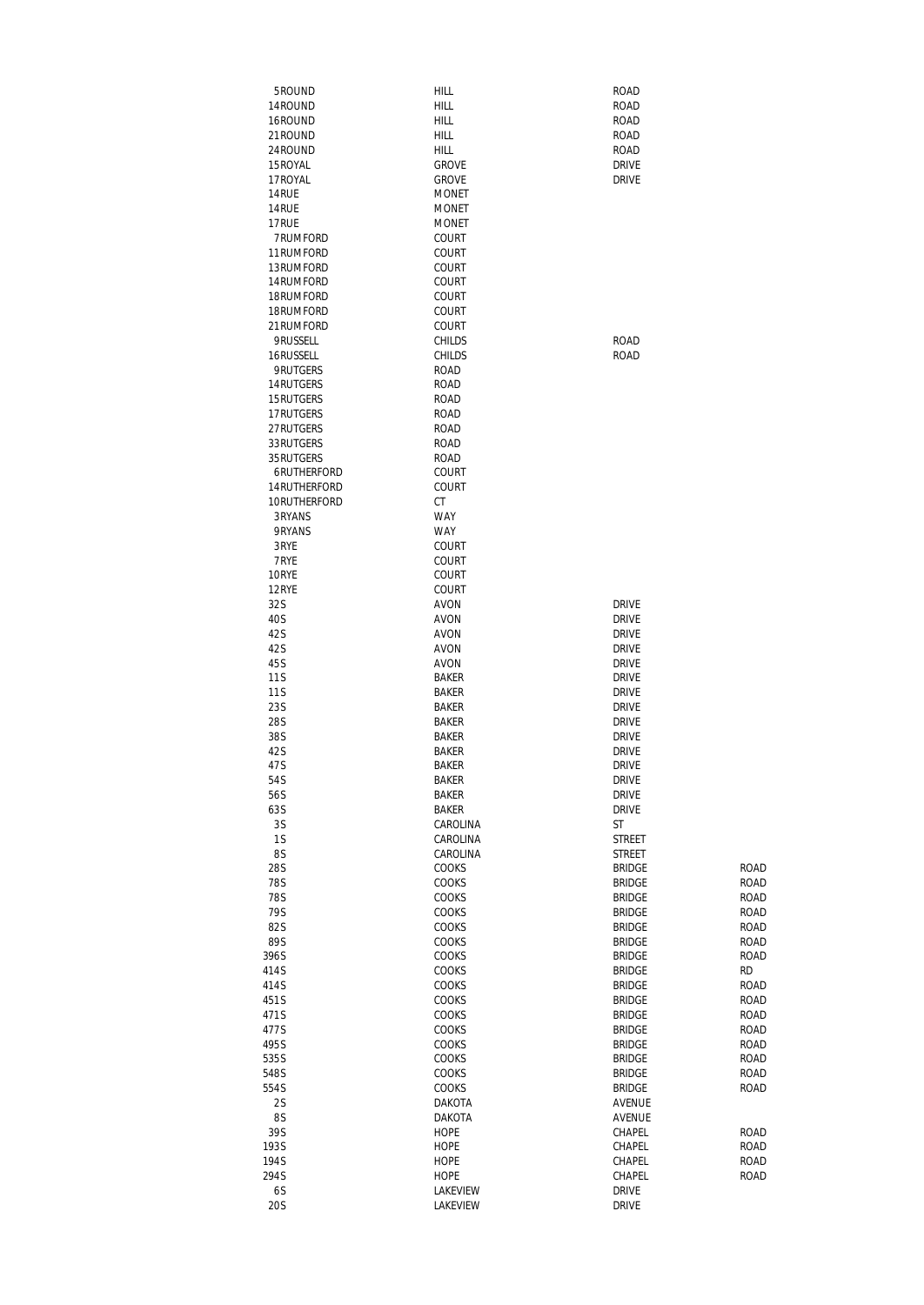| | | | |
|---|---|---|---|
| 5ROUND | HILL | ROAD | |
| 14ROUND | HILL | ROAD | |
| 16ROUND | HILL | ROAD | |
| 21ROUND | HILL | ROAD | |
| 24ROUND | HILL | ROAD | |
| 15ROYAL | GROVE | DRIVE | |
| 17ROYAL | GROVE | DRIVE | |
| 14RUE | MONET | | |
| 14RUE | MONET | | |
| 17RUE | MONET | | |
| 7RUMFORD | COURT | | |
| 11RUMFORD | COURT | | |
| 13RUMFORD | COURT | | |
| 14RUMFORD | COURT | | |
| 18RUMFORD | COURT | | |
| 18RUMFORD | COURT | | |
| 21RUMFORD | COURT | | |
| 9RUSSELL | CHILDS | ROAD | |
| 16RUSSELL | CHILDS | ROAD | |
| 9RUTGERS | ROAD | | |
| 14RUTGERS | ROAD | | |
| 15RUTGERS | ROAD | | |
| 17RUTGERS | ROAD | | |
| 27RUTGERS | ROAD | | |
| 33RUTGERS | ROAD | | |
| 35RUTGERS | ROAD | | |
| 6RUTHERFORD | COURT | | |
| 14RUTHERFORD | COURT | | |
| 10RUTHERFORD | CT | | |
| 3RYANS | WAY | | |
| 9RYANS | WAY | | |
| 3RYE | COURT | | |
| 7RYE | COURT | | |
| 10RYE | COURT | | |
| 12RYE | COURT | | |
| 32S | AVON | DRIVE | |
| 40S | AVON | DRIVE | |
| 42S | AVON | DRIVE | |
| 42S | AVON | DRIVE | |
| 45S | AVON | DRIVE | |
| 11S | BAKER | DRIVE | |
| 11S | BAKER | DRIVE | |
| 23S | BAKER | DRIVE | |
| 28S | BAKER | DRIVE | |
| 38S | BAKER | DRIVE | |
| 42S | BAKER | DRIVE | |
| 47S | BAKER | DRIVE | |
| 54S | BAKER | DRIVE | |
| 56S | BAKER | DRIVE | |
| 63S | BAKER | DRIVE | |
| 3S | CAROLINA | ST | |
| 1S | CAROLINA | STREET | |
| 8S | CAROLINA | STREET | |
| 28S | COOKS | BRIDGE | ROAD |
| 78S | COOKS | BRIDGE | ROAD |
| 78S | COOKS | BRIDGE | ROAD |
| 79S | COOKS | BRIDGE | ROAD |
| 82S | COOKS | BRIDGE | ROAD |
| 89S | COOKS | BRIDGE | ROAD |
| 396S | COOKS | BRIDGE | ROAD |
| 414S | COOKS | BRIDGE | RD |
| 414S | COOKS | BRIDGE | ROAD |
| 451S | COOKS | BRIDGE | ROAD |
| 471S | COOKS | BRIDGE | ROAD |
| 477S | COOKS | BRIDGE | ROAD |
| 495S | COOKS | BRIDGE | ROAD |
| 535S | COOKS | BRIDGE | ROAD |
| 548S | COOKS | BRIDGE | ROAD |
| 554S | COOKS | BRIDGE | ROAD |
| 2S | DAKOTA | AVENUE | |
| 8S | DAKOTA | AVENUE | |
| 39S | HOPE | CHAPEL | ROAD |
| 193S | HOPE | CHAPEL | ROAD |
| 194S | HOPE | CHAPEL | ROAD |
| 294S | HOPE | CHAPEL | ROAD |
| 6S | LAKEVIEW | DRIVE | |
| 20S | LAKEVIEW | DRIVE | |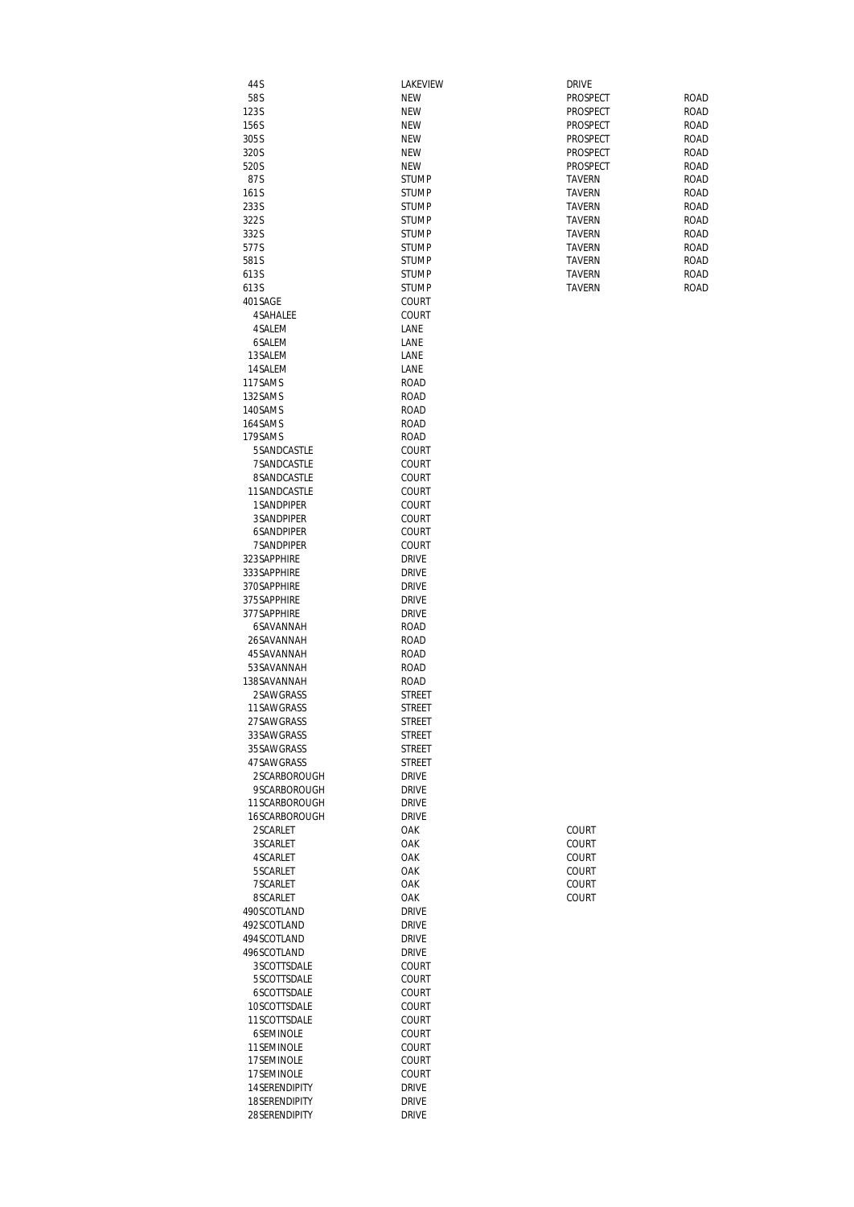| | | | |
|---|---|---|---|
| 44 S | LAKEVIEW | DRIVE | |
| 58 S | NEW | PROSPECT | ROAD |
| 123 S | NEW | PROSPECT | ROAD |
| 156 S | NEW | PROSPECT | ROAD |
| 305 S | NEW | PROSPECT | ROAD |
| 320 S | NEW | PROSPECT | ROAD |
| 520 S | NEW | PROSPECT | ROAD |
| 87 S | STUMP | TAVERN | ROAD |
| 161 S | STUMP | TAVERN | ROAD |
| 233 S | STUMP | TAVERN | ROAD |
| 322 S | STUMP | TAVERN | ROAD |
| 332 S | STUMP | TAVERN | ROAD |
| 577 S | STUMP | TAVERN | ROAD |
| 581 S | STUMP | TAVERN | ROAD |
| 613 S | STUMP | TAVERN | ROAD |
| 613 S | STUMP | TAVERN | ROAD |
| 401 SAGE | COURT | | |
| 4 SAHALEE | COURT | | |
| 4 SALEM | LANE | | |
| 6 SALEM | LANE | | |
| 13 SALEM | LANE | | |
| 14 SALEM | LANE | | |
| 117 SAMS | ROAD | | |
| 132 SAMS | ROAD | | |
| 140 SAMS | ROAD | | |
| 164 SAMS | ROAD | | |
| 179 SAMS | ROAD | | |
| 5 SANDCASTLE | COURT | | |
| 7 SANDCASTLE | COURT | | |
| 8 SANDCASTLE | COURT | | |
| 11 SANDCASTLE | COURT | | |
| 1 SANDPIPER | COURT | | |
| 3 SANDPIPER | COURT | | |
| 6 SANDPIPER | COURT | | |
| 7 SANDPIPER | COURT | | |
| 323 SAPPHIRE | DRIVE | | |
| 333 SAPPHIRE | DRIVE | | |
| 370 SAPPHIRE | DRIVE | | |
| 375 SAPPHIRE | DRIVE | | |
| 377 SAPPHIRE | DRIVE | | |
| 6 SAVANNAH | ROAD | | |
| 26 SAVANNAH | ROAD | | |
| 45 SAVANNAH | ROAD | | |
| 53 SAVANNAH | ROAD | | |
| 138 SAVANNAH | ROAD | | |
| 2 SAWGRASS | STREET | | |
| 11 SAWGRASS | STREET | | |
| 27 SAWGRASS | STREET | | |
| 33 SAWGRASS | STREET | | |
| 35 SAWGRASS | STREET | | |
| 47 SAWGRASS | STREET | | |
| 2 SCARBOROUGH | DRIVE | | |
| 9 SCARBOROUGH | DRIVE | | |
| 11 SCARBOROUGH | DRIVE | | |
| 16 SCARBOROUGH | DRIVE | | |
| 2 SCARLET | OAK | COURT | |
| 3 SCARLET | OAK | COURT | |
| 4 SCARLET | OAK | COURT | |
| 5 SCARLET | OAK | COURT | |
| 7 SCARLET | OAK | COURT | |
| 8 SCARLET | OAK | COURT | |
| 490 SCOTLAND | DRIVE | | |
| 492 SCOTLAND | DRIVE | | |
| 494 SCOTLAND | DRIVE | | |
| 496 SCOTLAND | DRIVE | | |
| 3 SCOTTSDALE | COURT | | |
| 5 SCOTTSDALE | COURT | | |
| 6 SCOTTSDALE | COURT | | |
| 10 SCOTTSDALE | COURT | | |
| 11 SCOTTSDALE | COURT | | |
| 6 SEMINOLE | COURT | | |
| 11 SEMINOLE | COURT | | |
| 17 SEMINOLE | COURT | | |
| 17 SEMINOLE | COURT | | |
| 14 SERENDIPITY | DRIVE | | |
| 18 SERENDIPITY | DRIVE | | |
| 28 SERENDIPITY | DRIVE | | |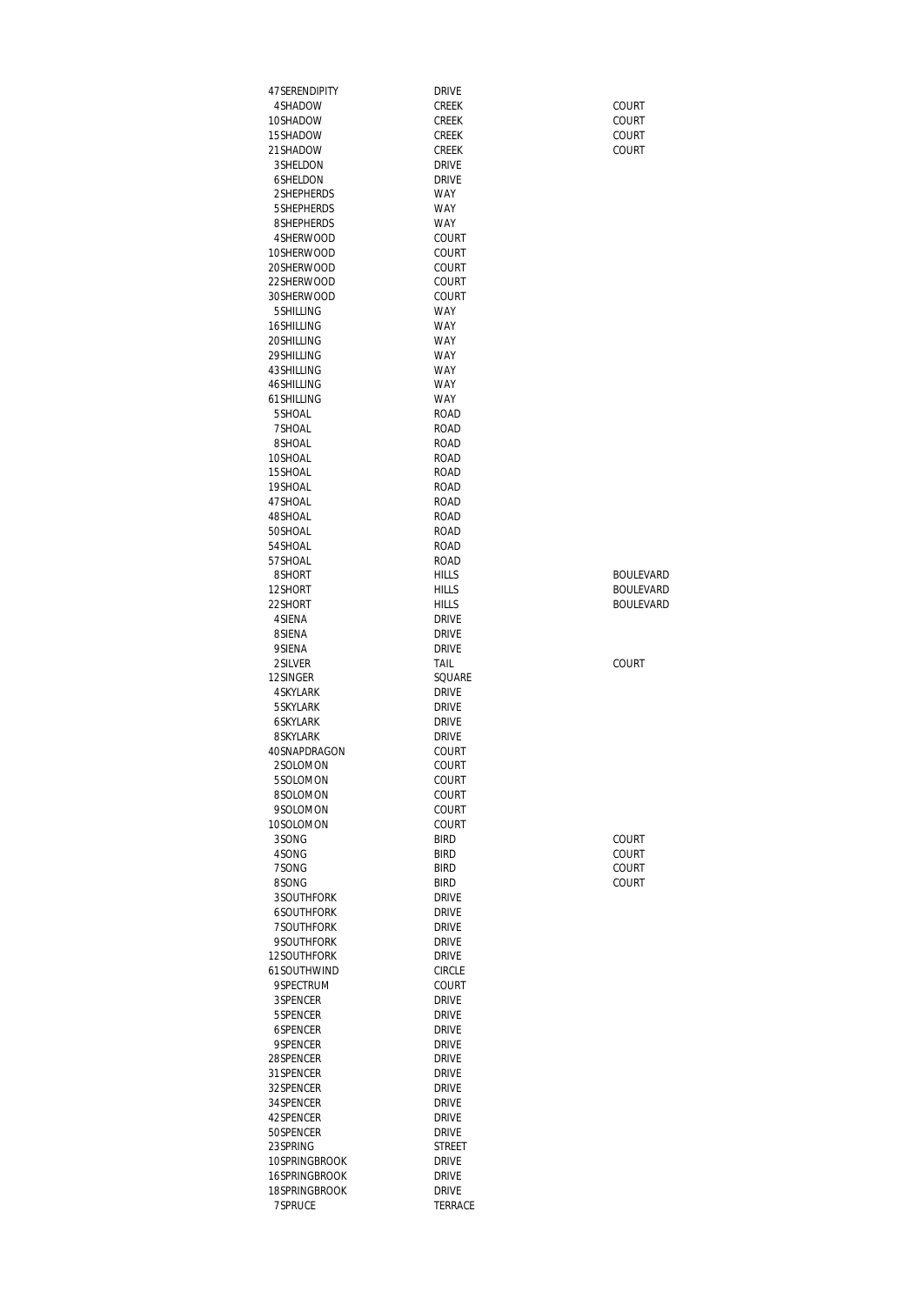| | | | |
|---|---|---|---|
| 47 | SERENDIPITY | DRIVE | |
| 4 | SHADOW | CREEK | COURT |
| 10 | SHADOW | CREEK | COURT |
| 15 | SHADOW | CREEK | COURT |
| 21 | SHADOW | CREEK | COURT |
| 3 | SHELDON | DRIVE | |
| 6 | SHELDON | DRIVE | |
| 2 | SHEPHERDS | WAY | |
| 5 | SHEPHERDS | WAY | |
| 8 | SHEPHERDS | WAY | |
| 4 | SHERWOOD | COURT | |
| 10 | SHERWOOD | COURT | |
| 20 | SHERWOOD | COURT | |
| 22 | SHERWOOD | COURT | |
| 30 | SHERWOOD | COURT | |
| 5 | SHILLING | WAY | |
| 16 | SHILLING | WAY | |
| 20 | SHILLING | WAY | |
| 29 | SHILLING | WAY | |
| 43 | SHILLING | WAY | |
| 46 | SHILLING | WAY | |
| 61 | SHILLING | WAY | |
| 5 | SHOAL | ROAD | |
| 7 | SHOAL | ROAD | |
| 8 | SHOAL | ROAD | |
| 10 | SHOAL | ROAD | |
| 15 | SHOAL | ROAD | |
| 19 | SHOAL | ROAD | |
| 47 | SHOAL | ROAD | |
| 48 | SHOAL | ROAD | |
| 50 | SHOAL | ROAD | |
| 54 | SHOAL | ROAD | |
| 57 | SHOAL | ROAD | |
| 8 | SHORT | HILLS | BOULEVARD |
| 12 | SHORT | HILLS | BOULEVARD |
| 22 | SHORT | HILLS | BOULEVARD |
| 4 | SIENA | DRIVE | |
| 8 | SIENA | DRIVE | |
| 9 | SIENA | DRIVE | |
| 2 | SILVER | TAIL | COURT |
| 12 | SINGER | SQUARE | |
| 4 | SKYLARK | DRIVE | |
| 5 | SKYLARK | DRIVE | |
| 6 | SKYLARK | DRIVE | |
| 8 | SKYLARK | DRIVE | |
| 40 | SNAPDRAGON | COURT | |
| 2 | SOLOMON | COURT | |
| 5 | SOLOMON | COURT | |
| 8 | SOLOMON | COURT | |
| 9 | SOLOMON | COURT | |
| 10 | SOLOMON | COURT | |
| 3 | SONG | BIRD | COURT |
| 4 | SONG | BIRD | COURT |
| 7 | SONG | BIRD | COURT |
| 8 | SONG | BIRD | COURT |
| 3 | SOUTHFORK | DRIVE | |
| 6 | SOUTHFORK | DRIVE | |
| 7 | SOUTHFORK | DRIVE | |
| 9 | SOUTHFORK | DRIVE | |
| 12 | SOUTHFORK | DRIVE | |
| 61 | SOUTHWIND | CIRCLE | |
| 9 | SPECTRUM | COURT | |
| 3 | SPENCER | DRIVE | |
| 5 | SPENCER | DRIVE | |
| 6 | SPENCER | DRIVE | |
| 9 | SPENCER | DRIVE | |
| 28 | SPENCER | DRIVE | |
| 31 | SPENCER | DRIVE | |
| 32 | SPENCER | DRIVE | |
| 34 | SPENCER | DRIVE | |
| 42 | SPENCER | DRIVE | |
| 50 | SPENCER | DRIVE | |
| 23 | SPRING | STREET | |
| 10 | SPRINGBROOK | DRIVE | |
| 16 | SPRINGBROOK | DRIVE | |
| 18 | SPRINGBROOK | DRIVE | |
| 7 | SPRUCE | TERRACE | |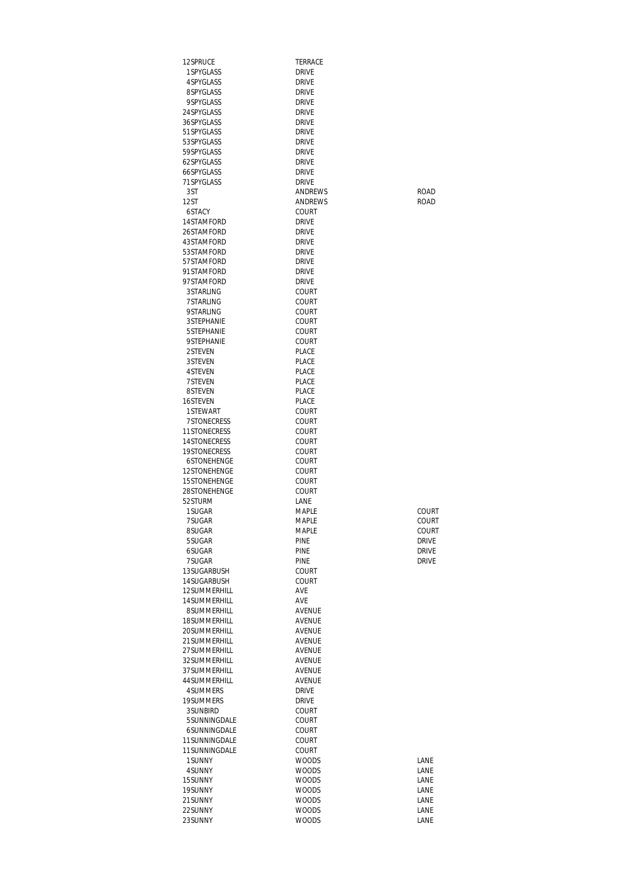| | | |
|---|---|---|
| 12SPRUCE | TERRACE | |
| 1SPYGLASS | DRIVE | |
| 4SPYGLASS | DRIVE | |
| 8SPYGLASS | DRIVE | |
| 9SPYGLASS | DRIVE | |
| 24SPYGLASS | DRIVE | |
| 36SPYGLASS | DRIVE | |
| 51SPYGLASS | DRIVE | |
| 53SPYGLASS | DRIVE | |
| 59SPYGLASS | DRIVE | |
| 62SPYGLASS | DRIVE | |
| 66SPYGLASS | DRIVE | |
| 71SPYGLASS | DRIVE | |
| 3ST | ANDREWS | ROAD |
| 12ST | ANDREWS | ROAD |
| 6STACY | COURT | |
| 14STAMFORD | DRIVE | |
| 26STAMFORD | DRIVE | |
| 43STAMFORD | DRIVE | |
| 53STAMFORD | DRIVE | |
| 57STAMFORD | DRIVE | |
| 91STAMFORD | DRIVE | |
| 97STAMFORD | DRIVE | |
| 3STARLING | COURT | |
| 7STARLING | COURT | |
| 9STARLING | COURT | |
| 3STEPHANIE | COURT | |
| 5STEPHANIE | COURT | |
| 9STEPHANIE | COURT | |
| 2STEVEN | PLACE | |
| 3STEVEN | PLACE | |
| 4STEVEN | PLACE | |
| 7STEVEN | PLACE | |
| 8STEVEN | PLACE | |
| 16STEVEN | PLACE | |
| 1STEWART | COURT | |
| 7STONECRESS | COURT | |
| 11STONECRESS | COURT | |
| 14STONECRESS | COURT | |
| 19STONECRESS | COURT | |
| 6STONEHENGE | COURT | |
| 12STONEHENGE | COURT | |
| 15STONEHENGE | COURT | |
| 28STONEHENGE | COURT | |
| 52STURM | LANE | |
| 1SUGAR | MAPLE | COURT |
| 7SUGAR | MAPLE | COURT |
| 8SUGAR | MAPLE | COURT |
| 5SUGAR | PINE | DRIVE |
| 6SUGAR | PINE | DRIVE |
| 7SUGAR | PINE | DRIVE |
| 13SUGARBUSH | COURT | |
| 14SUGARBUSH | COURT | |
| 12SUMMERHILL | AVE | |
| 14SUMMERHILL | AVE | |
| 8SUMMERHILL | AVENUE | |
| 18SUMMERHILL | AVENUE | |
| 20SUMMERHILL | AVENUE | |
| 21SUMMERHILL | AVENUE | |
| 27SUMMERHILL | AVENUE | |
| 32SUMMERHILL | AVENUE | |
| 37SUMMERHILL | AVENUE | |
| 44SUMMERHILL | AVENUE | |
| 4SUMMERS | DRIVE | |
| 19SUMMERS | DRIVE | |
| 3SUNBIRD | COURT | |
| 5SUNNINGDALE | COURT | |
| 6SUNNINGDALE | COURT | |
| 11SUNNINGDALE | COURT | |
| 11SUNNINGDALE | COURT | |
| 1SUNNY | WOODS | LANE |
| 4SUNNY | WOODS | LANE |
| 15SUNNY | WOODS | LANE |
| 19SUNNY | WOODS | LANE |
| 21SUNNY | WOODS | LANE |
| 22SUNNY | WOODS | LANE |
| 23SUNNY | WOODS | LANE |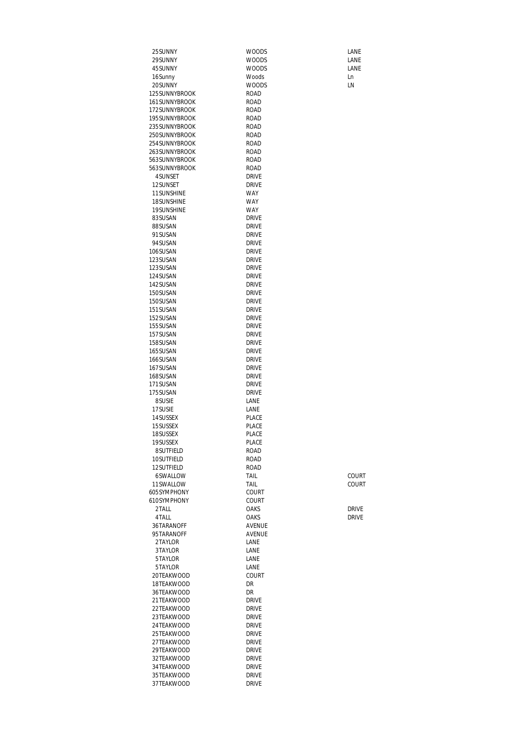| | | |
|---|---|---|
| 25SUNNY | WOODS | LANE |
| 29SUNNY | WOODS | LANE |
| 45SUNNY | WOODS | LANE |
| 16Sunny | Woods | Ln |
| 20SUNNY | WOODS | LN |
| 125SUNNYBROOK | ROAD | |
| 161SUNNYBROOK | ROAD | |
| 172SUNNYBROOK | ROAD | |
| 195SUNNYBROOK | ROAD | |
| 235SUNNYBROOK | ROAD | |
| 250SUNNYBROOK | ROAD | |
| 254SUNNYBROOK | ROAD | |
| 263SUNNYBROOK | ROAD | |
| 563SUNNYBROOK | ROAD | |
| 563SUNNYBROOK | ROAD | |
| 4SUNSET | DRIVE | |
| 12SUNSET | DRIVE | |
| 11SUNSHINE | WAY | |
| 18SUNSHINE | WAY | |
| 19SUNSHINE | WAY | |
| 83SUSAN | DRIVE | |
| 88SUSAN | DRIVE | |
| 91SUSAN | DRIVE | |
| 94SUSAN | DRIVE | |
| 106SUSAN | DRIVE | |
| 123SUSAN | DRIVE | |
| 123SUSAN | DRIVE | |
| 124SUSAN | DRIVE | |
| 142SUSAN | DRIVE | |
| 150SUSAN | DRIVE | |
| 150SUSAN | DRIVE | |
| 151SUSAN | DRIVE | |
| 152SUSAN | DRIVE | |
| 155SUSAN | DRIVE | |
| 157SUSAN | DRIVE | |
| 158SUSAN | DRIVE | |
| 165SUSAN | DRIVE | |
| 166SUSAN | DRIVE | |
| 167SUSAN | DRIVE | |
| 168SUSAN | DRIVE | |
| 171SUSAN | DRIVE | |
| 175SUSAN | DRIVE | |
| 8SUSIE | LANE | |
| 17SUSIE | LANE | |
| 14SUSSEX | PLACE | |
| 15SUSSEX | PLACE | |
| 18SUSSEX | PLACE | |
| 19SUSSEX | PLACE | |
| 8SUTFIELD | ROAD | |
| 10SUTFIELD | ROAD | |
| 12SUTFIELD | ROAD | |
| 6SWALLOW | TAIL | COURT |
| 11SWALLOW | TAIL | COURT |
| 605SYMPHONY | COURT | |
| 610SYMPHONY | COURT | |
| 2TALL | OAKS | DRIVE |
| 4TALL | OAKS | DRIVE |
| 36TARANOFF | AVENUE | |
| 95TARANOFF | AVENUE | |
| 2TAYLOR | LANE | |
| 3TAYLOR | LANE | |
| 5TAYLOR | LANE | |
| 5TAYLOR | LANE | |
| 20TEAKWOOD | COURT | |
| 18TEAKWOOD | DR | |
| 36TEAKWOOD | DR | |
| 21TEAKWOOD | DRIVE | |
| 22TEAKWOOD | DRIVE | |
| 23TEAKWOOD | DRIVE | |
| 24TEAKWOOD | DRIVE | |
| 25TEAKWOOD | DRIVE | |
| 27TEAKWOOD | DRIVE | |
| 29TEAKWOOD | DRIVE | |
| 32TEAKWOOD | DRIVE | |
| 34TEAKWOOD | DRIVE | |
| 35TEAKWOOD | DRIVE | |
| 37TEAKWOOD | DRIVE | |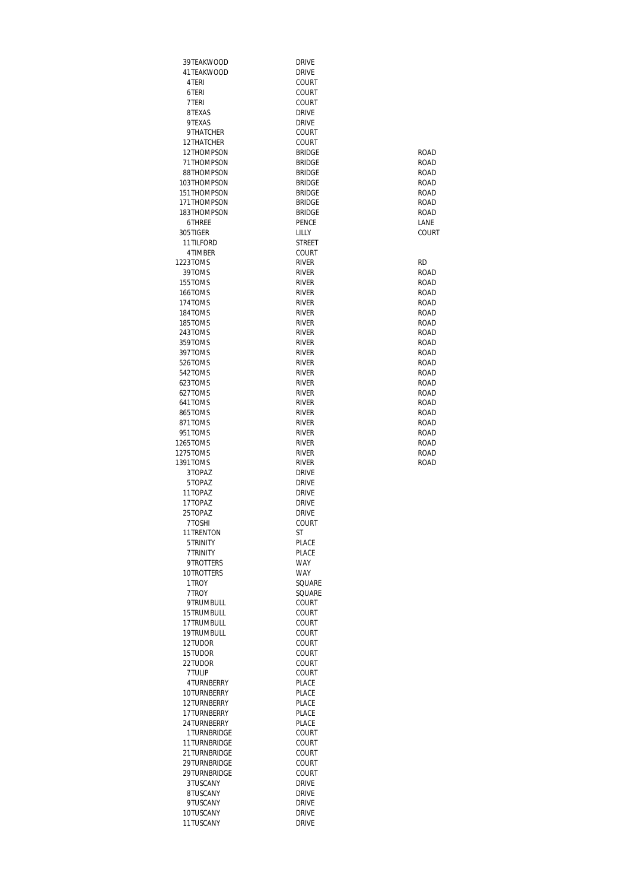| | | | |
|---|---|---|---|
| 39 | TEAKWOOD | DRIVE | |
| 41 | TEAKWOOD | DRIVE | |
| 4 | TERI | COURT | |
| 6 | TERI | COURT | |
| 7 | TERI | COURT | |
| 8 | TEXAS | DRIVE | |
| 9 | TEXAS | DRIVE | |
| 9 | THATCHER | COURT | |
| 12 | THATCHER | COURT | |
| 12 | THOMPSON | BRIDGE | ROAD |
| 71 | THOMPSON | BRIDGE | ROAD |
| 88 | THOMPSON | BRIDGE | ROAD |
| 103 | THOMPSON | BRIDGE | ROAD |
| 151 | THOMPSON | BRIDGE | ROAD |
| 171 | THOMPSON | BRIDGE | ROAD |
| 183 | THOMPSON | BRIDGE | ROAD |
| 6 | THREE | PENCE | LANE |
| 305 | TIGER | LILLY | COURT |
| 11 | TILFORD | STREET | |
| 4 | TIMBER | COURT | |
| 1223 | TOMS | RIVER | RD |
| 39 | TOMS | RIVER | ROAD |
| 155 | TOMS | RIVER | ROAD |
| 166 | TOMS | RIVER | ROAD |
| 174 | TOMS | RIVER | ROAD |
| 184 | TOMS | RIVER | ROAD |
| 185 | TOMS | RIVER | ROAD |
| 243 | TOMS | RIVER | ROAD |
| 359 | TOMS | RIVER | ROAD |
| 397 | TOMS | RIVER | ROAD |
| 526 | TOMS | RIVER | ROAD |
| 542 | TOMS | RIVER | ROAD |
| 623 | TOMS | RIVER | ROAD |
| 627 | TOMS | RIVER | ROAD |
| 641 | TOMS | RIVER | ROAD |
| 865 | TOMS | RIVER | ROAD |
| 871 | TOMS | RIVER | ROAD |
| 951 | TOMS | RIVER | ROAD |
| 1265 | TOMS | RIVER | ROAD |
| 1275 | TOMS | RIVER | ROAD |
| 1391 | TOMS | RIVER | ROAD |
| 3 | TOPAZ | DRIVE | |
| 5 | TOPAZ | DRIVE | |
| 11 | TOPAZ | DRIVE | |
| 17 | TOPAZ | DRIVE | |
| 25 | TOPAZ | DRIVE | |
| 7 | TOSHI | COURT | |
| 11 | TRENTON | ST | |
| 5 | TRINITY | PLACE | |
| 7 | TRINITY | PLACE | |
| 9 | TROTTERS | WAY | |
| 10 | TROTTERS | WAY | |
| 1 | TROY | SQUARE | |
| 7 | TROY | SQUARE | |
| 9 | TRUMBULL | COURT | |
| 15 | TRUMBULL | COURT | |
| 17 | TRUMBULL | COURT | |
| 19 | TRUMBULL | COURT | |
| 12 | TUDOR | COURT | |
| 15 | TUDOR | COURT | |
| 22 | TUDOR | COURT | |
| 7 | TULIP | COURT | |
| 4 | TURNBERRY | PLACE | |
| 10 | TURNBERRY | PLACE | |
| 12 | TURNBERRY | PLACE | |
| 17 | TURNBERRY | PLACE | |
| 24 | TURNBERRY | PLACE | |
| 1 | TURNBRIDGE | COURT | |
| 11 | TURNBRIDGE | COURT | |
| 21 | TURNBRIDGE | COURT | |
| 29 | TURNBRIDGE | COURT | |
| 29 | TURNBRIDGE | COURT | |
| 3 | TUSCANY | DRIVE | |
| 8 | TUSCANY | DRIVE | |
| 9 | TUSCANY | DRIVE | |
| 10 | TUSCANY | DRIVE | |
| 11 | TUSCANY | DRIVE | |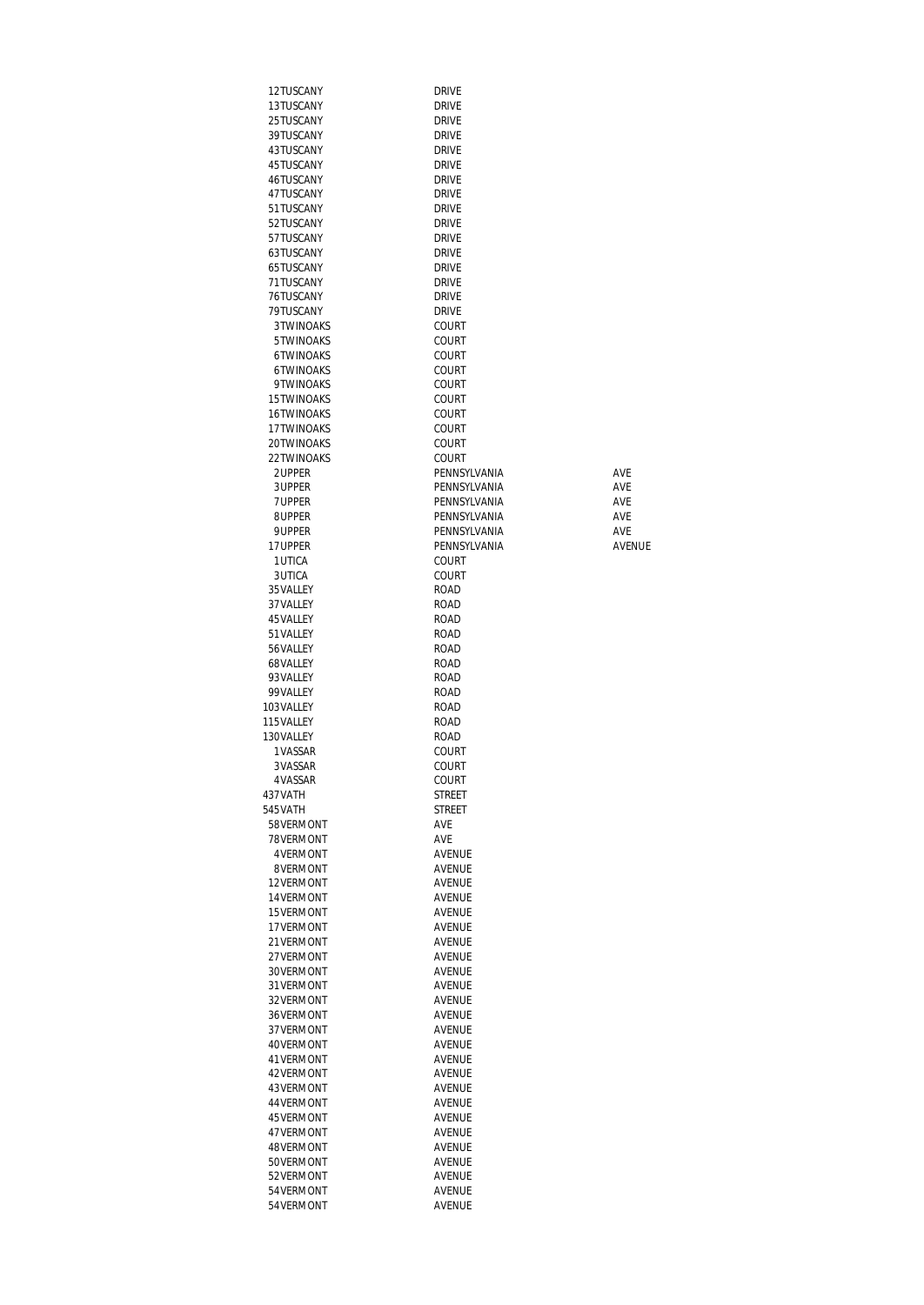| | | | |
|---|---|---|---|
| 12 | TUSCANY | DRIVE | |
| 13 | TUSCANY | DRIVE | |
| 25 | TUSCANY | DRIVE | |
| 39 | TUSCANY | DRIVE | |
| 43 | TUSCANY | DRIVE | |
| 45 | TUSCANY | DRIVE | |
| 46 | TUSCANY | DRIVE | |
| 47 | TUSCANY | DRIVE | |
| 51 | TUSCANY | DRIVE | |
| 52 | TUSCANY | DRIVE | |
| 57 | TUSCANY | DRIVE | |
| 63 | TUSCANY | DRIVE | |
| 65 | TUSCANY | DRIVE | |
| 71 | TUSCANY | DRIVE | |
| 76 | TUSCANY | DRIVE | |
| 79 | TUSCANY | DRIVE | |
| 3 | TWINOAKS | COURT | |
| 5 | TWINOAKS | COURT | |
| 6 | TWINOAKS | COURT | |
| 6 | TWINOAKS | COURT | |
| 9 | TWINOAKS | COURT | |
| 15 | TWINOAKS | COURT | |
| 16 | TWINOAKS | COURT | |
| 17 | TWINOAKS | COURT | |
| 20 | TWINOAKS | COURT | |
| 22 | TWINOAKS | COURT | |
| 2 | UPPER | PENNSYLVANIA | AVE |
| 3 | UPPER | PENNSYLVANIA | AVE |
| 7 | UPPER | PENNSYLVANIA | AVE |
| 8 | UPPER | PENNSYLVANIA | AVE |
| 9 | UPPER | PENNSYLVANIA | AVE |
| 17 | UPPER | PENNSYLVANIA | AVENUE |
| 1 | UTICA | COURT | |
| 3 | UTICA | COURT | |
| 35 | VALLEY | ROAD | |
| 37 | VALLEY | ROAD | |
| 45 | VALLEY | ROAD | |
| 51 | VALLEY | ROAD | |
| 56 | VALLEY | ROAD | |
| 68 | VALLEY | ROAD | |
| 93 | VALLEY | ROAD | |
| 99 | VALLEY | ROAD | |
| 103 | VALLEY | ROAD | |
| 115 | VALLEY | ROAD | |
| 130 | VALLEY | ROAD | |
| 1 | VASSAR | COURT | |
| 3 | VASSAR | COURT | |
| 4 | VASSAR | COURT | |
| 437 | VATH | STREET | |
| 545 | VATH | STREET | |
| 58 | VERMONT | AVE | |
| 78 | VERMONT | AVE | |
| 4 | VERMONT | AVENUE | |
| 8 | VERMONT | AVENUE | |
| 12 | VERMONT | AVENUE | |
| 14 | VERMONT | AVENUE | |
| 15 | VERMONT | AVENUE | |
| 17 | VERMONT | AVENUE | |
| 21 | VERMONT | AVENUE | |
| 27 | VERMONT | AVENUE | |
| 30 | VERMONT | AVENUE | |
| 31 | VERMONT | AVENUE | |
| 32 | VERMONT | AVENUE | |
| 36 | VERMONT | AVENUE | |
| 37 | VERMONT | AVENUE | |
| 40 | VERMONT | AVENUE | |
| 41 | VERMONT | AVENUE | |
| 42 | VERMONT | AVENUE | |
| 43 | VERMONT | AVENUE | |
| 44 | VERMONT | AVENUE | |
| 45 | VERMONT | AVENUE | |
| 47 | VERMONT | AVENUE | |
| 48 | VERMONT | AVENUE | |
| 50 | VERMONT | AVENUE | |
| 52 | VERMONT | AVENUE | |
| 54 | VERMONT | AVENUE | |
| 54 | VERMONT | AVENUE | |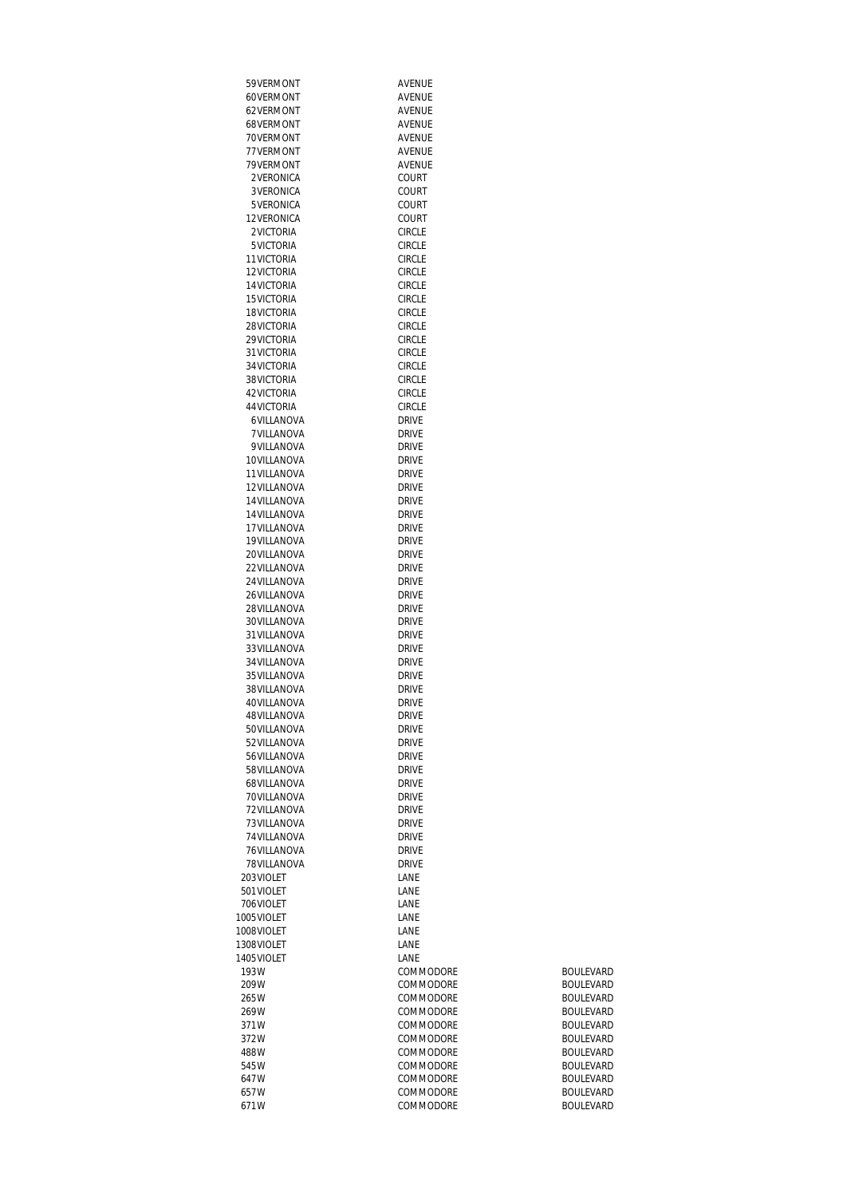| | | | |
|---|---|---|---|
| 59 | VERMONT | AVENUE | |
| 60 | VERMONT | AVENUE | |
| 62 | VERMONT | AVENUE | |
| 68 | VERMONT | AVENUE | |
| 70 | VERMONT | AVENUE | |
| 77 | VERMONT | AVENUE | |
| 79 | VERMONT | AVENUE | |
| 2 | VERONICA | COURT | |
| 3 | VERONICA | COURT | |
| 5 | VERONICA | COURT | |
| 12 | VERONICA | COURT | |
| 2 | VICTORIA | CIRCLE | |
| 5 | VICTORIA | CIRCLE | |
| 11 | VICTORIA | CIRCLE | |
| 12 | VICTORIA | CIRCLE | |
| 14 | VICTORIA | CIRCLE | |
| 15 | VICTORIA | CIRCLE | |
| 18 | VICTORIA | CIRCLE | |
| 28 | VICTORIA | CIRCLE | |
| 29 | VICTORIA | CIRCLE | |
| 31 | VICTORIA | CIRCLE | |
| 34 | VICTORIA | CIRCLE | |
| 38 | VICTORIA | CIRCLE | |
| 42 | VICTORIA | CIRCLE | |
| 44 | VICTORIA | CIRCLE | |
| 6 | VILLANOVA | DRIVE | |
| 7 | VILLANOVA | DRIVE | |
| 9 | VILLANOVA | DRIVE | |
| 10 | VILLANOVA | DRIVE | |
| 11 | VILLANOVA | DRIVE | |
| 12 | VILLANOVA | DRIVE | |
| 14 | VILLANOVA | DRIVE | |
| 14 | VILLANOVA | DRIVE | |
| 17 | VILLANOVA | DRIVE | |
| 19 | VILLANOVA | DRIVE | |
| 20 | VILLANOVA | DRIVE | |
| 22 | VILLANOVA | DRIVE | |
| 24 | VILLANOVA | DRIVE | |
| 26 | VILLANOVA | DRIVE | |
| 28 | VILLANOVA | DRIVE | |
| 30 | VILLANOVA | DRIVE | |
| 31 | VILLANOVA | DRIVE | |
| 33 | VILLANOVA | DRIVE | |
| 34 | VILLANOVA | DRIVE | |
| 35 | VILLANOVA | DRIVE | |
| 38 | VILLANOVA | DRIVE | |
| 40 | VILLANOVA | DRIVE | |
| 48 | VILLANOVA | DRIVE | |
| 50 | VILLANOVA | DRIVE | |
| 52 | VILLANOVA | DRIVE | |
| 56 | VILLANOVA | DRIVE | |
| 58 | VILLANOVA | DRIVE | |
| 68 | VILLANOVA | DRIVE | |
| 70 | VILLANOVA | DRIVE | |
| 72 | VILLANOVA | DRIVE | |
| 73 | VILLANOVA | DRIVE | |
| 74 | VILLANOVA | DRIVE | |
| 76 | VILLANOVA | DRIVE | |
| 78 | VILLANOVA | DRIVE | |
| 203 | VIOLET | LANE | |
| 501 | VIOLET | LANE | |
| 706 | VIOLET | LANE | |
| 1005 | VIOLET | LANE | |
| 1008 | VIOLET | LANE | |
| 1308 | VIOLET | LANE | |
| 1405 | VIOLET | LANE | |
| 193 | W | COMMODORE | BOULEVARD |
| 209 | W | COMMODORE | BOULEVARD |
| 265 | W | COMMODORE | BOULEVARD |
| 269 | W | COMMODORE | BOULEVARD |
| 371 | W | COMMODORE | BOULEVARD |
| 372 | W | COMMODORE | BOULEVARD |
| 488 | W | COMMODORE | BOULEVARD |
| 545 | W | COMMODORE | BOULEVARD |
| 647 | W | COMMODORE | BOULEVARD |
| 657 | W | COMMODORE | BOULEVARD |
| 671 | W | COMMODORE | BOULEVARD |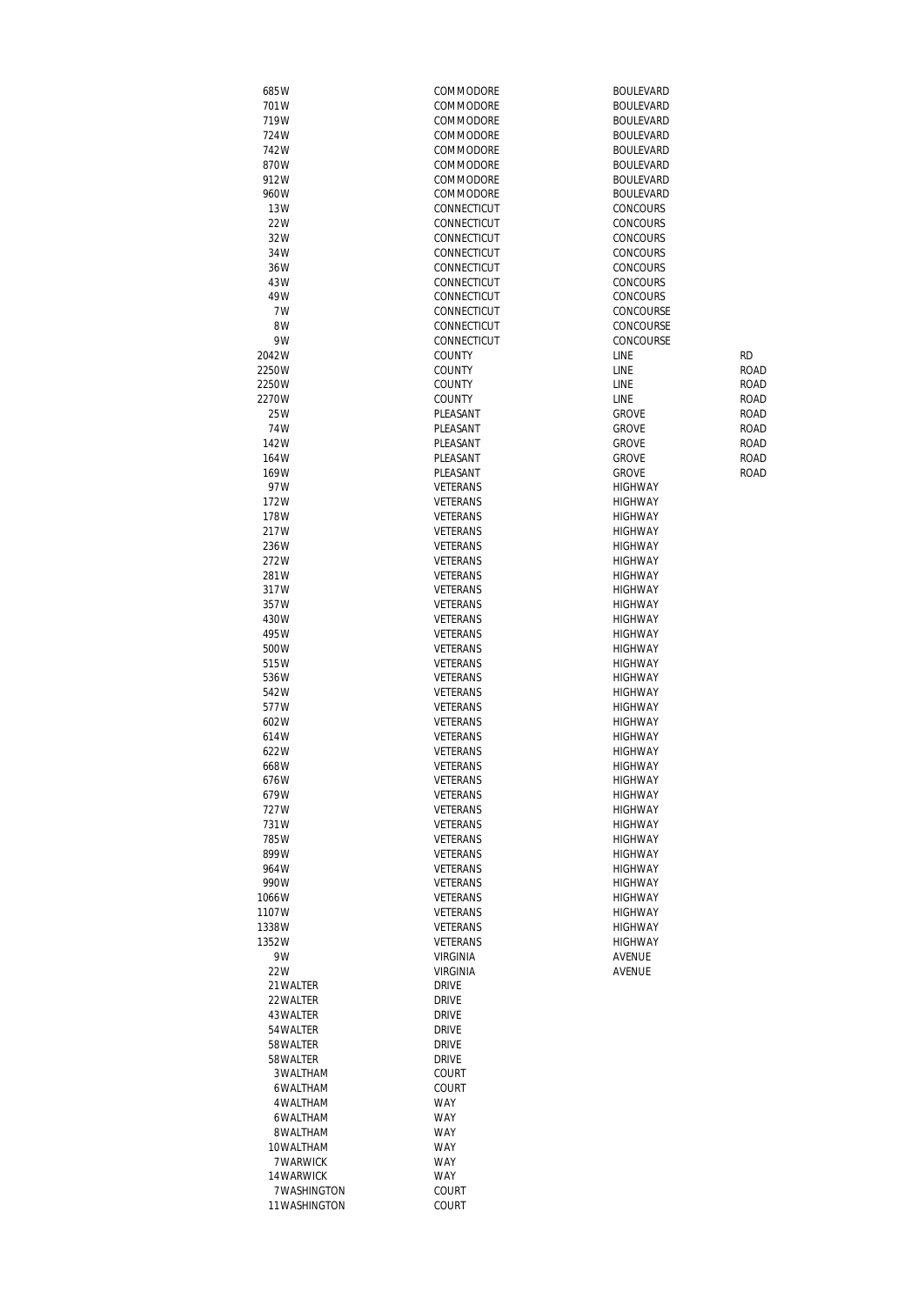| | | | |
|---|---|---|---|
| 685W | COMMODORE | BOULEVARD | |
| 701W | COMMODORE | BOULEVARD | |
| 719W | COMMODORE | BOULEVARD | |
| 724W | COMMODORE | BOULEVARD | |
| 742W | COMMODORE | BOULEVARD | |
| 870W | COMMODORE | BOULEVARD | |
| 912W | COMMODORE | BOULEVARD | |
| 960W | COMMODORE | BOULEVARD | |
| 13W | CONNECTICUT | CONCOURS | |
| 22W | CONNECTICUT | CONCOURS | |
| 32W | CONNECTICUT | CONCOURS | |
| 34W | CONNECTICUT | CONCOURS | |
| 36W | CONNECTICUT | CONCOURS | |
| 43W | CONNECTICUT | CONCOURS | |
| 49W | CONNECTICUT | CONCOURS | |
| 7W | CONNECTICUT | CONCOURSE | |
| 8W | CONNECTICUT | CONCOURSE | |
| 9W | CONNECTICUT | CONCOURSE | |
| 2042W | COUNTY | LINE | RD |
| 2250W | COUNTY | LINE | ROAD |
| 2250W | COUNTY | LINE | ROAD |
| 2270W | COUNTY | LINE | ROAD |
| 25W | PLEASANT | GROVE | ROAD |
| 74W | PLEASANT | GROVE | ROAD |
| 142W | PLEASANT | GROVE | ROAD |
| 164W | PLEASANT | GROVE | ROAD |
| 169W | PLEASANT | GROVE | ROAD |
| 97W | VETERANS | HIGHWAY | |
| 172W | VETERANS | HIGHWAY | |
| 178W | VETERANS | HIGHWAY | |
| 217W | VETERANS | HIGHWAY | |
| 236W | VETERANS | HIGHWAY | |
| 272W | VETERANS | HIGHWAY | |
| 281W | VETERANS | HIGHWAY | |
| 317W | VETERANS | HIGHWAY | |
| 357W | VETERANS | HIGHWAY | |
| 430W | VETERANS | HIGHWAY | |
| 495W | VETERANS | HIGHWAY | |
| 500W | VETERANS | HIGHWAY | |
| 515W | VETERANS | HIGHWAY | |
| 536W | VETERANS | HIGHWAY | |
| 542W | VETERANS | HIGHWAY | |
| 577W | VETERANS | HIGHWAY | |
| 602W | VETERANS | HIGHWAY | |
| 614W | VETERANS | HIGHWAY | |
| 622W | VETERANS | HIGHWAY | |
| 668W | VETERANS | HIGHWAY | |
| 676W | VETERANS | HIGHWAY | |
| 679W | VETERANS | HIGHWAY | |
| 727W | VETERANS | HIGHWAY | |
| 731W | VETERANS | HIGHWAY | |
| 785W | VETERANS | HIGHWAY | |
| 899W | VETERANS | HIGHWAY | |
| 964W | VETERANS | HIGHWAY | |
| 990W | VETERANS | HIGHWAY | |
| 1066W | VETERANS | HIGHWAY | |
| 1107W | VETERANS | HIGHWAY | |
| 1338W | VETERANS | HIGHWAY | |
| 1352W | VETERANS | HIGHWAY | |
| 9W | VIRGINIA | AVENUE | |
| 22W | VIRGINIA | AVENUE | |
| 21WALTER | DRIVE | | |
| 22WALTER | DRIVE | | |
| 43WALTER | DRIVE | | |
| 54WALTER | DRIVE | | |
| 58WALTER | DRIVE | | |
| 58WALTER | DRIVE | | |
| 3WALTHAM | COURT | | |
| 6WALTHAM | COURT | | |
| 4WALTHAM | WAY | | |
| 6WALTHAM | WAY | | |
| 8WALTHAM | WAY | | |
| 10WALTHAM | WAY | | |
| 7WARWICK | WAY | | |
| 14WARWICK | WAY | | |
| 7WASHINGTON | COURT | | |
| 11WASHINGTON | COURT | | |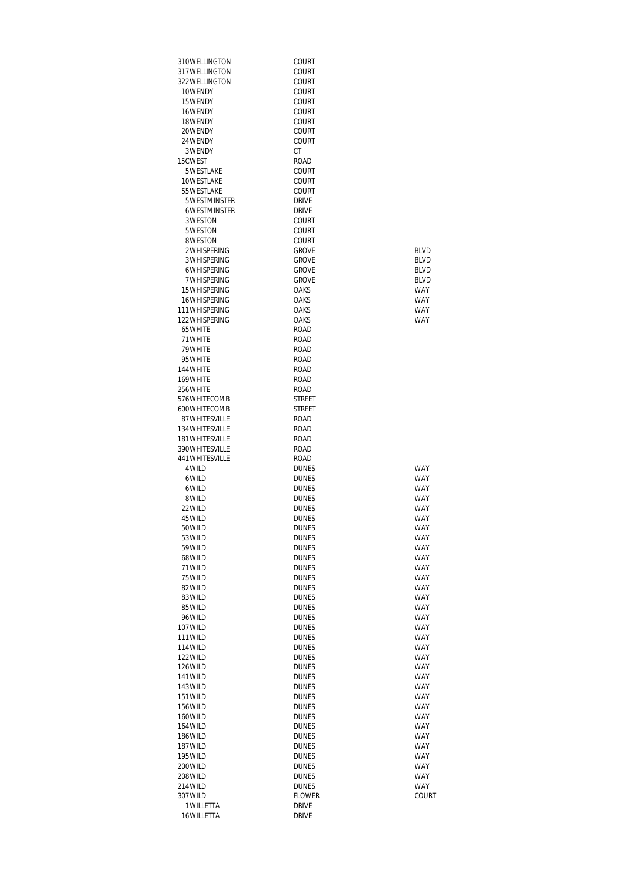| | | |
|---|---|---|
| 310 WELLINGTON | COURT | |
| 317 WELLINGTON | COURT | |
| 322 WELLINGTON | COURT | |
| 10 WENDY | COURT | |
| 15 WENDY | COURT | |
| 16 WENDY | COURT | |
| 18 WENDY | COURT | |
| 20 WENDY | COURT | |
| 24 WENDY | COURT | |
| 3 WENDY | CT | |
| 15C WEST | ROAD | |
| 5 WESTLAKE | COURT | |
| 10 WESTLAKE | COURT | |
| 55 WESTLAKE | COURT | |
| 5 WESTMINSTER | DRIVE | |
| 6 WESTMINSTER | DRIVE | |
| 3 WESTON | COURT | |
| 5 WESTON | COURT | |
| 8 WESTON | COURT | |
| 2 WHISPERING | GROVE | BLVD |
| 3 WHISPERING | GROVE | BLVD |
| 6 WHISPERING | GROVE | BLVD |
| 7 WHISPERING | GROVE | BLVD |
| 15 WHISPERING | OAKS | WAY |
| 16 WHISPERING | OAKS | WAY |
| 111 WHISPERING | OAKS | WAY |
| 122 WHISPERING | OAKS | WAY |
| 65 WHITE | ROAD | |
| 71 WHITE | ROAD | |
| 79 WHITE | ROAD | |
| 95 WHITE | ROAD | |
| 144 WHITE | ROAD | |
| 169 WHITE | ROAD | |
| 256 WHITE | ROAD | |
| 576 WHITECOMB | STREET | |
| 600 WHITECOMB | STREET | |
| 87 WHITESVILLE | ROAD | |
| 134 WHITESVILLE | ROAD | |
| 181 WHITESVILLE | ROAD | |
| 390 WHITESVILLE | ROAD | |
| 441 WHITESVILLE | ROAD | |
| 4 WILD | DUNES | WAY |
| 6 WILD | DUNES | WAY |
| 6 WILD | DUNES | WAY |
| 8 WILD | DUNES | WAY |
| 22 WILD | DUNES | WAY |
| 45 WILD | DUNES | WAY |
| 50 WILD | DUNES | WAY |
| 53 WILD | DUNES | WAY |
| 59 WILD | DUNES | WAY |
| 68 WILD | DUNES | WAY |
| 71 WILD | DUNES | WAY |
| 75 WILD | DUNES | WAY |
| 82 WILD | DUNES | WAY |
| 83 WILD | DUNES | WAY |
| 85 WILD | DUNES | WAY |
| 96 WILD | DUNES | WAY |
| 107 WILD | DUNES | WAY |
| 111 WILD | DUNES | WAY |
| 114 WILD | DUNES | WAY |
| 122 WILD | DUNES | WAY |
| 126 WILD | DUNES | WAY |
| 141 WILD | DUNES | WAY |
| 143 WILD | DUNES | WAY |
| 151 WILD | DUNES | WAY |
| 156 WILD | DUNES | WAY |
| 160 WILD | DUNES | WAY |
| 164 WILD | DUNES | WAY |
| 186 WILD | DUNES | WAY |
| 187 WILD | DUNES | WAY |
| 195 WILD | DUNES | WAY |
| 200 WILD | DUNES | WAY |
| 208 WILD | DUNES | WAY |
| 214 WILD | DUNES | WAY |
| 307 WILD | FLOWER | COURT |
| 1 WILLETTA | DRIVE | |
| 16 WILLETTA | DRIVE | |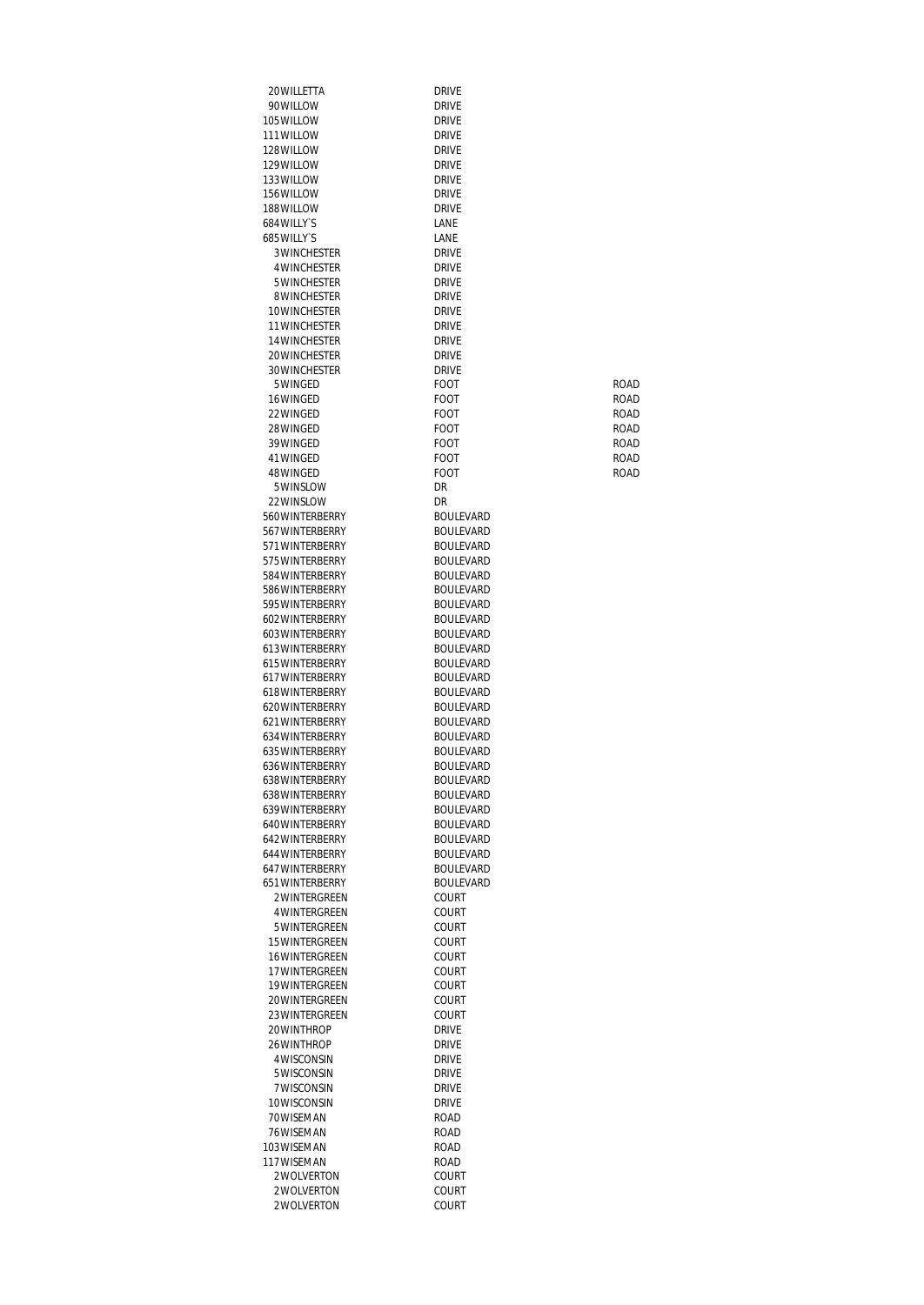| | | | |
|---|---|---|---|
| 20 | WILLETTA | DRIVE | |
| 90 | WILLOW | DRIVE | |
| 105 | WILLOW | DRIVE | |
| 111 | WILLOW | DRIVE | |
| 128 | WILLOW | DRIVE | |
| 129 | WILLOW | DRIVE | |
| 133 | WILLOW | DRIVE | |
| 156 | WILLOW | DRIVE | |
| 188 | WILLOW | DRIVE | |
| 684 | WILLY`S | LANE | |
| 685 | WILLY`S | LANE | |
| 3 | WINCHESTER | DRIVE | |
| 4 | WINCHESTER | DRIVE | |
| 5 | WINCHESTER | DRIVE | |
| 8 | WINCHESTER | DRIVE | |
| 10 | WINCHESTER | DRIVE | |
| 11 | WINCHESTER | DRIVE | |
| 14 | WINCHESTER | DRIVE | |
| 20 | WINCHESTER | DRIVE | |
| 30 | WINCHESTER | DRIVE | |
| 5 | WINGED | FOOT | ROAD |
| 16 | WINGED | FOOT | ROAD |
| 22 | WINGED | FOOT | ROAD |
| 28 | WINGED | FOOT | ROAD |
| 39 | WINGED | FOOT | ROAD |
| 41 | WINGED | FOOT | ROAD |
| 48 | WINGED | FOOT | ROAD |
| 5 | WINSLOW | DR | |
| 22 | WINSLOW | DR | |
| 560 | WINTERBERRY | BOULEVARD | |
| 567 | WINTERBERRY | BOULEVARD | |
| 571 | WINTERBERRY | BOULEVARD | |
| 575 | WINTERBERRY | BOULEVARD | |
| 584 | WINTERBERRY | BOULEVARD | |
| 586 | WINTERBERRY | BOULEVARD | |
| 595 | WINTERBERRY | BOULEVARD | |
| 602 | WINTERBERRY | BOULEVARD | |
| 603 | WINTERBERRY | BOULEVARD | |
| 613 | WINTERBERRY | BOULEVARD | |
| 615 | WINTERBERRY | BOULEVARD | |
| 617 | WINTERBERRY | BOULEVARD | |
| 618 | WINTERBERRY | BOULEVARD | |
| 620 | WINTERBERRY | BOULEVARD | |
| 621 | WINTERBERRY | BOULEVARD | |
| 634 | WINTERBERRY | BOULEVARD | |
| 635 | WINTERBERRY | BOULEVARD | |
| 636 | WINTERBERRY | BOULEVARD | |
| 638 | WINTERBERRY | BOULEVARD | |
| 638 | WINTERBERRY | BOULEVARD | |
| 639 | WINTERBERRY | BOULEVARD | |
| 640 | WINTERBERRY | BOULEVARD | |
| 642 | WINTERBERRY | BOULEVARD | |
| 644 | WINTERBERRY | BOULEVARD | |
| 647 | WINTERBERRY | BOULEVARD | |
| 651 | WINTERBERRY | BOULEVARD | |
| 2 | WINTERGREEN | COURT | |
| 4 | WINTERGREEN | COURT | |
| 5 | WINTERGREEN | COURT | |
| 15 | WINTERGREEN | COURT | |
| 16 | WINTERGREEN | COURT | |
| 17 | WINTERGREEN | COURT | |
| 19 | WINTERGREEN | COURT | |
| 20 | WINTERGREEN | COURT | |
| 23 | WINTERGREEN | COURT | |
| 20 | WINTHROP | DRIVE | |
| 26 | WINTHROP | DRIVE | |
| 4 | WISCONSIN | DRIVE | |
| 5 | WISCONSIN | DRIVE | |
| 7 | WISCONSIN | DRIVE | |
| 10 | WISCONSIN | DRIVE | |
| 70 | WISEMAN | ROAD | |
| 76 | WISEMAN | ROAD | |
| 103 | WISEMAN | ROAD | |
| 117 | WISEMAN | ROAD | |
| 2 | WOLVERTON | COURT | |
| 2 | WOLVERTON | COURT | |
| 2 | WOLVERTON | COURT | |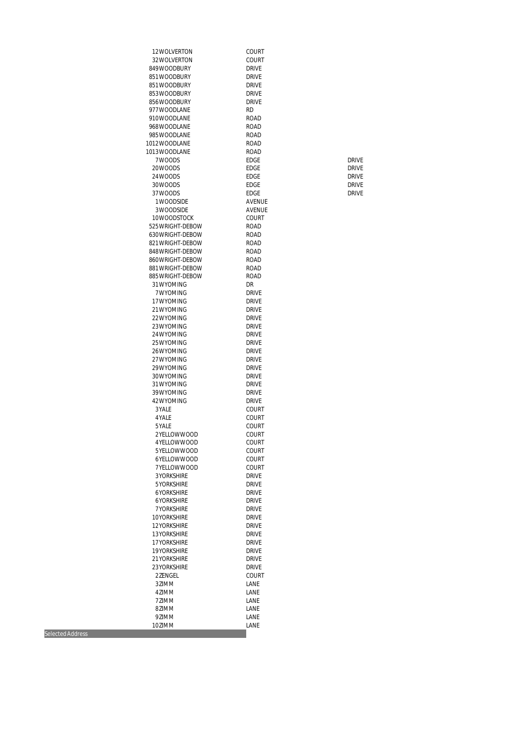| | | | |
|---|---|---|---|
| 12 | WOLVERTON | COURT | |
| 32 | WOLVERTON | COURT | |
| 849 | WOODBURY | DRIVE | |
| 851 | WOODBURY | DRIVE | |
| 851 | WOODBURY | DRIVE | |
| 853 | WOODBURY | DRIVE | |
| 856 | WOODBURY | DRIVE | |
| 977 | WOODLANE | RD | |
| 910 | WOODLANE | ROAD | |
| 968 | WOODLANE | ROAD | |
| 985 | WOODLANE | ROAD | |
| 1012 | WOODLANE | ROAD | |
| 1013 | WOODLANE | ROAD | |
| 7 | WOODS | EDGE | DRIVE |
| 20 | WOODS | EDGE | DRIVE |
| 24 | WOODS | EDGE | DRIVE |
| 30 | WOODS | EDGE | DRIVE |
| 37 | WOODS | EDGE | DRIVE |
| 1 | WOODSIDE | AVENUE | |
| 3 | WOODSIDE | AVENUE | |
| 10 | WOODSTOCK | COURT | |
| 525 | WRIGHT-DEBOW | ROAD | |
| 630 | WRIGHT-DEBOW | ROAD | |
| 821 | WRIGHT-DEBOW | ROAD | |
| 848 | WRIGHT-DEBOW | ROAD | |
| 860 | WRIGHT-DEBOW | ROAD | |
| 881 | WRIGHT-DEBOW | ROAD | |
| 885 | WRIGHT-DEBOW | ROAD | |
| 31 | WYOMING | DR | |
| 7 | WYOMING | DRIVE | |
| 17 | WYOMING | DRIVE | |
| 21 | WYOMING | DRIVE | |
| 22 | WYOMING | DRIVE | |
| 23 | WYOMING | DRIVE | |
| 24 | WYOMING | DRIVE | |
| 25 | WYOMING | DRIVE | |
| 26 | WYOMING | DRIVE | |
| 27 | WYOMING | DRIVE | |
| 29 | WYOMING | DRIVE | |
| 30 | WYOMING | DRIVE | |
| 31 | WYOMING | DRIVE | |
| 39 | WYOMING | DRIVE | |
| 42 | WYOMING | DRIVE | |
| 3 | YALE | COURT | |
| 4 | YALE | COURT | |
| 5 | YALE | COURT | |
| 2 | YELLOWWOOD | COURT | |
| 4 | YELLOWWOOD | COURT | |
| 5 | YELLOWWOOD | COURT | |
| 6 | YELLOWWOOD | COURT | |
| 7 | YELLOWWOOD | COURT | |
| 3 | YORKSHIRE | DRIVE | |
| 5 | YORKSHIRE | DRIVE | |
| 6 | YORKSHIRE | DRIVE | |
| 6 | YORKSHIRE | DRIVE | |
| 7 | YORKSHIRE | DRIVE | |
| 10 | YORKSHIRE | DRIVE | |
| 12 | YORKSHIRE | DRIVE | |
| 13 | YORKSHIRE | DRIVE | |
| 17 | YORKSHIRE | DRIVE | |
| 19 | YORKSHIRE | DRIVE | |
| 21 | YORKSHIRE | DRIVE | |
| 23 | YORKSHIRE | DRIVE | |
| 2 | ZENGEL | COURT | |
| 3 | ZIMM | LANE | |
| 4 | ZIMM | LANE | |
| 7 | ZIMM | LANE | |
| 8 | ZIMM | LANE | |
| 9 | ZIMM | LANE | |
| 10 | ZIMM | LANE | |

Selected Address